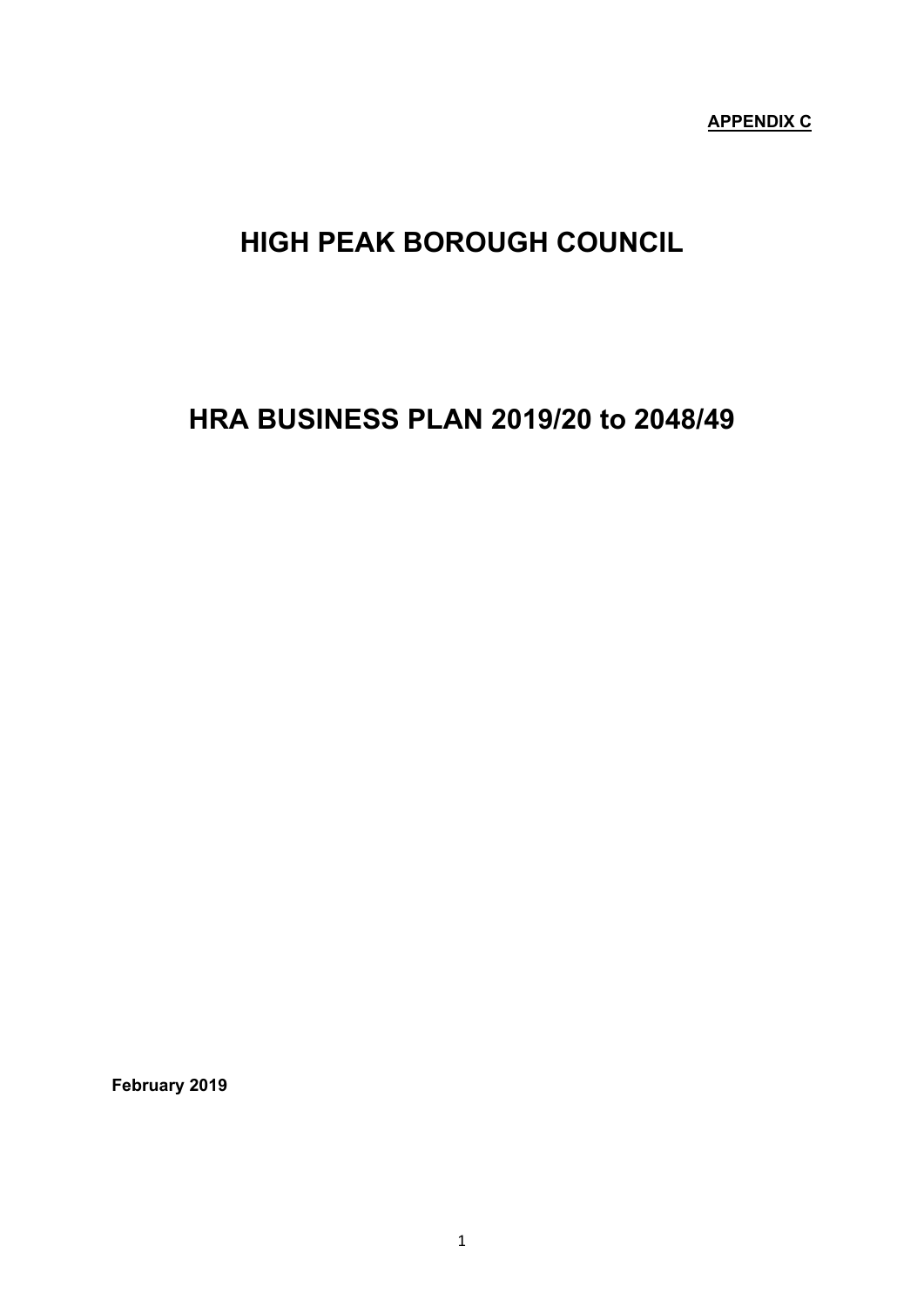**APPENDIX C**

# HIGH PEAK BOROUGH COUNCIL

# HRA BUSINESS PLAN 2019/20 to 2048/49

**February 2019**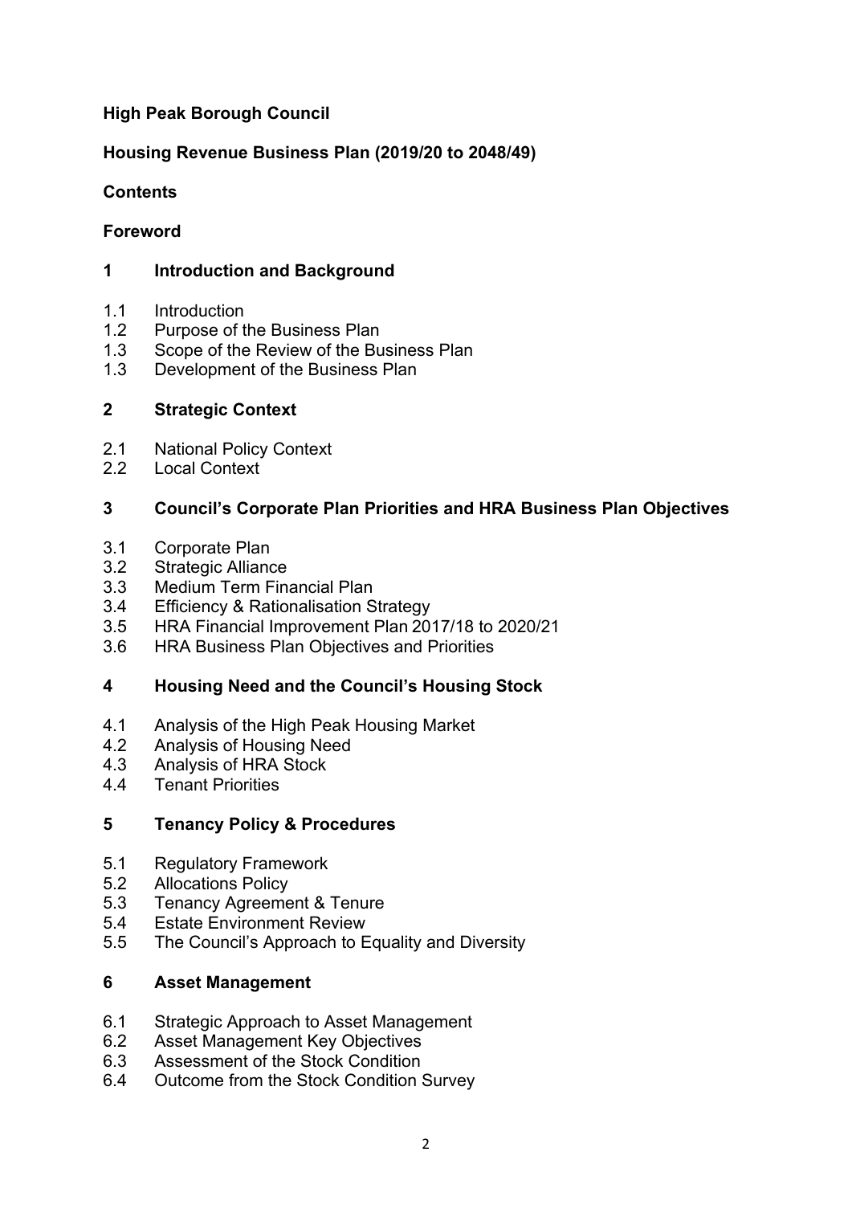**High Peak Borough Council**

**Housing Revenue Business Plan (2019/20 to 2048/49)**

**Contents**

**Foreword**

**1 Introduction and Background**

1.1 Introduction
1.2 Purpose of the Business Plan
1.3 Scope of the Review of the Business Plan
1.3 Development of the Business Plan

**2 Strategic Context**

2.1 National Policy Context
2.2 Local Context

**3 Council's Corporate Plan Priorities and HRA Business Plan Objectives**

3.1 Corporate Plan
3.2 Strategic Alliance
3.3 Medium Term Financial Plan
3.4 Efficiency & Rationalisation Strategy
3.5 HRA Financial Improvement Plan 2017/18 to 2020/21
3.6 HRA Business Plan Objectives and Priorities

**4 Housing Need and the Council's Housing Stock**

4.1 Analysis of the High Peak Housing Market
4.2 Analysis of Housing Need
4.3 Analysis of HRA Stock
4.4 Tenant Priorities

**5 Tenancy Policy & Procedures**

5.1 Regulatory Framework
5.2 Allocations Policy
5.3 Tenancy Agreement & Tenure
5.4 Estate Environment Review
5.5 The Council's Approach to Equality and Diversity

**6 Asset Management**

6.1 Strategic Approach to Asset Management
6.2 Asset Management Key Objectives
6.3 Assessment of the Stock Condition
6.4 Outcome from the Stock Condition Survey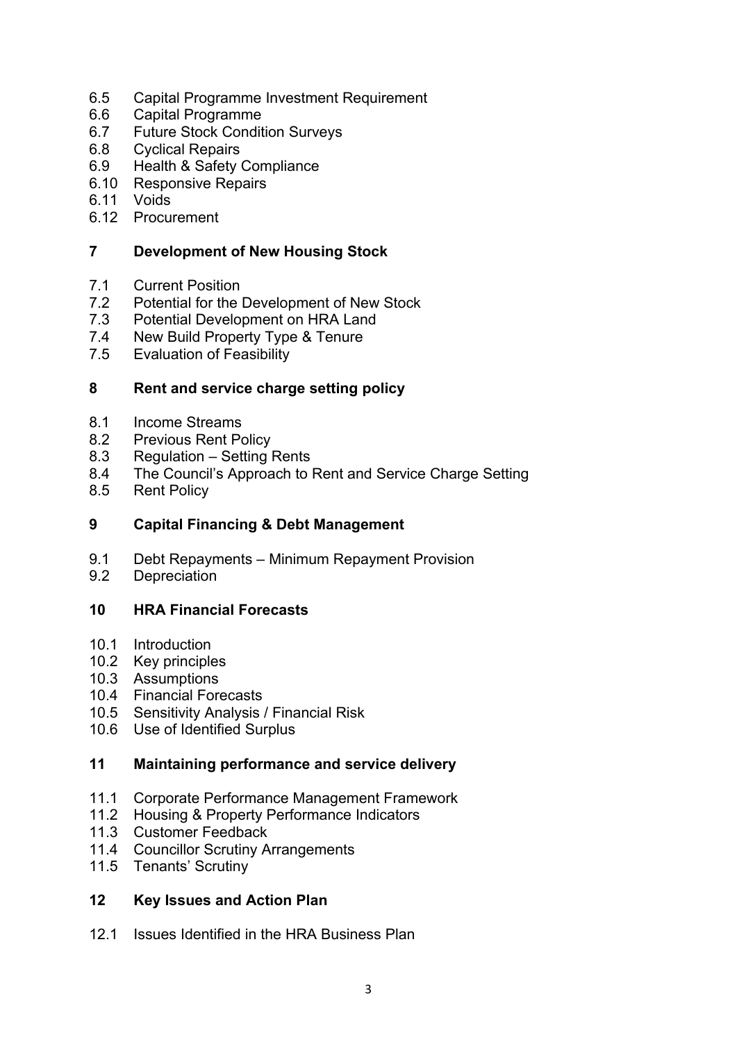6.5 Capital Programme Investment Requirement
6.6 Capital Programme
6.7 Future Stock Condition Surveys
6.8 Cyclical Repairs
6.9 Health & Safety Compliance
6.10 Responsive Repairs
6.11 Voids
6.12 Procurement

**7 Development of New Housing Stock**

7.1 Current Position
7.2 Potential for the Development of New Stock
7.3 Potential Development on HRA Land
7.4 New Build Property Type & Tenure
7.5 Evaluation of Feasibility

**8 Rent and service charge setting policy**

8.1 Income Streams
8.2 Previous Rent Policy
8.3 Regulation – Setting Rents
8.4 The Council's Approach to Rent and Service Charge Setting
8.5 Rent Policy

**9 Capital Financing & Debt Management**

9.1 Debt Repayments – Minimum Repayment Provision
9.2 Depreciation

**10 HRA Financial Forecasts**

10.1 Introduction
10.2 Key principles
10.3 Assumptions
10.4 Financial Forecasts
10.5 Sensitivity Analysis / Financial Risk
10.6 Use of Identified Surplus

**11 Maintaining performance and service delivery**

11.1 Corporate Performance Management Framework
11.2 Housing & Property Performance Indicators
11.3 Customer Feedback
11.4 Councillor Scrutiny Arrangements
11.5 Tenants' Scrutiny

**12 Key Issues and Action Plan**

12.1 Issues Identified in the HRA Business Plan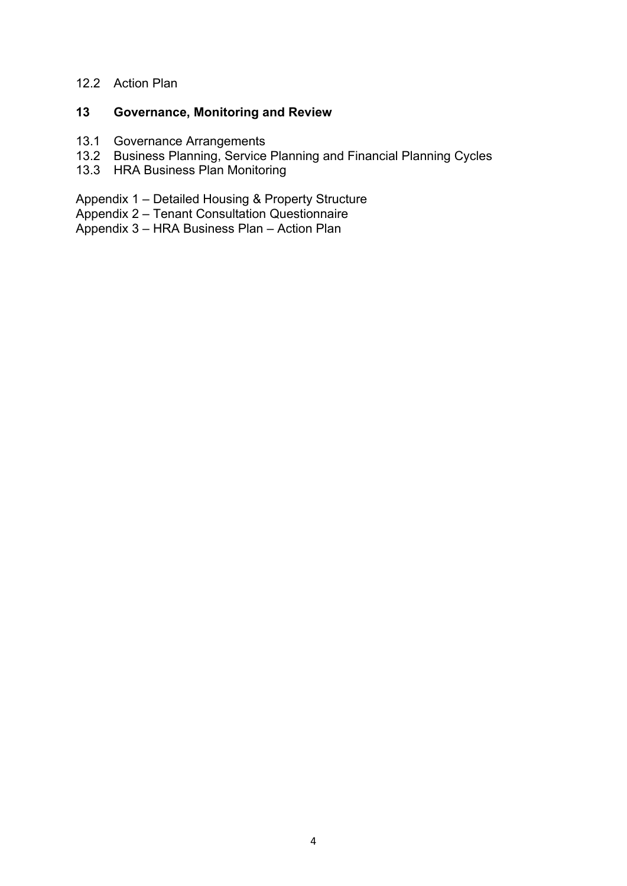12.2 Action Plan

**13 Governance, Monitoring and Review**

13.1 Governance Arrangements
13.2 Business Planning, Service Planning and Financial Planning Cycles
13.3 HRA Business Plan Monitoring

Appendix 1 – Detailed Housing & Property Structure
Appendix 2 – Tenant Consultation Questionnaire
Appendix 3 – HRA Business Plan – Action Plan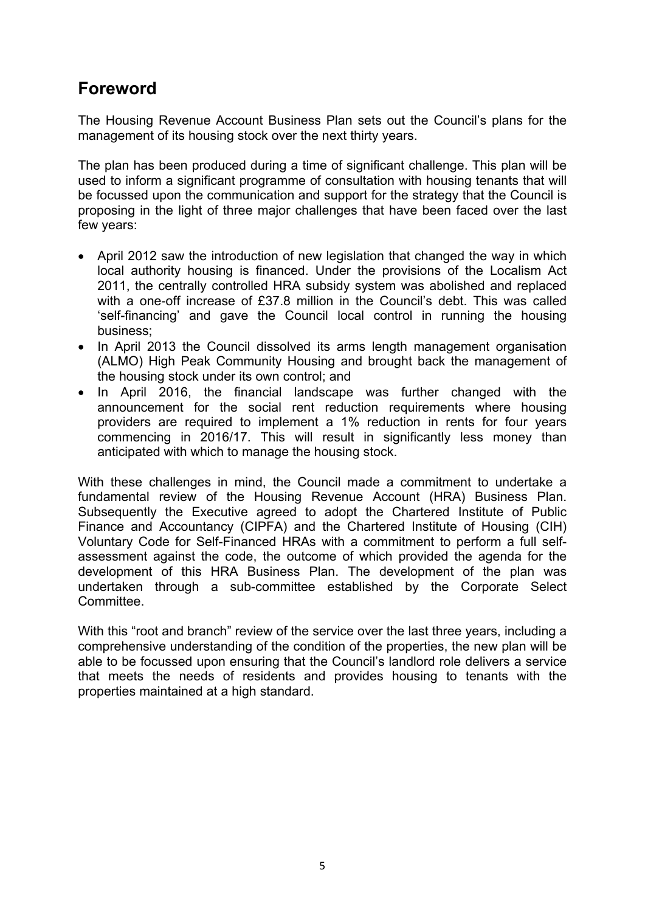## Foreword

The Housing Revenue Account Business Plan sets out the Council's plans for the management of its housing stock over the next thirty years.

The plan has been produced during a time of significant challenge. This plan will be used to inform a significant programme of consultation with housing tenants that will be focussed upon the communication and support for the strategy that the Council is proposing in the light of three major challenges that have been faced over the last few years:

- April 2012 saw the introduction of new legislation that changed the way in which local authority housing is financed. Under the provisions of the Localism Act 2011, the centrally controlled HRA subsidy system was abolished and replaced with a one-off increase of £37.8 million in the Council's debt. This was called 'self-financing' and gave the Council local control in running the housing business;
- In April 2013 the Council dissolved its arms length management organisation (ALMO) High Peak Community Housing and brought back the management of the housing stock under its own control; and
- In April 2016, the financial landscape was further changed with the announcement for the social rent reduction requirements where housing providers are required to implement a 1% reduction in rents for four years commencing in 2016/17. This will result in significantly less money than anticipated with which to manage the housing stock.

With these challenges in mind, the Council made a commitment to undertake a fundamental review of the Housing Revenue Account (HRA) Business Plan. Subsequently the Executive agreed to adopt the Chartered Institute of Public Finance and Accountancy (CIPFA) and the Chartered Institute of Housing (CIH) Voluntary Code for Self-Financed HRAs with a commitment to perform a full self-assessment against the code, the outcome of which provided the agenda for the development of this HRA Business Plan. The development of the plan was undertaken through a sub-committee established by the Corporate Select Committee.

With this "root and branch" review of the service over the last three years, including a comprehensive understanding of the condition of the properties, the new plan will be able to be focussed upon ensuring that the Council's landlord role delivers a service that meets the needs of residents and provides housing to tenants with the properties maintained at a high standard.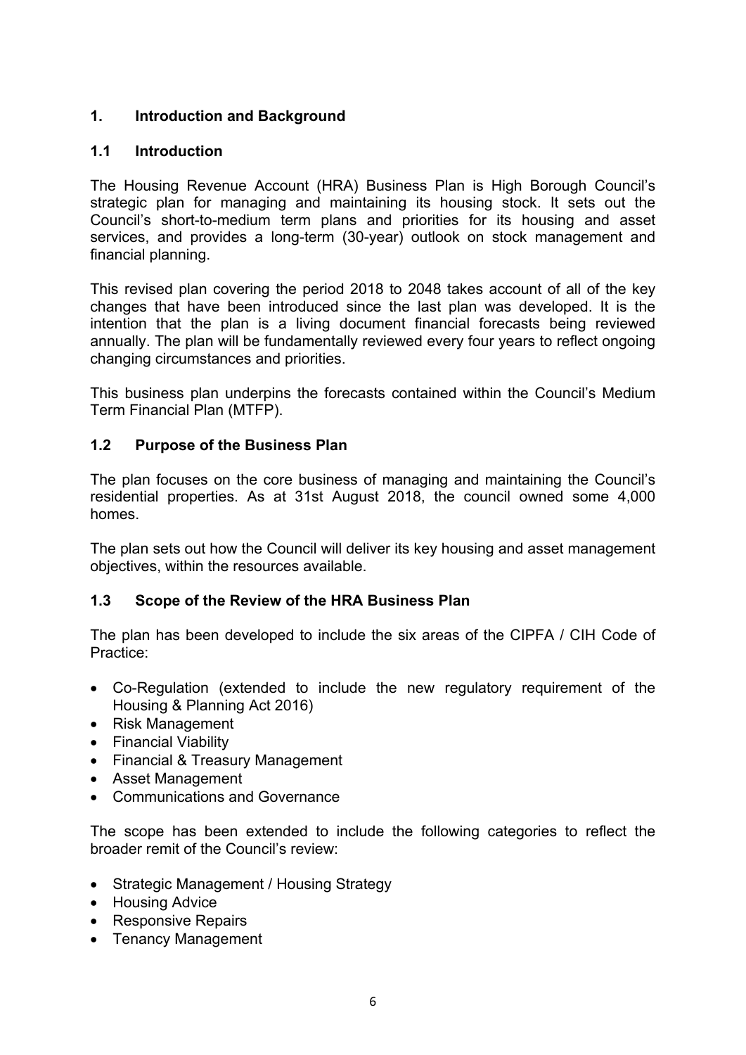## 1. Introduction and Background

### 1.1 Introduction

The Housing Revenue Account (HRA) Business Plan is High Borough Council's strategic plan for managing and maintaining its housing stock. It sets out the Council's short-to-medium term plans and priorities for its housing and asset services, and provides a long-term (30-year) outlook on stock management and financial planning.

This revised plan covering the period 2018 to 2048 takes account of all of the key changes that have been introduced since the last plan was developed. It is the intention that the plan is a living document financial forecasts being reviewed annually. The plan will be fundamentally reviewed every four years to reflect ongoing changing circumstances and priorities.

This business plan underpins the forecasts contained within the Council's Medium Term Financial Plan (MTFP).

### 1.2 Purpose of the Business Plan

The plan focuses on the core business of managing and maintaining the Council's residential properties. As at 31st August 2018, the council owned some 4,000 homes.

The plan sets out how the Council will deliver its key housing and asset management objectives, within the resources available.

### 1.3 Scope of the Review of the HRA Business Plan

The plan has been developed to include the six areas of the CIPFA / CIH Code of Practice:

- Co-Regulation (extended to include the new regulatory requirement of the Housing & Planning Act 2016)
- Risk Management
- Financial Viability
- Financial & Treasury Management
- Asset Management
- Communications and Governance

The scope has been extended to include the following categories to reflect the broader remit of the Council's review:

- Strategic Management / Housing Strategy
- Housing Advice
- Responsive Repairs
- Tenancy Management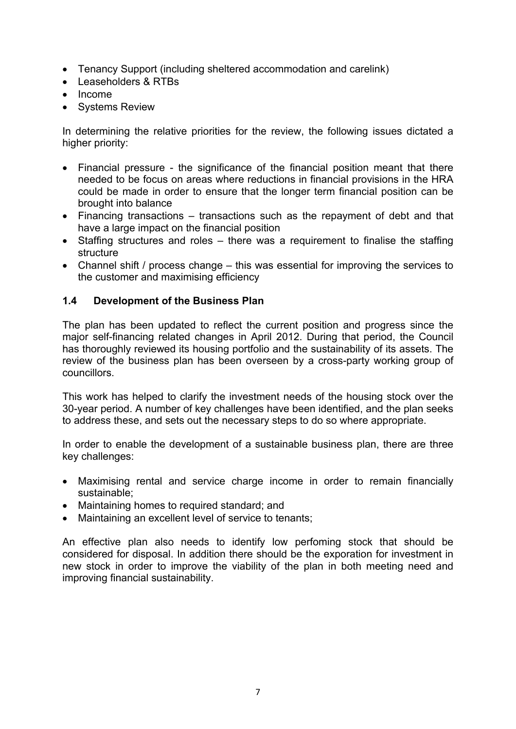- Tenancy Support (including sheltered accommodation and carelink)
- Leaseholders & RTBs
- Income
- Systems Review

In determining the relative priorities for the review, the following issues dictated a higher priority:

- Financial pressure - the significance of the financial position meant that there needed to be focus on areas where reductions in financial provisions in the HRA could be made in order to ensure that the longer term financial position can be brought into balance
- Financing transactions – transactions such as the repayment of debt and that have a large impact on the financial position
- Staffing structures and roles – there was a requirement to finalise the staffing structure
- Channel shift / process change – this was essential for improving the services to the customer and maximising efficiency

### 1.4 Development of the Business Plan

The plan has been updated to reflect the current position and progress since the major self-financing related changes in April 2012. During that period, the Council has thoroughly reviewed its housing portfolio and the sustainability of its assets. The review of the business plan has been overseen by a cross-party working group of councillors.

This work has helped to clarify the investment needs of the housing stock over the 30-year period. A number of key challenges have been identified, and the plan seeks to address these, and sets out the necessary steps to do so where appropriate.

In order to enable the development of a sustainable business plan, there are three key challenges:

- Maximising rental and service charge income in order to remain financially sustainable;
- Maintaining homes to required standard; and
- Maintaining an excellent level of service to tenants;

An effective plan also needs to identify low perfoming stock that should be considered for disposal. In addition there should be the exporation for investment in new stock in order to improve the viability of the plan in both meeting need and improving financial sustainability.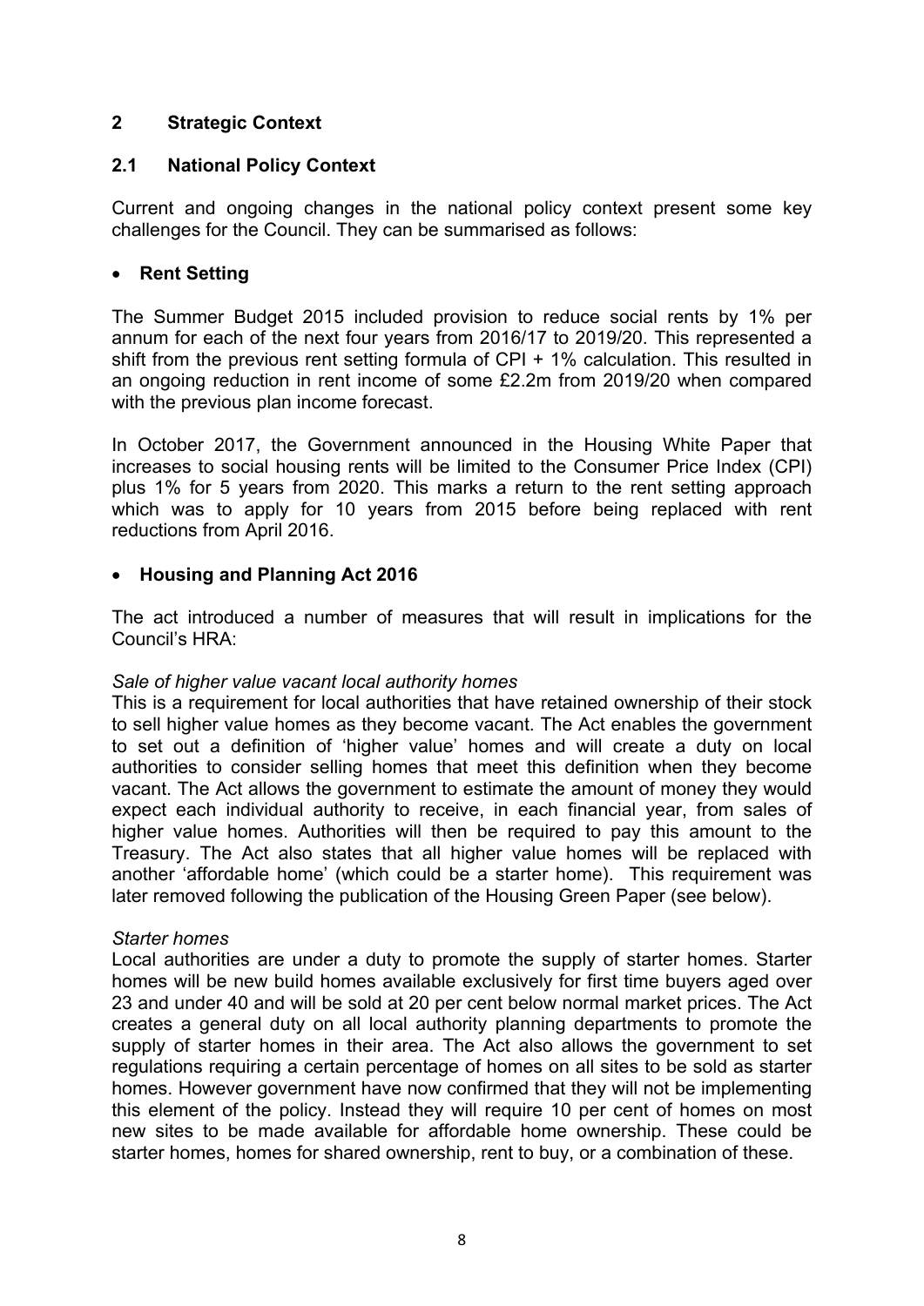## 2 Strategic Context

### 2.1 National Policy Context

Current and ongoing changes in the national policy context present some key challenges for the Council. They can be summarised as follows:

- **Rent Setting**

The Summer Budget 2015 included provision to reduce social rents by 1% per annum for each of the next four years from 2016/17 to 2019/20. This represented a shift from the previous rent setting formula of CPI + 1% calculation. This resulted in an ongoing reduction in rent income of some £2.2m from 2019/20 when compared with the previous plan income forecast.

In October 2017, the Government announced in the Housing White Paper that increases to social housing rents will be limited to the Consumer Price Index (CPI) plus 1% for 5 years from 2020. This marks a return to the rent setting approach which was to apply for 10 years from 2015 before being replaced with rent reductions from April 2016.

- **Housing and Planning Act 2016**

The act introduced a number of measures that will result in implications for the Council's HRA:

*Sale of higher value vacant local authority homes*
This is a requirement for local authorities that have retained ownership of their stock to sell higher value homes as they become vacant. The Act enables the government to set out a definition of 'higher value' homes and will create a duty on local authorities to consider selling homes that meet this definition when they become vacant. The Act allows the government to estimate the amount of money they would expect each individual authority to receive, in each financial year, from sales of higher value homes. Authorities will then be required to pay this amount to the Treasury. The Act also states that all higher value homes will be replaced with another 'affordable home' (which could be a starter home). This requirement was later removed following the publication of the Housing Green Paper (see below).

*Starter homes*
Local authorities are under a duty to promote the supply of starter homes. Starter homes will be new build homes available exclusively for first time buyers aged over 23 and under 40 and will be sold at 20 per cent below normal market prices. The Act creates a general duty on all local authority planning departments to promote the supply of starter homes in their area. The Act also allows the government to set regulations requiring a certain percentage of homes on all sites to be sold as starter homes. However government have now confirmed that they will not be implementing this element of the policy. Instead they will require 10 per cent of homes on most new sites to be made available for affordable home ownership. These could be starter homes, homes for shared ownership, rent to buy, or a combination of these.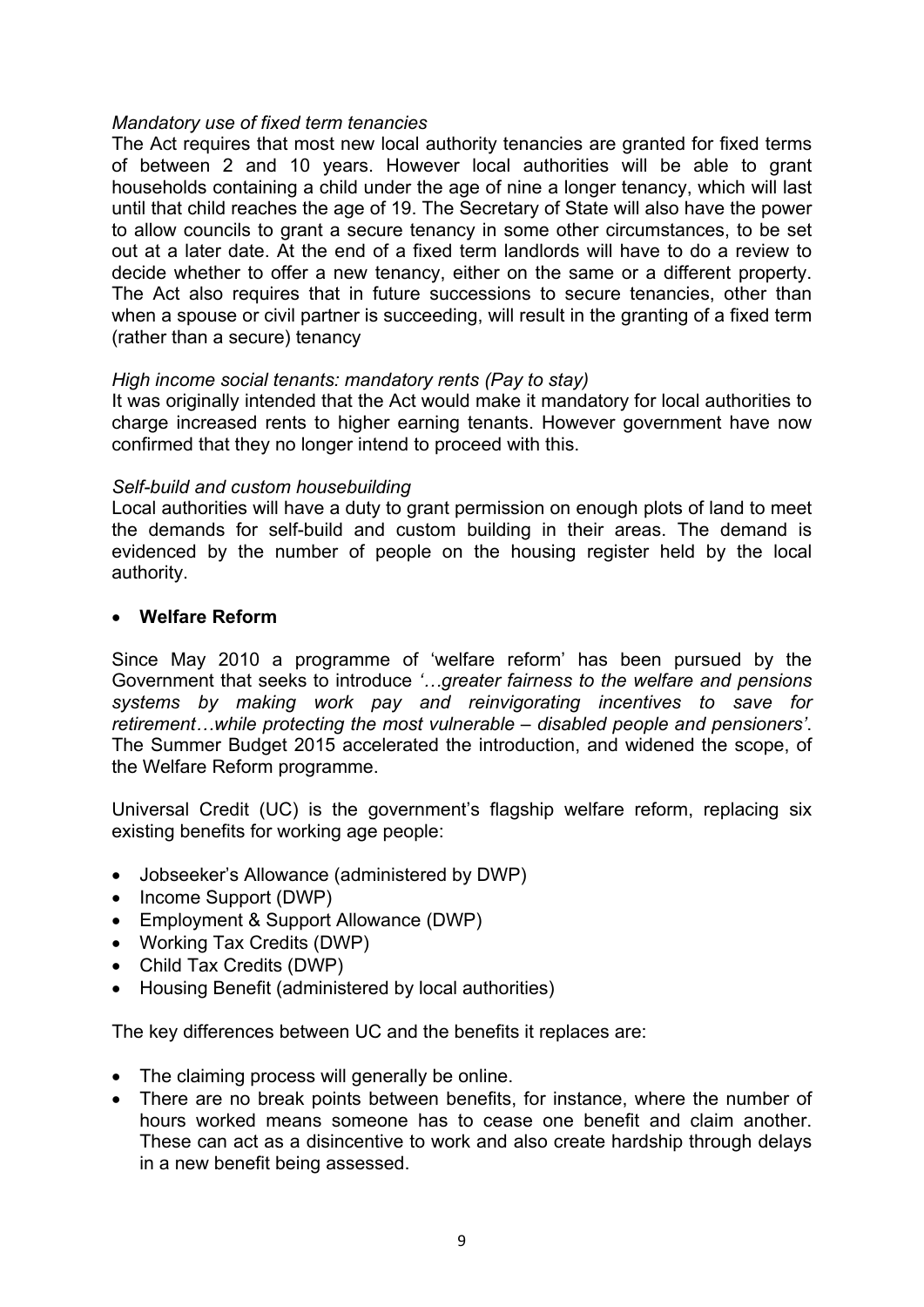*Mandatory use of fixed term tenancies*

The Act requires that most new local authority tenancies are granted for fixed terms of between 2 and 10 years. However local authorities will be able to grant households containing a child under the age of nine a longer tenancy, which will last until that child reaches the age of 19. The Secretary of State will also have the power to allow councils to grant a secure tenancy in some other circumstances, to be set out at a later date. At the end of a fixed term landlords will have to do a review to decide whether to offer a new tenancy, either on the same or a different property. The Act also requires that in future successions to secure tenancies, other than when a spouse or civil partner is succeeding, will result in the granting of a fixed term (rather than a secure) tenancy

*High income social tenants: mandatory rents (Pay to stay)*

It was originally intended that the Act would make it mandatory for local authorities to charge increased rents to higher earning tenants. However government have now confirmed that they no longer intend to proceed with this.

*Self-build and custom housebuilding*

Local authorities will have a duty to grant permission on enough plots of land to meet the demands for self-build and custom building in their areas. The demand is evidenced by the number of people on the housing register held by the local authority.

- **Welfare Reform**

Since May 2010 a programme of 'welfare reform' has been pursued by the Government that seeks to introduce *'…greater fairness to the welfare and pensions systems by making work pay and reinvigorating incentives to save for retirement…while protecting the most vulnerable – disabled people and pensioners'*. The Summer Budget 2015 accelerated the introduction, and widened the scope, of the Welfare Reform programme.

Universal Credit (UC) is the government's flagship welfare reform, replacing six existing benefits for working age people:

- Jobseeker's Allowance (administered by DWP)
- Income Support (DWP)
- Employment & Support Allowance (DWP)
- Working Tax Credits (DWP)
- Child Tax Credits (DWP)
- Housing Benefit (administered by local authorities)

The key differences between UC and the benefits it replaces are:

- The claiming process will generally be online.
- There are no break points between benefits, for instance, where the number of hours worked means someone has to cease one benefit and claim another. These can act as a disincentive to work and also create hardship through delays in a new benefit being assessed.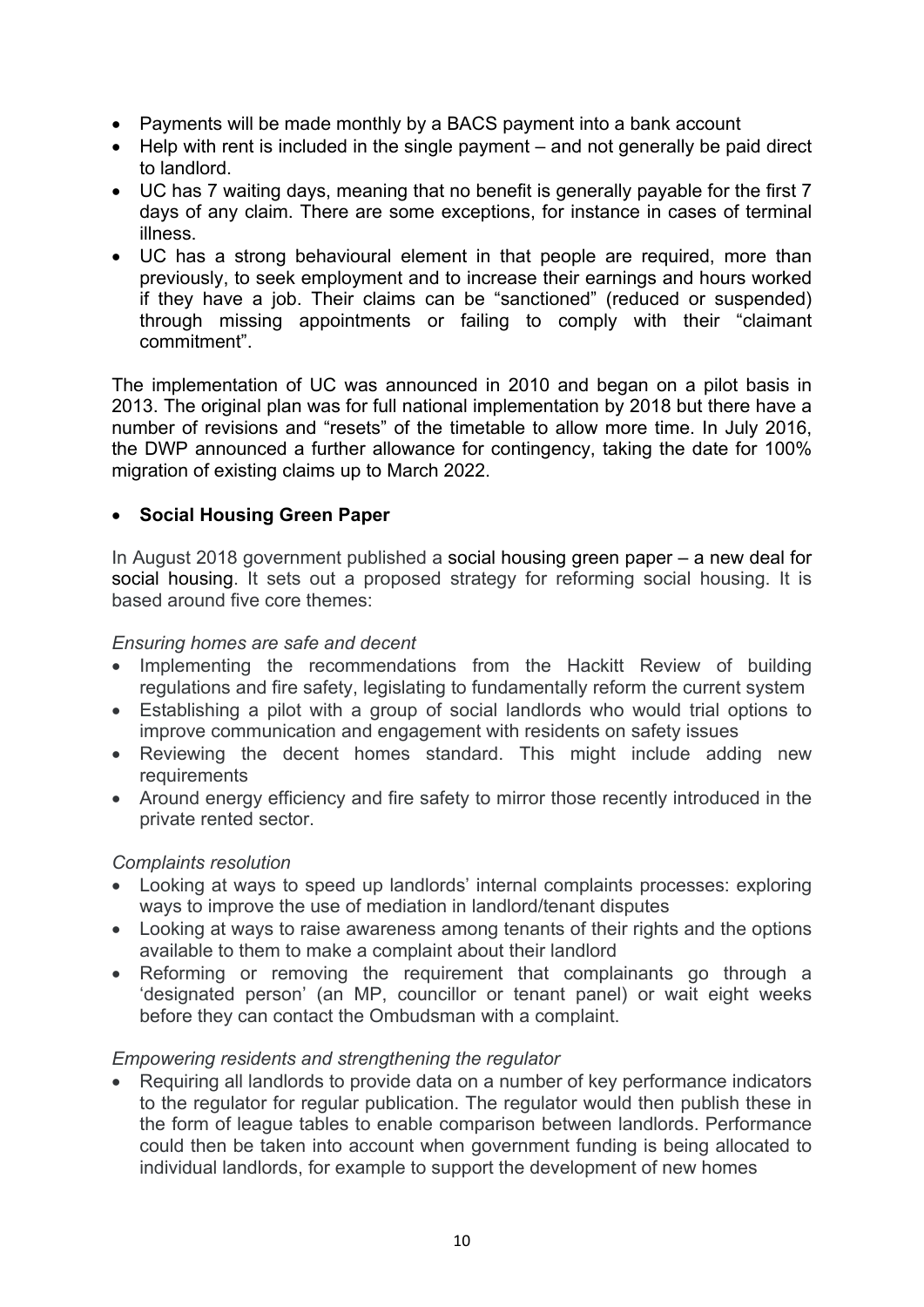- Payments will be made monthly by a BACS payment into a bank account
- Help with rent is included in the single payment – and not generally be paid direct to landlord.
- UC has 7 waiting days, meaning that no benefit is generally payable for the first 7 days of any claim. There are some exceptions, for instance in cases of terminal illness.
- UC has a strong behavioural element in that people are required, more than previously, to seek employment and to increase their earnings and hours worked if they have a job. Their claims can be "sanctioned" (reduced or suspended) through missing appointments or failing to comply with their "claimant commitment".

The implementation of UC was announced in 2010 and began on a pilot basis in 2013. The original plan was for full national implementation by 2018 but there have a number of revisions and "resets" of the timetable to allow more time. In July 2016, the DWP announced a further allowance for contingency, taking the date for 100% migration of existing claims up to March 2022.

- **Social Housing Green Paper**

In August 2018 government published a social housing green paper – a new deal for social housing. It sets out a proposed strategy for reforming social housing. It is based around five core themes:

*Ensuring homes are safe and decent*

- Implementing the recommendations from the Hackitt Review of building regulations and fire safety, legislating to fundamentally reform the current system
- Establishing a pilot with a group of social landlords who would trial options to improve communication and engagement with residents on safety issues
- Reviewing the decent homes standard. This might include adding new requirements
- Around energy efficiency and fire safety to mirror those recently introduced in the private rented sector.

*Complaints resolution*

- Looking at ways to speed up landlords' internal complaints processes: exploring ways to improve the use of mediation in landlord/tenant disputes
- Looking at ways to raise awareness among tenants of their rights and the options available to them to make a complaint about their landlord
- Reforming or removing the requirement that complainants go through a 'designated person' (an MP, councillor or tenant panel) or wait eight weeks before they can contact the Ombudsman with a complaint.

*Empowering residents and strengthening the regulator*

- Requiring all landlords to provide data on a number of key performance indicators to the regulator for regular publication. The regulator would then publish these in the form of league tables to enable comparison between landlords. Performance could then be taken into account when government funding is being allocated to individual landlords, for example to support the development of new homes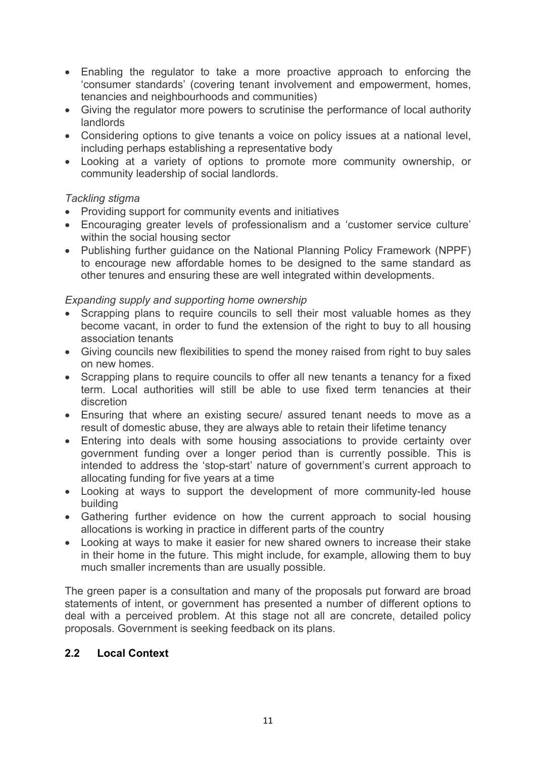- Enabling the regulator to take a more proactive approach to enforcing the 'consumer standards' (covering tenant involvement and empowerment, homes, tenancies and neighbourhoods and communities)
- Giving the regulator more powers to scrutinise the performance of local authority landlords
- Considering options to give tenants a voice on policy issues at a national level, including perhaps establishing a representative body
- Looking at a variety of options to promote more community ownership, or community leadership of social landlords.

*Tackling stigma*

- Providing support for community events and initiatives
- Encouraging greater levels of professionalism and a 'customer service culture' within the social housing sector
- Publishing further guidance on the National Planning Policy Framework (NPPF) to encourage new affordable homes to be designed to the same standard as other tenures and ensuring these are well integrated within developments.

*Expanding supply and supporting home ownership*

- Scrapping plans to require councils to sell their most valuable homes as they become vacant, in order to fund the extension of the right to buy to all housing association tenants
- Giving councils new flexibilities to spend the money raised from right to buy sales on new homes.
- Scrapping plans to require councils to offer all new tenants a tenancy for a fixed term. Local authorities will still be able to use fixed term tenancies at their discretion
- Ensuring that where an existing secure/ assured tenant needs to move as a result of domestic abuse, they are always able to retain their lifetime tenancy
- Entering into deals with some housing associations to provide certainty over government funding over a longer period than is currently possible. This is intended to address the 'stop-start' nature of government's current approach to allocating funding for five years at a time
- Looking at ways to support the development of more community-led house building
- Gathering further evidence on how the current approach to social housing allocations is working in practice in different parts of the country
- Looking at ways to make it easier for new shared owners to increase their stake in their home in the future. This might include, for example, allowing them to buy much smaller increments than are usually possible.

The green paper is a consultation and many of the proposals put forward are broad statements of intent, or government has presented a number of different options to deal with a perceived problem. At this stage not all are concrete, detailed policy proposals. Government is seeking feedback on its plans.

## 2.2 Local Context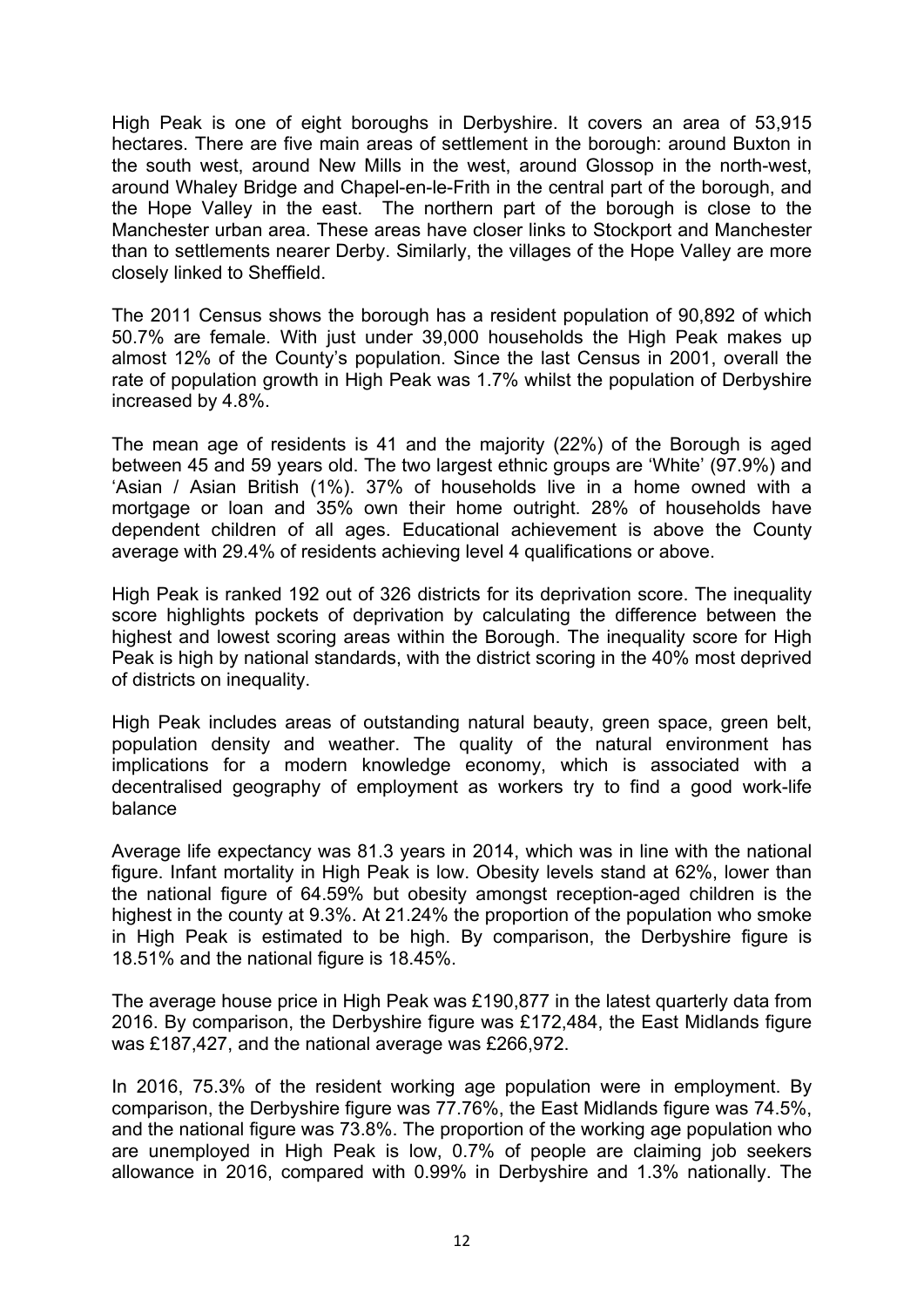High Peak is one of eight boroughs in Derbyshire. It covers an area of 53,915 hectares. There are five main areas of settlement in the borough: around Buxton in the south west, around New Mills in the west, around Glossop in the north-west, around Whaley Bridge and Chapel-en-le-Frith in the central part of the borough, and the Hope Valley in the east. The northern part of the borough is close to the Manchester urban area. These areas have closer links to Stockport and Manchester than to settlements nearer Derby. Similarly, the villages of the Hope Valley are more closely linked to Sheffield.

The 2011 Census shows the borough has a resident population of 90,892 of which 50.7% are female. With just under 39,000 households the High Peak makes up almost 12% of the County's population. Since the last Census in 2001, overall the rate of population growth in High Peak was 1.7% whilst the population of Derbyshire increased by 4.8%.

The mean age of residents is 41 and the majority (22%) of the Borough is aged between 45 and 59 years old. The two largest ethnic groups are 'White' (97.9%) and 'Asian / Asian British (1%). 37% of households live in a home owned with a mortgage or loan and 35% own their home outright. 28% of households have dependent children of all ages. Educational achievement is above the County average with 29.4% of residents achieving level 4 qualifications or above.

High Peak is ranked 192 out of 326 districts for its deprivation score. The inequality score highlights pockets of deprivation by calculating the difference between the highest and lowest scoring areas within the Borough. The inequality score for High Peak is high by national standards, with the district scoring in the 40% most deprived of districts on inequality.

High Peak includes areas of outstanding natural beauty, green space, green belt, population density and weather. The quality of the natural environment has implications for a modern knowledge economy, which is associated with a decentralised geography of employment as workers try to find a good work-life balance

Average life expectancy was 81.3 years in 2014, which was in line with the national figure. Infant mortality in High Peak is low. Obesity levels stand at 62%, lower than the national figure of 64.59% but obesity amongst reception-aged children is the highest in the county at 9.3%. At 21.24% the proportion of the population who smoke in High Peak is estimated to be high. By comparison, the Derbyshire figure is 18.51% and the national figure is 18.45%.

The average house price in High Peak was £190,877 in the latest quarterly data from 2016. By comparison, the Derbyshire figure was £172,484, the East Midlands figure was £187,427, and the national average was £266,972.

In 2016, 75.3% of the resident working age population were in employment. By comparison, the Derbyshire figure was 77.76%, the East Midlands figure was 74.5%, and the national figure was 73.8%. The proportion of the working age population who are unemployed in High Peak is low, 0.7% of people are claiming job seekers allowance in 2016, compared with 0.99% in Derbyshire and 1.3% nationally. The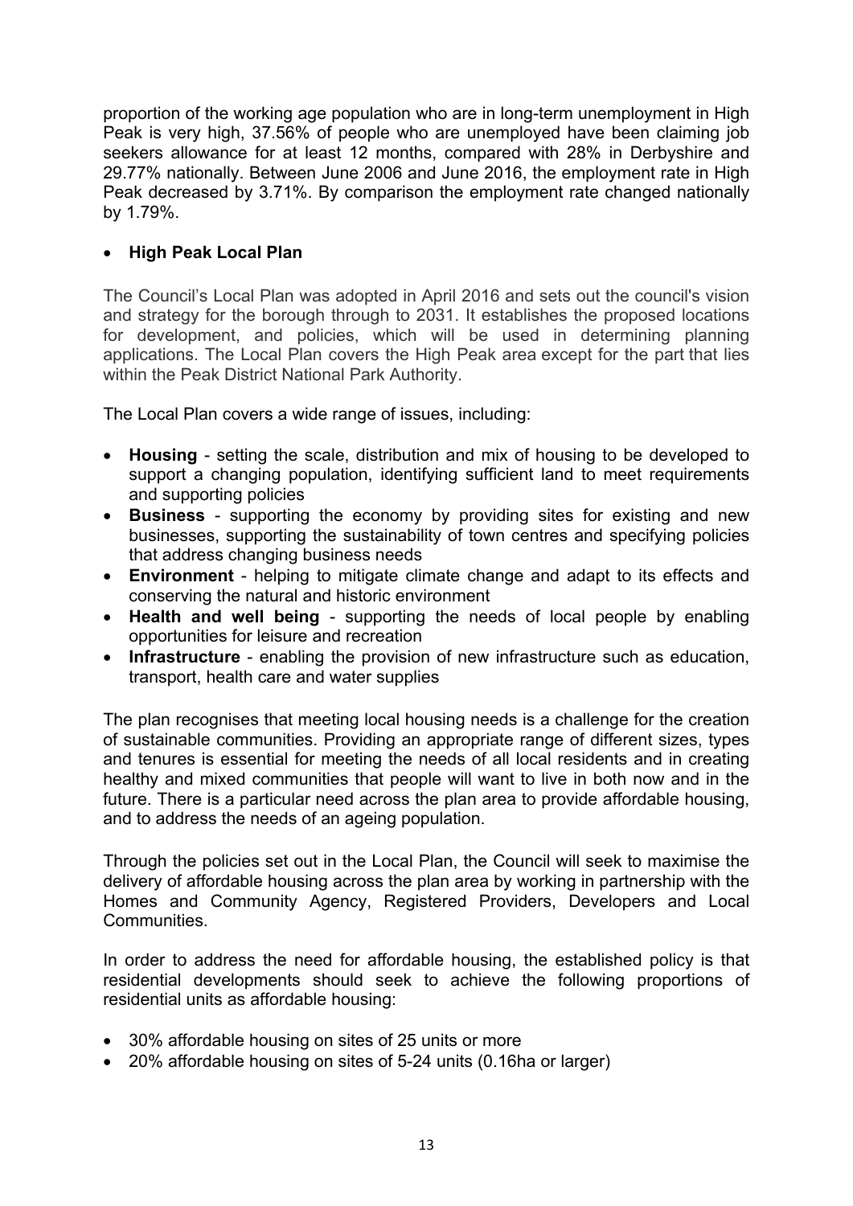proportion of the working age population who are in long-term unemployment in High Peak is very high, 37.56% of people who are unemployed have been claiming job seekers allowance for at least 12 months, compared with 28% in Derbyshire and 29.77% nationally. Between June 2006 and June 2016, the employment rate in High Peak decreased by 3.71%. By comparison the employment rate changed nationally by 1.79%.

- **High Peak Local Plan**

The Council's Local Plan was adopted in April 2016 and sets out the council's vision and strategy for the borough through to 2031. It establishes the proposed locations for development, and policies, which will be used in determining planning applications. The Local Plan covers the High Peak area except for the part that lies within the Peak District National Park Authority.

The Local Plan covers a wide range of issues, including:

- **Housing** - setting the scale, distribution and mix of housing to be developed to support a changing population, identifying sufficient land to meet requirements and supporting policies
- **Business** - supporting the economy by providing sites for existing and new businesses, supporting the sustainability of town centres and specifying policies that address changing business needs
- **Environment** - helping to mitigate climate change and adapt to its effects and conserving the natural and historic environment
- **Health and well being** - supporting the needs of local people by enabling opportunities for leisure and recreation
- **Infrastructure** - enabling the provision of new infrastructure such as education, transport, health care and water supplies

The plan recognises that meeting local housing needs is a challenge for the creation of sustainable communities. Providing an appropriate range of different sizes, types and tenures is essential for meeting the needs of all local residents and in creating healthy and mixed communities that people will want to live in both now and in the future. There is a particular need across the plan area to provide affordable housing, and to address the needs of an ageing population.

Through the policies set out in the Local Plan, the Council will seek to maximise the delivery of affordable housing across the plan area by working in partnership with the Homes and Community Agency, Registered Providers, Developers and Local Communities.

In order to address the need for affordable housing, the established policy is that residential developments should seek to achieve the following proportions of residential units as affordable housing:

- 30% affordable housing on sites of 25 units or more
- 20% affordable housing on sites of 5-24 units (0.16ha or larger)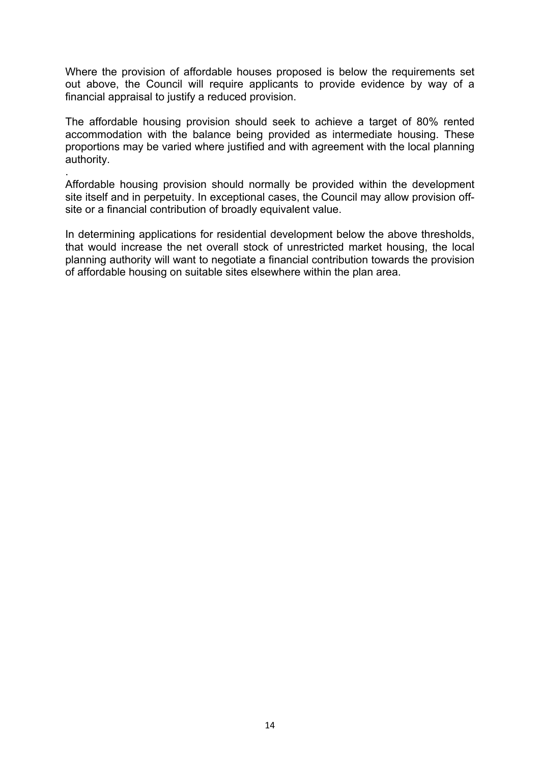Where the provision of affordable houses proposed is below the requirements set out above, the Council will require applicants to provide evidence by way of a financial appraisal to justify a reduced provision.

The affordable housing provision should seek to achieve a target of 80% rented accommodation with the balance being provided as intermediate housing. These proportions may be varied where justified and with agreement with the local planning authority.

.

Affordable housing provision should normally be provided within the development site itself and in perpetuity. In exceptional cases, the Council may allow provision off-site or a financial contribution of broadly equivalent value.

In determining applications for residential development below the above thresholds, that would increase the net overall stock of unrestricted market housing, the local planning authority will want to negotiate a financial contribution towards the provision of affordable housing on suitable sites elsewhere within the plan area.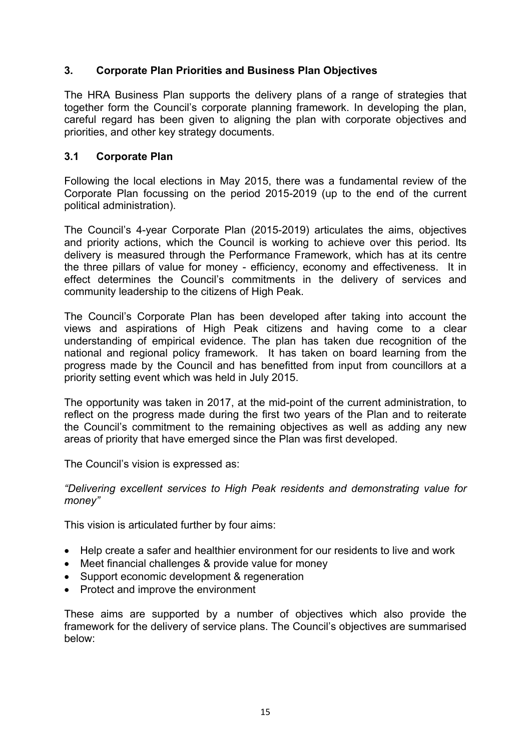## 3. Corporate Plan Priorities and Business Plan Objectives

The HRA Business Plan supports the delivery plans of a range of strategies that together form the Council's corporate planning framework. In developing the plan, careful regard has been given to aligning the plan with corporate objectives and priorities, and other key strategy documents.

### 3.1 Corporate Plan

Following the local elections in May 2015, there was a fundamental review of the Corporate Plan focussing on the period 2015-2019 (up to the end of the current political administration).

The Council's 4-year Corporate Plan (2015-2019) articulates the aims, objectives and priority actions, which the Council is working to achieve over this period. Its delivery is measured through the Performance Framework, which has at its centre the three pillars of value for money - efficiency, economy and effectiveness. It in effect determines the Council's commitments in the delivery of services and community leadership to the citizens of High Peak.

The Council's Corporate Plan has been developed after taking into account the views and aspirations of High Peak citizens and having come to a clear understanding of empirical evidence. The plan has taken due recognition of the national and regional policy framework. It has taken on board learning from the progress made by the Council and has benefitted from input from councillors at a priority setting event which was held in July 2015.

The opportunity was taken in 2017, at the mid-point of the current administration, to reflect on the progress made during the first two years of the Plan and to reiterate the Council's commitment to the remaining objectives as well as adding any new areas of priority that have emerged since the Plan was first developed.

The Council's vision is expressed as:

*"Delivering excellent services to High Peak residents and demonstrating value for money"*

This vision is articulated further by four aims:

- Help create a safer and healthier environment for our residents to live and work
- Meet financial challenges & provide value for money
- Support economic development & regeneration
- Protect and improve the environment

These aims are supported by a number of objectives which also provide the framework for the delivery of service plans. The Council's objectives are summarised below: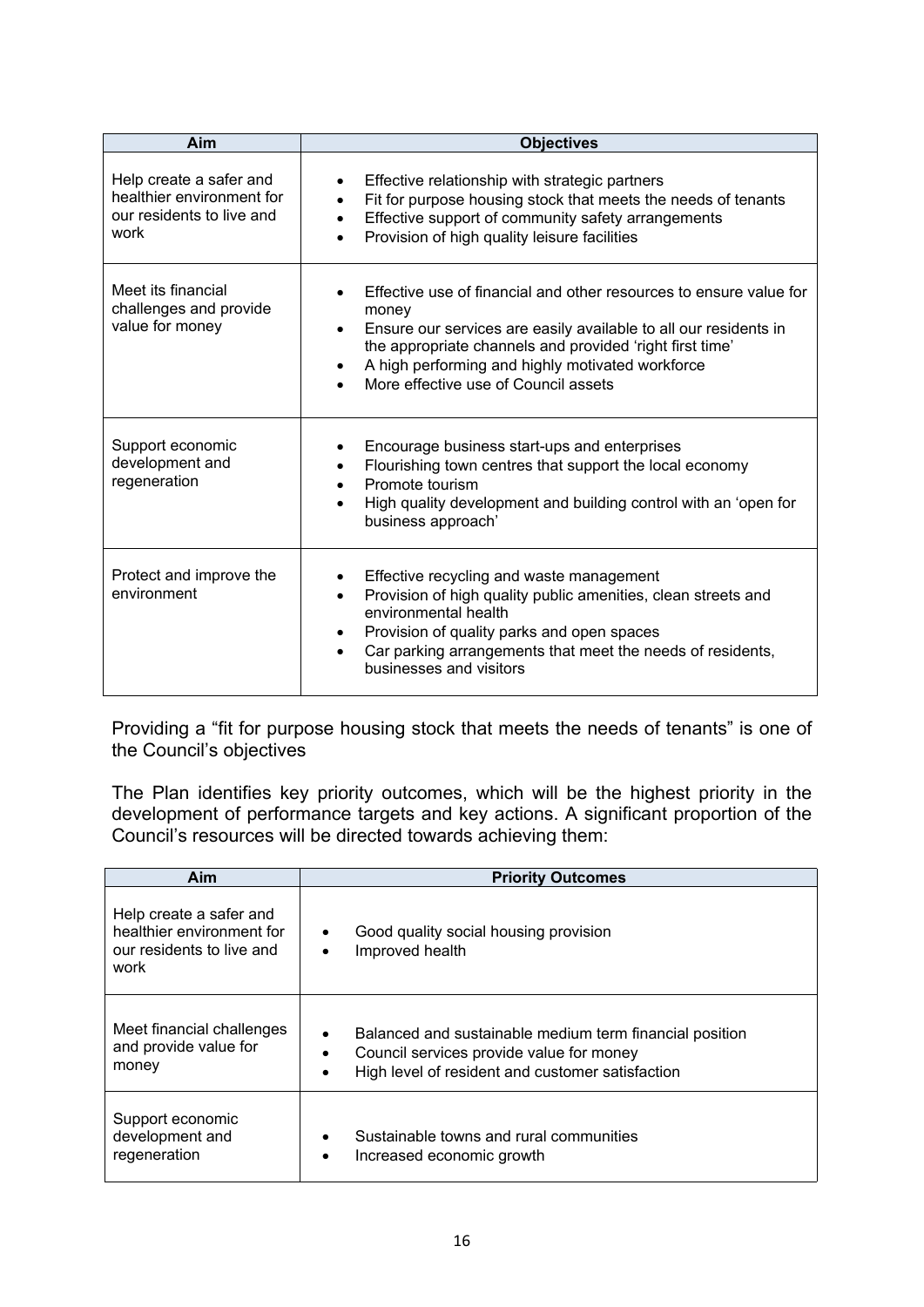| Aim | Objectives |
|---|---|
| Help create a safer and healthier environment for our residents to live and work | • Effective relationship with strategic partners<br>• Fit for purpose housing stock that meets the needs of tenants<br>• Effective support of community safety arrangements<br>• Provision of high quality leisure facilities |
| Meet its financial challenges and provide value for money | • Effective use of financial and other resources to ensure value for money<br>• Ensure our services are easily available to all our residents in the appropriate channels and provided 'right first time'<br>• A high performing and highly motivated workforce<br>• More effective use of Council assets |
| Support economic development and regeneration | • Encourage business start-ups and enterprises<br>• Flourishing town centres that support the local economy<br>• Promote tourism<br>• High quality development and building control with an 'open for business approach' |
| Protect and improve the environment | • Effective recycling and waste management<br>• Provision of high quality public amenities, clean streets and environmental health<br>• Provision of quality parks and open spaces<br>• Car parking arrangements that meet the needs of residents, businesses and visitors |

Providing a "fit for purpose housing stock that meets the needs of tenants" is one of the Council's objectives

The Plan identifies key priority outcomes, which will be the highest priority in the development of performance targets and key actions. A significant proportion of the Council's resources will be directed towards achieving them:

| Aim | Priority Outcomes |
|---|---|
| Help create a safer and healthier environment for our residents to live and work | • Good quality social housing provision<br>• Improved health |
| Meet financial challenges and provide value for money | • Balanced and sustainable medium term financial position<br>• Council services provide value for money<br>• High level of resident and customer satisfaction |
| Support economic development and regeneration | • Sustainable towns and rural communities<br>• Increased economic growth |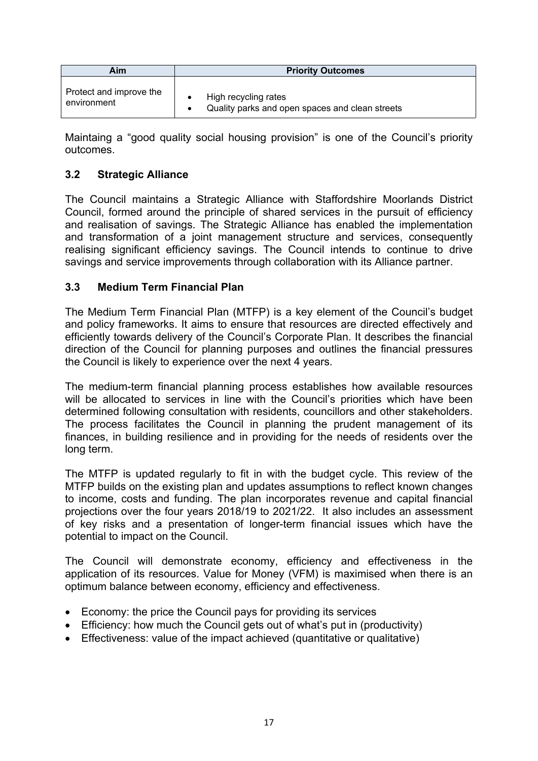| Aim | Priority Outcomes |
| --- | --- |
| Protect and improve the environment | • High recycling rates<br>• Quality parks and open spaces and clean streets |

Maintaing a "good quality social housing provision" is one of the Council's priority outcomes.

### 3.2 Strategic Alliance

The Council maintains a Strategic Alliance with Staffordshire Moorlands District Council, formed around the principle of shared services in the pursuit of efficiency and realisation of savings. The Strategic Alliance has enabled the implementation and transformation of a joint management structure and services, consequently realising significant efficiency savings. The Council intends to continue to drive savings and service improvements through collaboration with its Alliance partner.

### 3.3 Medium Term Financial Plan

The Medium Term Financial Plan (MTFP) is a key element of the Council's budget and policy frameworks. It aims to ensure that resources are directed effectively and efficiently towards delivery of the Council's Corporate Plan. It describes the financial direction of the Council for planning purposes and outlines the financial pressures the Council is likely to experience over the next 4 years.

The medium-term financial planning process establishes how available resources will be allocated to services in line with the Council's priorities which have been determined following consultation with residents, councillors and other stakeholders. The process facilitates the Council in planning the prudent management of its finances, in building resilience and in providing for the needs of residents over the long term.

The MTFP is updated regularly to fit in with the budget cycle. This review of the MTFP builds on the existing plan and updates assumptions to reflect known changes to income, costs and funding. The plan incorporates revenue and capital financial projections over the four years 2018/19 to 2021/22. It also includes an assessment of key risks and a presentation of longer-term financial issues which have the potential to impact on the Council.

The Council will demonstrate economy, efficiency and effectiveness in the application of its resources. Value for Money (VFM) is maximised when there is an optimum balance between economy, efficiency and effectiveness.

- Economy: the price the Council pays for providing its services
- Efficiency: how much the Council gets out of what's put in (productivity)
- Effectiveness: value of the impact achieved (quantitative or qualitative)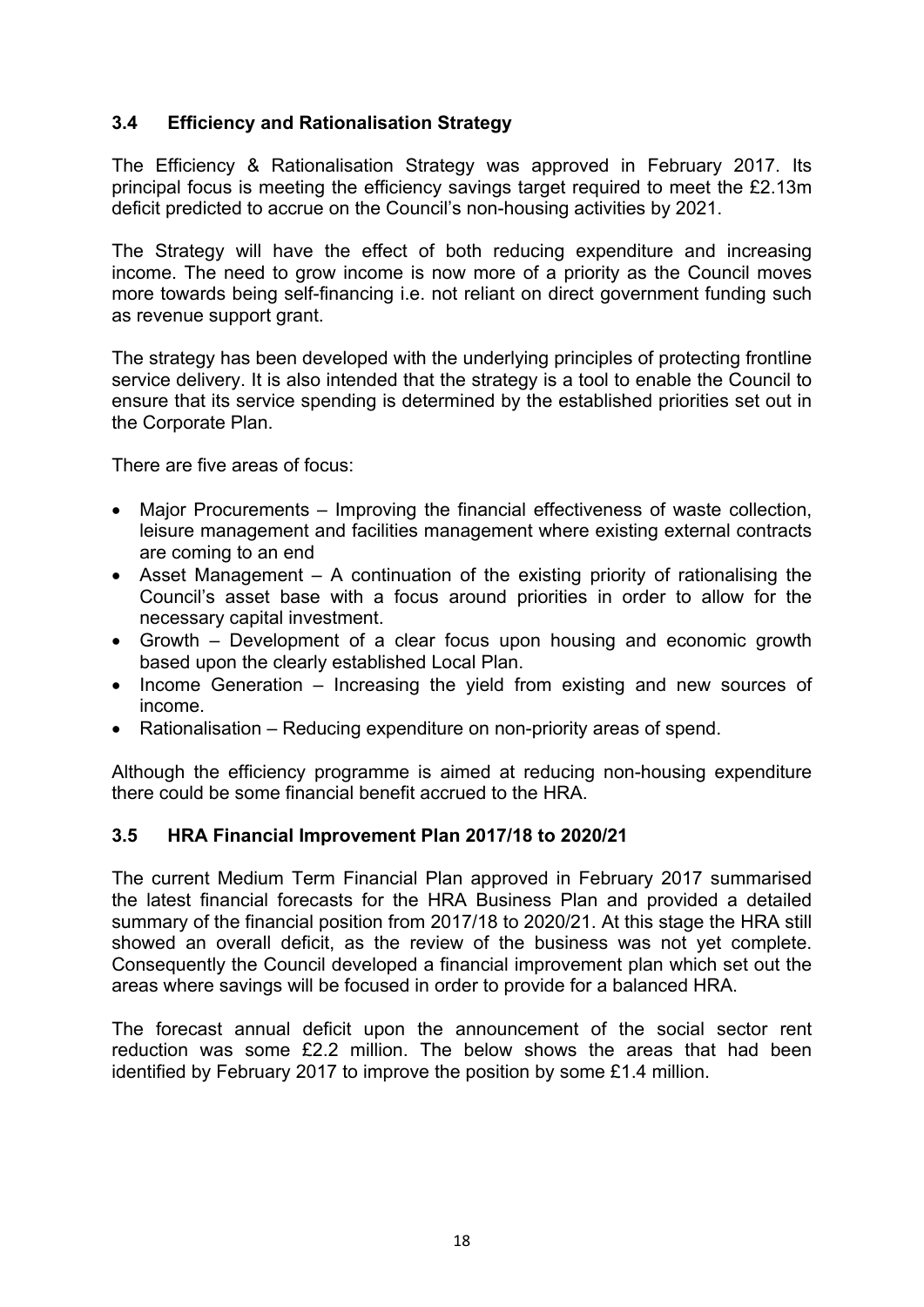### 3.4 Efficiency and Rationalisation Strategy

The Efficiency & Rationalisation Strategy was approved in February 2017. Its principal focus is meeting the efficiency savings target required to meet the £2.13m deficit predicted to accrue on the Council's non-housing activities by 2021.

The Strategy will have the effect of both reducing expenditure and increasing income. The need to grow income is now more of a priority as the Council moves more towards being self-financing i.e. not reliant on direct government funding such as revenue support grant.

The strategy has been developed with the underlying principles of protecting frontline service delivery. It is also intended that the strategy is a tool to enable the Council to ensure that its service spending is determined by the established priorities set out in the Corporate Plan.

There are five areas of focus:

- Major Procurements – Improving the financial effectiveness of waste collection, leisure management and facilities management where existing external contracts are coming to an end
- Asset Management – A continuation of the existing priority of rationalising the Council's asset base with a focus around priorities in order to allow for the necessary capital investment.
- Growth – Development of a clear focus upon housing and economic growth based upon the clearly established Local Plan.
- Income Generation – Increasing the yield from existing and new sources of income.
- Rationalisation – Reducing expenditure on non-priority areas of spend.

Although the efficiency programme is aimed at reducing non-housing expenditure there could be some financial benefit accrued to the HRA.

### 3.5 HRA Financial Improvement Plan 2017/18 to 2020/21

The current Medium Term Financial Plan approved in February 2017 summarised the latest financial forecasts for the HRA Business Plan and provided a detailed summary of the financial position from 2017/18 to 2020/21. At this stage the HRA still showed an overall deficit, as the review of the business was not yet complete. Consequently the Council developed a financial improvement plan which set out the areas where savings will be focused in order to provide for a balanced HRA.

The forecast annual deficit upon the announcement of the social sector rent reduction was some £2.2 million. The below shows the areas that had been identified by February 2017 to improve the position by some £1.4 million.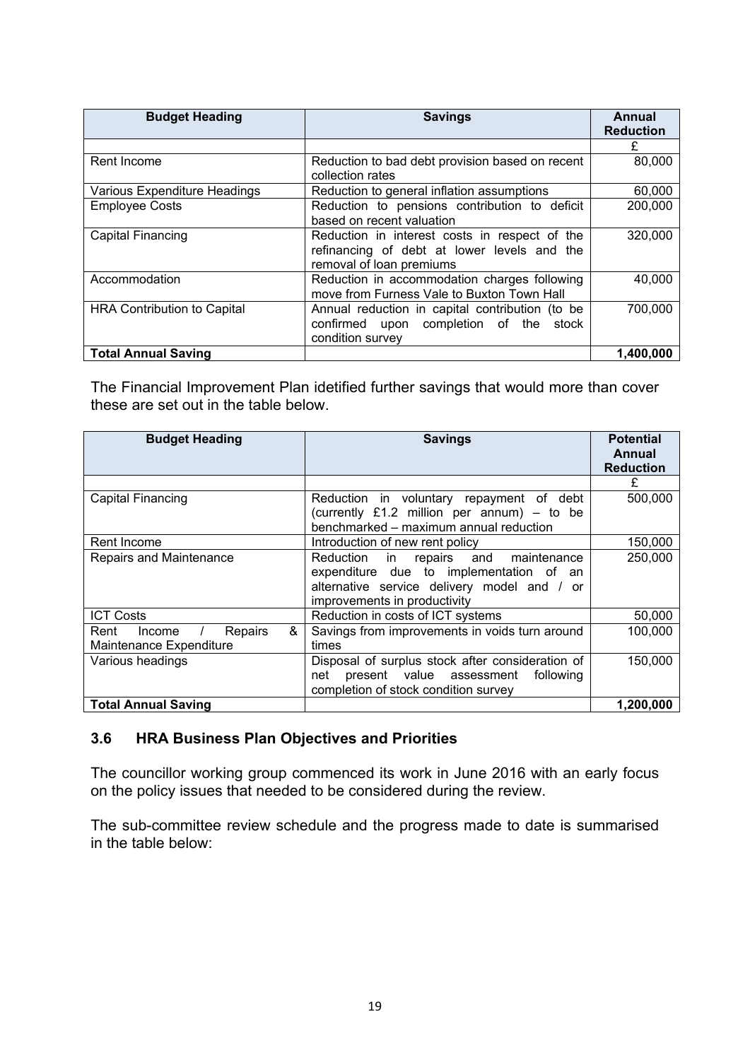| Budget Heading | Savings | Annual Reduction |
| --- | --- | --- |
| | | £ |
| Rent Income | Reduction to bad debt provision based on recent collection rates | 80,000 |
| Various Expenditure Headings | Reduction to general inflation assumptions | 60,000 |
| Employee Costs | Reduction to pensions contribution to deficit based on recent valuation | 200,000 |
| Capital Financing | Reduction in interest costs in respect of the refinancing of debt at lower levels and the removal of loan premiums | 320,000 |
| Accommodation | Reduction in accommodation charges following move from Furness Vale to Buxton Town Hall | 40,000 |
| HRA Contribution to Capital | Annual reduction in capital contribution (to be confirmed upon completion of the stock condition survey | 700,000 |
| **Total Annual Saving** | | **1,400,000** |

The Financial Improvement Plan idetified further savings that would more than cover these are set out in the table below.

| Budget Heading | Savings | Potential Annual Reduction |
| --- | --- | --- |
| | | £ |
| Capital Financing | Reduction in voluntary repayment of debt (currently £1.2 million per annum) – to be benchmarked – maximum annual reduction | 500,000 |
| Rent Income | Introduction of new rent policy | 150,000 |
| Repairs and Maintenance | Reduction in repairs and maintenance expenditure due to implementation of an alternative service delivery model and / or improvements in productivity | 250,000 |
| ICT Costs | Reduction in costs of ICT systems | 50,000 |
| Rent Income / Repairs & Maintenance Expenditure | Savings from improvements in voids turn around times | 100,000 |
| Various headings | Disposal of surplus stock after consideration of net present value assessment following completion of stock condition survey | 150,000 |
| **Total Annual Saving** | | **1,200,000** |

### 3.6 HRA Business Plan Objectives and Priorities

The councillor working group commenced its work in June 2016 with an early focus on the policy issues that needed to be considered during the review.

The sub-committee review schedule and the progress made to date is summarised in the table below: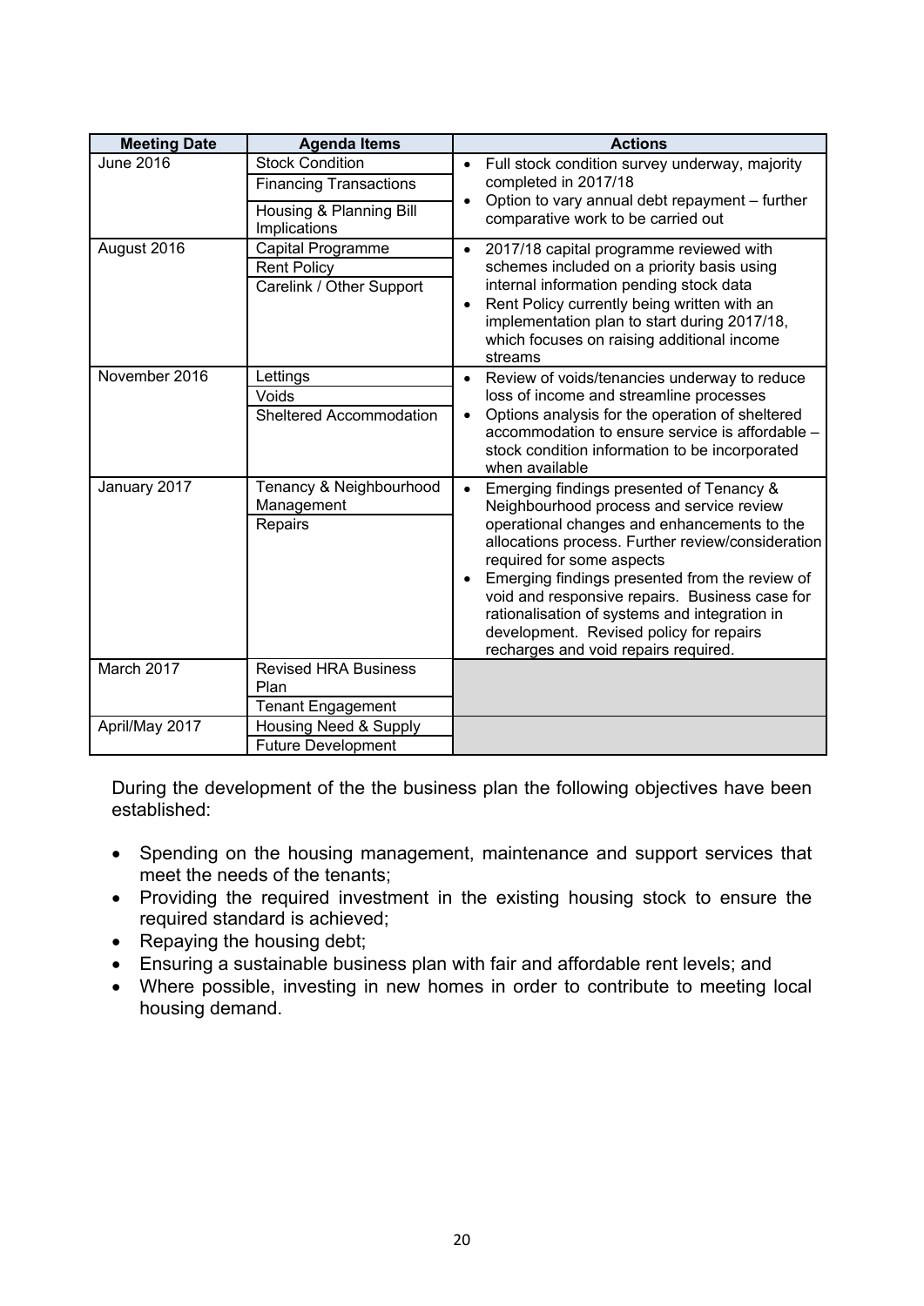| Meeting Date | Agenda Items | Actions |
| --- | --- | --- |
| June 2016 | Stock Condition<br>Financing Transactions<br>Housing & Planning Bill Implications | • Full stock condition survey underway, majority completed in 2017/18<br>• Option to vary annual debt repayment – further comparative work to be carried out |
| August 2016 | Capital Programme<br>Rent Policy<br>Carelink / Other Support | • 2017/18 capital programme reviewed with schemes included on a priority basis using internal information pending stock data<br>• Rent Policy currently being written with an implementation plan to start during 2017/18, which focuses on raising additional income streams |
| November 2016 | Lettings<br>Voids<br>Sheltered Accommodation | • Review of voids/tenancies underway to reduce loss of income and streamline processes<br>• Options analysis for the operation of sheltered accommodation to ensure service is affordable – stock condition information to be incorporated when available |
| January 2017 | Tenancy & Neighbourhood Management<br>Repairs | • Emerging findings presented of Tenancy & Neighbourhood process and service review operational changes and enhancements to the allocations process. Further review/consideration required for some aspects<br>• Emerging findings presented from the review of void and responsive repairs. Business case for rationalisation of systems and integration in development. Revised policy for repairs recharges and void repairs required. |
| March 2017 | Revised HRA Business Plan<br>Tenant Engagement | |
| April/May 2017 | Housing Need & Supply<br>Future Development | |

During the development of the the business plan the following objectives have been established:

- Spending on the housing management, maintenance and support services that meet the needs of the tenants;
- Providing the required investment in the existing housing stock to ensure the required standard is achieved;
- Repaying the housing debt;
- Ensuring a sustainable business plan with fair and affordable rent levels; and
- Where possible, investing in new homes in order to contribute to meeting local housing demand.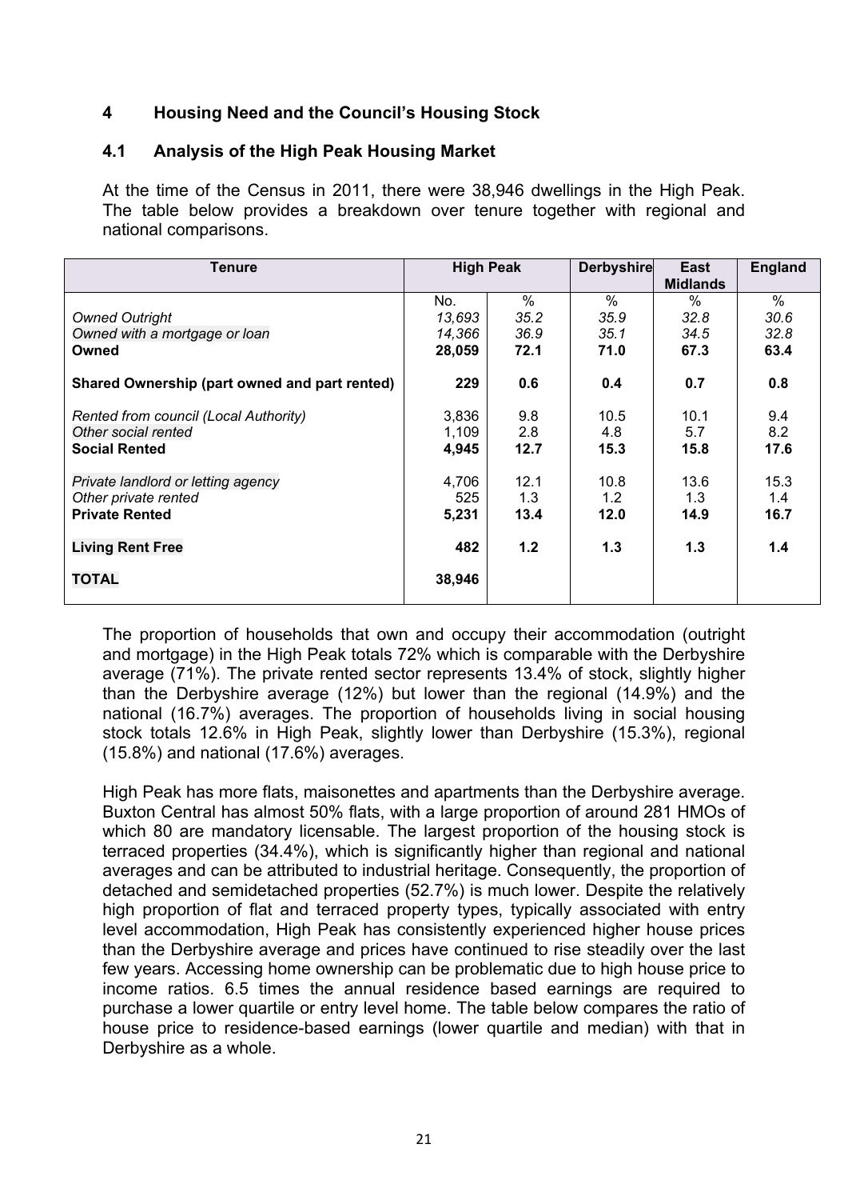## 4 Housing Need and the Council's Housing Stock

### 4.1 Analysis of the High Peak Housing Market

At the time of the Census in 2011, there were 38,946 dwellings in the High Peak. The table below provides a breakdown over tenure together with regional and national comparisons.

| Tenure | High Peak | | Derbyshire | East Midlands | England |
|---|---|---|---|---|---|
| | No. | % | % | % | % |
| *Owned Outright* | *13,693* | *35.2* | *35.9* | *32.8* | *30.6* |
| *Owned with a mortgage or loan* | *14,366* | *36.9* | *35.1* | *34.5* | *32.8* |
| **Owned** | **28,059** | **72.1** | **71.0** | **67.3** | **63.4** |
| **Shared Ownership (part owned and part rented)** | **229** | **0.6** | **0.4** | **0.7** | **0.8** |
| *Rented from council (Local Authority)* | 3,836 | 9.8 | 10.5 | 10.1 | 9.4 |
| *Other social rented* | 1,109 | 2.8 | 4.8 | 5.7 | 8.2 |
| **Social Rented** | **4,945** | **12.7** | **15.3** | **15.8** | **17.6** |
| *Private landlord or letting agency* | 4,706 | 12.1 | 10.8 | 13.6 | 15.3 |
| *Other private rented* | 525 | 1.3 | 1.2 | 1.3 | 1.4 |
| **Private Rented** | **5,231** | **13.4** | **12.0** | **14.9** | **16.7** |
| **Living Rent Free** | **482** | **1.2** | **1.3** | **1.3** | **1.4** |
| **TOTAL** | **38,946** | | | | |

The proportion of households that own and occupy their accommodation (outright and mortgage) in the High Peak totals 72% which is comparable with the Derbyshire average (71%). The private rented sector represents 13.4% of stock, slightly higher than the Derbyshire average (12%) but lower than the regional (14.9%) and the national (16.7%) averages. The proportion of households living in social housing stock totals 12.6% in High Peak, slightly lower than Derbyshire (15.3%), regional (15.8%) and national (17.6%) averages.

High Peak has more flats, maisonettes and apartments than the Derbyshire average. Buxton Central has almost 50% flats, with a large proportion of around 281 HMOs of which 80 are mandatory licensable. The largest proportion of the housing stock is terraced properties (34.4%), which is significantly higher than regional and national averages and can be attributed to industrial heritage. Consequently, the proportion of detached and semidetached properties (52.7%) is much lower. Despite the relatively high proportion of flat and terraced property types, typically associated with entry level accommodation, High Peak has consistently experienced higher house prices than the Derbyshire average and prices have continued to rise steadily over the last few years. Accessing home ownership can be problematic due to high house price to income ratios. 6.5 times the annual residence based earnings are required to purchase a lower quartile or entry level home. The table below compares the ratio of house price to residence-based earnings (lower quartile and median) with that in Derbyshire as a whole.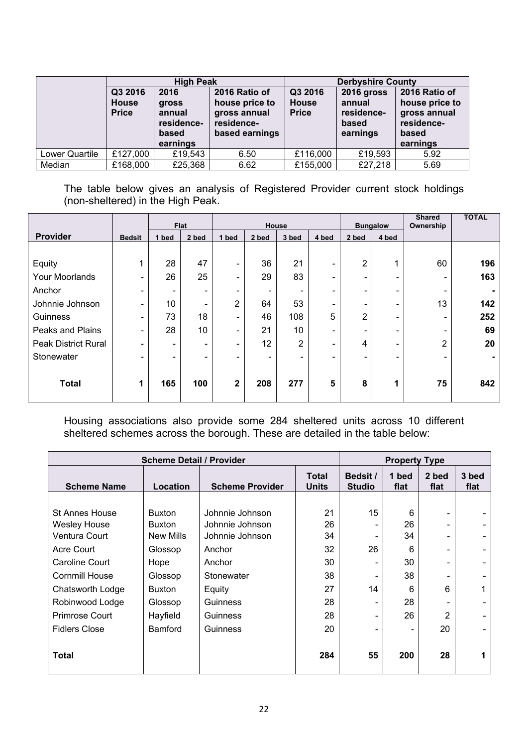| | High Peak | | | Derbyshire County | | |
|---|---|---|---|---|---|---|
| | Q3 2016 House Price | 2016 gross annual residence-based earnings | 2016 Ratio of house price to gross annual residence-based earnings | Q3 2016 House Price | 2016 gross annual residence-based earnings | 2016 Ratio of house price to gross annual residence-based earnings |
| Lower Quartile | £127,000 | £19,543 | 6.50 | £116,000 | £19,593 | 5.92 |
| Median | £168,000 | £25,368 | 6.62 | £155,000 | £27,218 | 5.69 |

The table below gives an analysis of Registered Provider current stock holdings (non-sheltered) in the High Peak.

| | | Flat | | House | | | | Bungalow | | Shared Ownership | TOTAL |
|---|---|---|---|---|---|---|---|---|---|---|---|
| **Provider** | **Bedsit** | **1 bed** | **2 bed** | **1 bed** | **2 bed** | **3 bed** | **4 bed** | **2 bed** | **4 bed** | | |
| Equity | 1 | 28 | 47 | - | 36 | 21 | - | 2 | 1 | 60 | **196** |
| Your Moorlands | - | 26 | 25 | - | 29 | 83 | - | - | - | - | **163** |
| Anchor | - | - | - | - | - | - | - | - | - | - | **-** |
| Johnnie Johnson | - | 10 | - | 2 | 64 | 53 | - | - | - | 13 | **142** |
| Guinness | - | 73 | 18 | - | 46 | 108 | 5 | 2 | - | - | **252** |
| Peaks and Plains | - | 28 | 10 | - | 21 | 10 | - | - | - | - | **69** |
| Peak District Rural | - | - | - | - | 12 | 2 | - | 4 | - | 2 | **20** |
| Stonewater | - | - | - | - | - | - | - | - | - | - | **-** |
| **Total** | **1** | **165** | **100** | **2** | **208** | **277** | **5** | **8** | **1** | **75** | **842** |

Housing associations also provide some 284 sheltered units across 10 different sheltered schemes across the borough. These are detailed in the table below:

| Scheme Detail / Provider | | | | Property Type | | | |
|---|---|---|---|---|---|---|---|
| **Scheme Name** | **Location** | **Scheme Provider** | **Total Units** | **Bedsit / Studio** | **1 bed flat** | **2 bed flat** | **3 bed flat** |
| St Annes House | Buxton | Johnnie Johnson | 21 | 15 | 6 | - | - |
| Wesley House | Buxton | Johnnie Johnson | 26 | - | 26 | - | - |
| Ventura Court | New Mills | Johnnie Johnson | 34 | - | 34 | - | - |
| Acre Court | Glossop | Anchor | 32 | 26 | 6 | - | - |
| Caroline Court | Hope | Anchor | 30 | - | 30 | - | - |
| Cornmill House | Glossop | Stonewater | 38 | - | 38 | - | - |
| Chatsworth Lodge | Buxton | Equity | 27 | 14 | 6 | 6 | 1 |
| Robinwood Lodge | Glossop | Guinness | 28 | - | 28 | - | - |
| Primrose Court | Hayfield | Guinness | 28 | - | 26 | 2 | - |
| Fidlers Close | Bamford | Guinness | 20 | - | - | 20 | - |
| **Total** | | | **284** | **55** | **200** | **28** | **1** |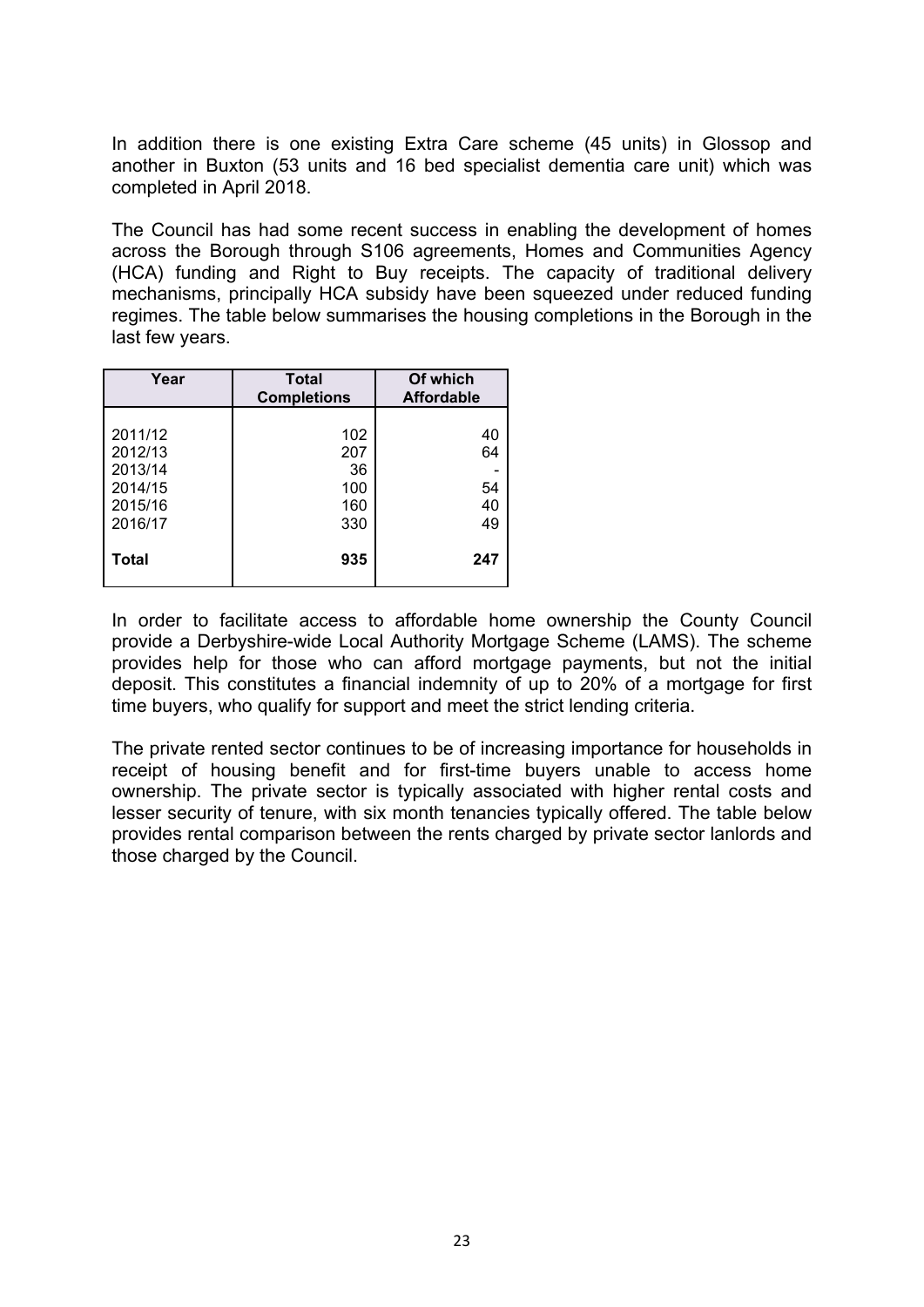In addition there is one existing Extra Care scheme (45 units) in Glossop and another in Buxton (53 units and 16 bed specialist dementia care unit) which was completed in April 2018.

The Council has had some recent success in enabling the development of homes across the Borough through S106 agreements, Homes and Communities Agency (HCA) funding and Right to Buy receipts. The capacity of traditional delivery mechanisms, principally HCA subsidy have been squeezed under reduced funding regimes. The table below summarises the housing completions in the Borough in the last few years.

| Year | Total Completions | Of which Affordable |
|---|---|---|
| 2011/12 | 102 | 40 |
| 2012/13 | 207 | 64 |
| 2013/14 | 36 | - |
| 2014/15 | 100 | 54 |
| 2015/16 | 160 | 40 |
| 2016/17 | 330 | 49 |
| **Total** | **935** | **247** |

In order to facilitate access to affordable home ownership the County Council provide a Derbyshire-wide Local Authority Mortgage Scheme (LAMS). The scheme provides help for those who can afford mortgage payments, but not the initial deposit. This constitutes a financial indemnity of up to 20% of a mortgage for first time buyers, who qualify for support and meet the strict lending criteria.

The private rented sector continues to be of increasing importance for households in receipt of housing benefit and for first-time buyers unable to access home ownership. The private sector is typically associated with higher rental costs and lesser security of tenure, with six month tenancies typically offered. The table below provides rental comparison between the rents charged by private sector lanlords and those charged by the Council.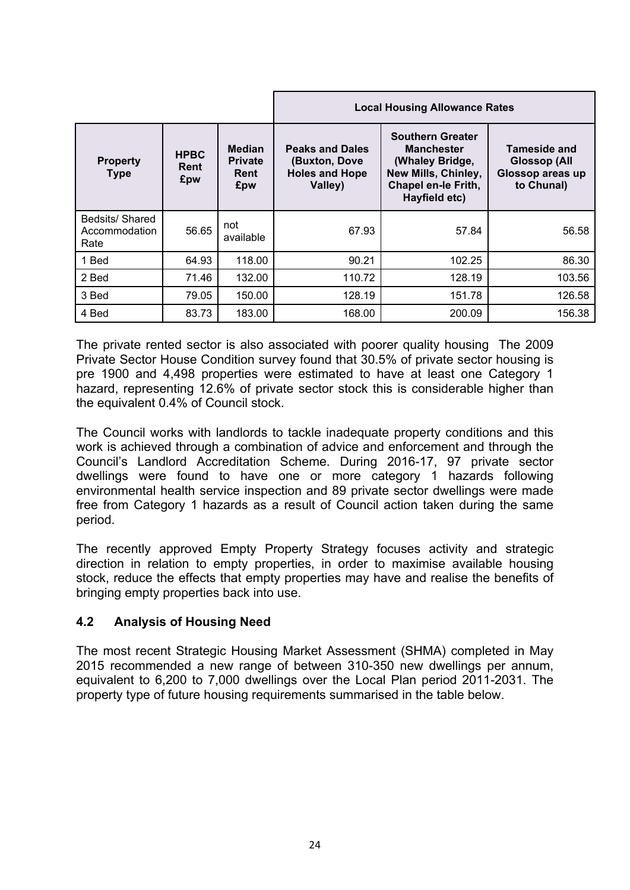| Property Type | HPBC Rent £pw | Median Private Rent £pw | Local Housing Allowance Rates | | |
|---|---|---|---|---|---|
| | | | Peaks and Dales (Buxton, Dove Holes and Hope Valley) | Southern Greater Manchester (Whaley Bridge, New Mills, Chinley, Chapel en-le Frith, Hayfield etc) | Tameside and Glossop (All Glossop areas up to Chunal) |
| Bedsits/ Shared Accommodation Rate | 56.65 | not available | 67.93 | 57.84 | 56.58 |
| 1 Bed | 64.93 | 118.00 | 90.21 | 102.25 | 86.30 |
| 2 Bed | 71.46 | 132.00 | 110.72 | 128.19 | 103.56 |
| 3 Bed | 79.05 | 150.00 | 128.19 | 151.78 | 126.58 |
| 4 Bed | 83.73 | 183.00 | 168.00 | 200.09 | 156.38 |

The private rented sector is also associated with poorer quality housing The 2009 Private Sector House Condition survey found that 30.5% of private sector housing is pre 1900 and 4,498 properties were estimated to have at least one Category 1 hazard, representing 12.6% of private sector stock this is considerable higher than the equivalent 0.4% of Council stock.

The Council works with landlords to tackle inadequate property conditions and this work is achieved through a combination of advice and enforcement and through the Council's Landlord Accreditation Scheme. During 2016-17, 97 private sector dwellings were found to have one or more category 1 hazards following environmental health service inspection and 89 private sector dwellings were made free from Category 1 hazards as a result of Council action taken during the same period.

The recently approved Empty Property Strategy focuses activity and strategic direction in relation to empty properties, in order to maximise available housing stock, reduce the effects that empty properties may have and realise the benefits of bringing empty properties back into use.

## 4.2 Analysis of Housing Need

The most recent Strategic Housing Market Assessment (SHMA) completed in May 2015 recommended a new range of between 310-350 new dwellings per annum, equivalent to 6,200 to 7,000 dwellings over the Local Plan period 2011-2031. The property type of future housing requirements summarised in the table below.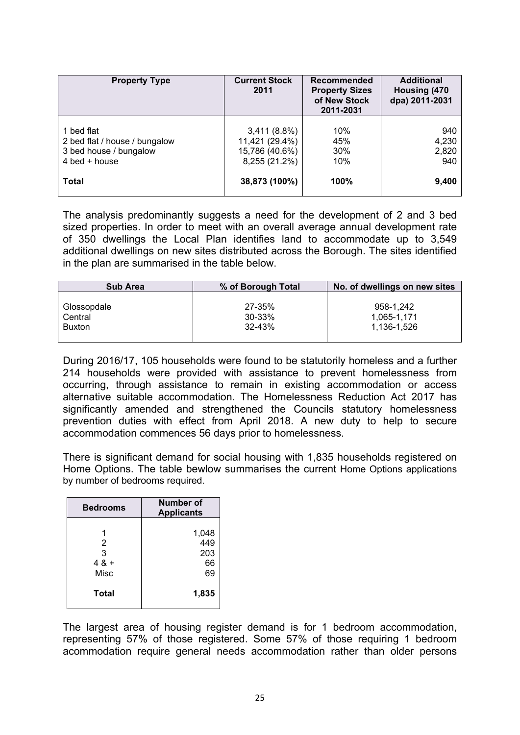| Property Type | Current Stock 2011 | Recommended Property Sizes of New Stock 2011-2031 | Additional Housing (470 dpa) 2011-2031 |
|---|---|---|---|
| 1 bed flat | 3,411 (8.8%) | 10% | 940 |
| 2 bed flat / house / bungalow | 11,421 (29.4%) | 45% | 4,230 |
| 3 bed house / bungalow | 15,786 (40.6%) | 30% | 2,820 |
| 4 bed + house | 8,255 (21.2%) | 10% | 940 |
| **Total** | **38,873 (100%)** | **100%** | **9,400** |

The analysis predominantly suggests a need for the development of 2 and 3 bed sized properties. In order to meet with an overall average annual development rate of 350 dwellings the Local Plan identifies land to accommodate up to 3,549 additional dwellings on new sites distributed across the Borough. The sites identified in the plan are summarised in the table below.

| Sub Area | % of Borough Total | No. of dwellings on new sites |
|---|---|---|
| Glossopdale | 27-35% | 958-1,242 |
| Central | 30-33% | 1,065-1,171 |
| Buxton | 32-43% | 1,136-1,526 |

During 2016/17, 105 households were found to be statutorily homeless and a further 214 households were provided with assistance to prevent homelessness from occurring, through assistance to remain in existing accommodation or access alternative suitable accommodation. The Homelessness Reduction Act 2017 has significantly amended and strengthened the Councils statutory homelessness prevention duties with effect from April 2018. A new duty to help to secure accommodation commences 56 days prior to homelessness.

There is significant demand for social housing with 1,835 households registered on Home Options. The table bewlow summarises the current Home Options applications by number of bedrooms required.

| Bedrooms | Number of Applicants |
|---|---|
| 1 | 1,048 |
| 2 | 449 |
| 3 | 203 |
| 4 & + | 66 |
| Misc | 69 |
| **Total** | **1,835** |

The largest area of housing register demand is for 1 bedroom accommodation, representing 57% of those registered. Some 57% of those requiring 1 bedroom acommodation require general needs accommodation rather than older persons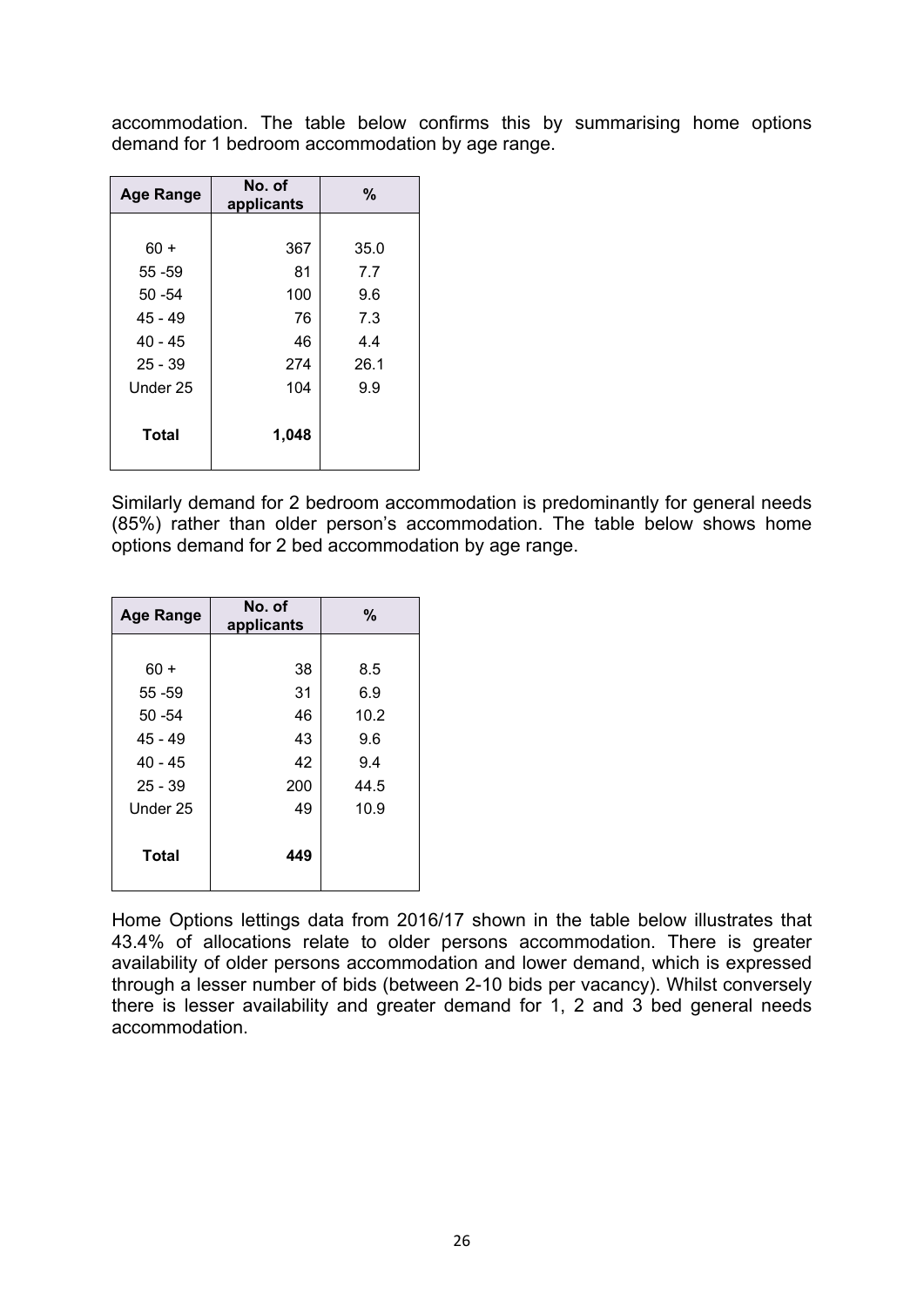accommodation. The table below confirms this by summarising home options demand for 1 bedroom accommodation by age range.

| Age Range | No. of applicants | % |
|---|---|---|
| 60 + | 367 | 35.0 |
| 55 -59 | 81 | 7.7 |
| 50 -54 | 100 | 9.6 |
| 45 - 49 | 76 | 7.3 |
| 40 - 45 | 46 | 4.4 |
| 25 - 39 | 274 | 26.1 |
| Under 25 | 104 | 9.9 |
| **Total** | **1,048** | |

Similarly demand for 2 bedroom accommodation is predominantly for general needs (85%) rather than older person's accommodation. The table below shows home options demand for 2 bed accommodation by age range.

| Age Range | No. of applicants | % |
|---|---|---|
| 60 + | 38 | 8.5 |
| 55 -59 | 31 | 6.9 |
| 50 -54 | 46 | 10.2 |
| 45 - 49 | 43 | 9.6 |
| 40 - 45 | 42 | 9.4 |
| 25 - 39 | 200 | 44.5 |
| Under 25 | 49 | 10.9 |
| **Total** | **449** | |

Home Options lettings data from 2016/17 shown in the table below illustrates that 43.4% of allocations relate to older persons accommodation. There is greater availability of older persons accommodation and lower demand, which is expressed through a lesser number of bids (between 2-10 bids per vacancy). Whilst conversely there is lesser availability and greater demand for 1, 2 and 3 bed general needs accommodation.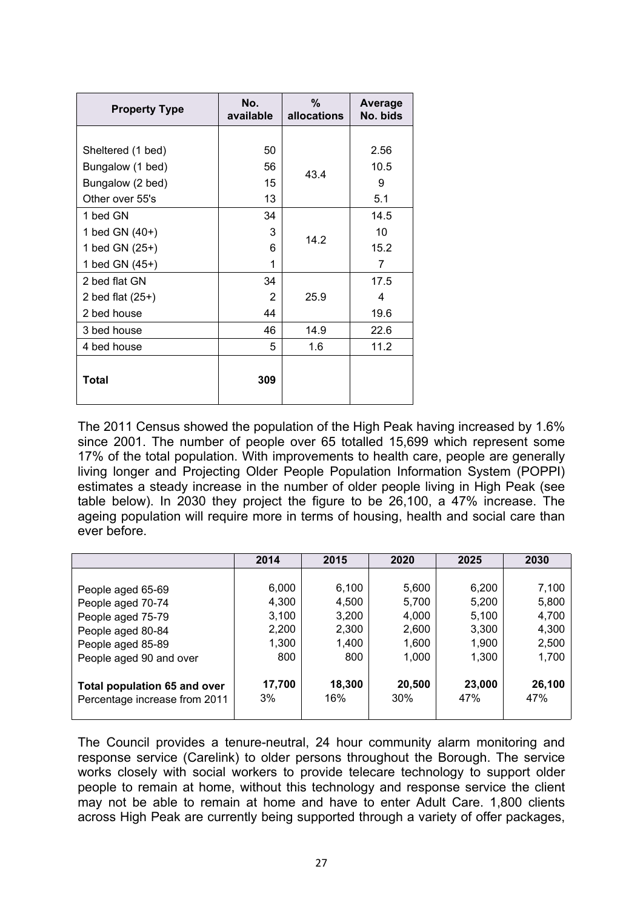| Property Type | No. available | % allocations | Average No. bids |
|---|---|---|---|
| Sheltered (1 bed) | 50 | 43.4 | 2.56 |
| Bungalow (1 bed) | 56 | | 10.5 |
| Bungalow (2 bed) | 15 | | 9 |
| Other over 55's | 13 | | 5.1 |
| 1 bed GN | 34 | 14.2 | 14.5 |
| 1 bed GN (40+) | 3 | | 10 |
| 1 bed GN (25+) | 6 | | 15.2 |
| 1 bed GN (45+) | 1 | | 7 |
| 2 bed flat GN | 34 | 25.9 | 17.5 |
| 2 bed flat (25+) | 2 | | 4 |
| 2 bed house | 44 | | 19.6 |
| 3 bed house | 46 | 14.9 | 22.6 |
| 4 bed house | 5 | 1.6 | 11.2 |
| **Total** | **309** | | |

The 2011 Census showed the population of the High Peak having increased by 1.6% since 2001. The number of people over 65 totalled 15,699 which represent some 17% of the total population. With improvements to health care, people are generally living longer and Projecting Older People Population Information System (POPPI) estimates a steady increase in the number of older people living in High Peak (see table below). In 2030 they project the figure to be 26,100, a 47% increase. The ageing population will require more in terms of housing, health and social care than ever before.

| | 2014 | 2015 | 2020 | 2025 | 2030 |
|---|---|---|---|---|---|
| People aged 65-69 | 6,000 | 6,100 | 5,600 | 6,200 | 7,100 |
| People aged 70-74 | 4,300 | 4,500 | 5,700 | 5,200 | 5,800 |
| People aged 75-79 | 3,100 | 3,200 | 4,000 | 5,100 | 4,700 |
| People aged 80-84 | 2,200 | 2,300 | 2,600 | 3,300 | 4,300 |
| People aged 85-89 | 1,300 | 1,400 | 1,600 | 1,900 | 2,500 |
| People aged 90 and over | 800 | 800 | 1,000 | 1,300 | 1,700 |
| **Total population 65 and over** | **17,700** | **18,300** | **20,500** | **23,000** | **26,100** |
| Percentage increase from 2011 | 3% | 16% | 30% | 47% | 47% |

The Council provides a tenure-neutral, 24 hour community alarm monitoring and response service (Carelink) to older persons throughout the Borough. The service works closely with social workers to provide telecare technology to support older people to remain at home, without this technology and response service the client may not be able to remain at home and have to enter Adult Care. 1,800 clients across High Peak are currently being supported through a variety of offer packages,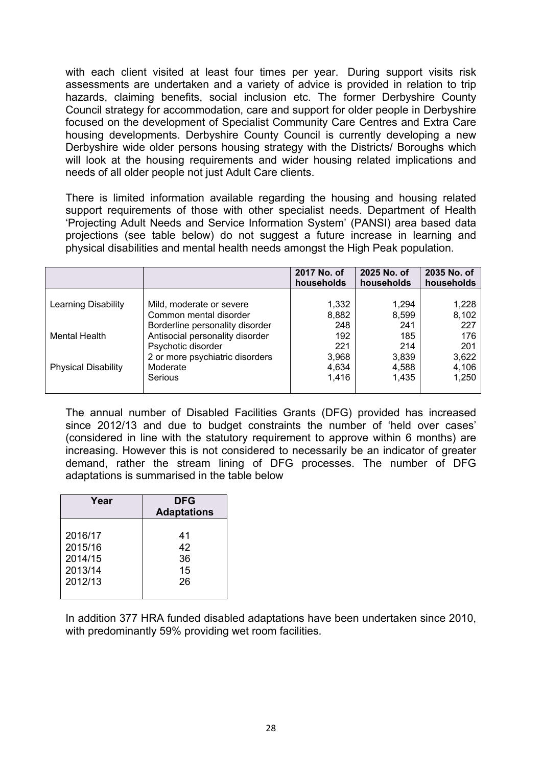with each client visited at least four times per year. During support visits risk assessments are undertaken and a variety of advice is provided in relation to trip hazards, claiming benefits, social inclusion etc. The former Derbyshire County Council strategy for accommodation, care and support for older people in Derbyshire focused on the development of Specialist Community Care Centres and Extra Care housing developments. Derbyshire County Council is currently developing a new Derbyshire wide older persons housing strategy with the Districts/ Boroughs which will look at the housing requirements and wider housing related implications and needs of all older people not just Adult Care clients.

There is limited information available regarding the housing and housing related support requirements of those with other specialist needs. Department of Health 'Projecting Adult Needs and Service Information System' (PANSI) area based data projections (see table below) do not suggest a future increase in learning and physical disabilities and mental health needs amongst the High Peak population.

| | | 2017 No. of households | 2025 No. of households | 2035 No. of households |
|---|---|---|---|---|
| Learning Disability | Mild, moderate or severe | 1,332 | 1,294 | 1,228 |
| | Common mental disorder | 8,882 | 8,599 | 8,102 |
| | Borderline personality disorder | 248 | 241 | 227 |
| Mental Health | Antisocial personality disorder | 192 | 185 | 176 |
| | Psychotic disorder | 221 | 214 | 201 |
| | 2 or more psychiatric disorders | 3,968 | 3,839 | 3,622 |
| Physical Disability | Moderate | 4,634 | 4,588 | 4,106 |
| | Serious | 1,416 | 1,435 | 1,250 |

The annual number of Disabled Facilities Grants (DFG) provided has increased since 2012/13 and due to budget constraints the number of 'held over cases' (considered in line with the statutory requirement to approve within 6 months) are increasing. However this is not considered to necessarily be an indicator of greater demand, rather the stream lining of DFG processes. The number of DFG adaptations is summarised in the table below

| Year | DFG Adaptations |
|---|---|
| 2016/17 | 41 |
| 2015/16 | 42 |
| 2014/15 | 36 |
| 2013/14 | 15 |
| 2012/13 | 26 |

In addition 377 HRA funded disabled adaptations have been undertaken since 2010, with predominantly 59% providing wet room facilities.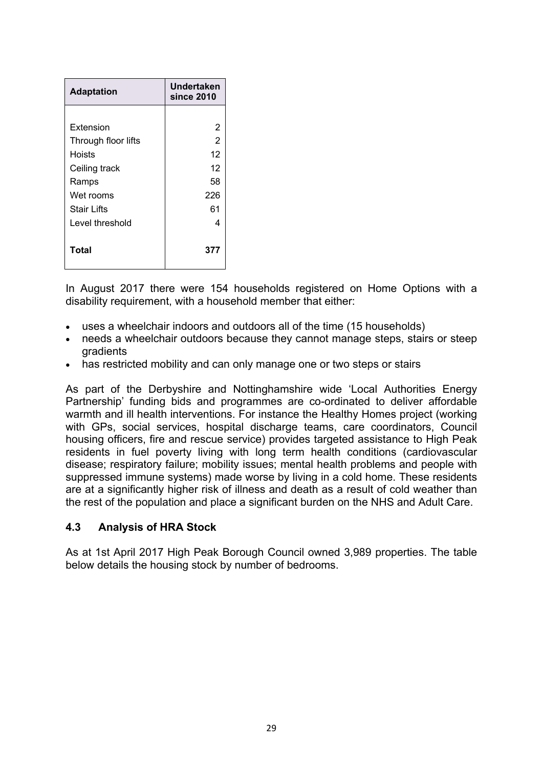| Adaptation | Undertaken since 2010 |
|---|---|
| Extension | 2 |
| Through floor lifts | 2 |
| Hoists | 12 |
| Ceiling track | 12 |
| Ramps | 58 |
| Wet rooms | 226 |
| Stair Lifts | 61 |
| Level threshold | 4 |
| **Total** | **377** |

In August 2017 there were 154 households registered on Home Options with a disability requirement, with a household member that either:

- uses a wheelchair indoors and outdoors all of the time (15 households)
- needs a wheelchair outdoors because they cannot manage steps, stairs or steep gradients
- has restricted mobility and can only manage one or two steps or stairs

As part of the Derbyshire and Nottinghamshire wide 'Local Authorities Energy Partnership' funding bids and programmes are co-ordinated to deliver affordable warmth and ill health interventions. For instance the Healthy Homes project (working with GPs, social services, hospital discharge teams, care coordinators, Council housing officers, fire and rescue service) provides targeted assistance to High Peak residents in fuel poverty living with long term health conditions (cardiovascular disease; respiratory failure; mobility issues; mental health problems and people with suppressed immune systems) made worse by living in a cold home. These residents are at a significantly higher risk of illness and death as a result of cold weather than the rest of the population and place a significant burden on the NHS and Adult Care.

### 4.3 Analysis of HRA Stock

As at 1st April 2017 High Peak Borough Council owned 3,989 properties. The table below details the housing stock by number of bedrooms.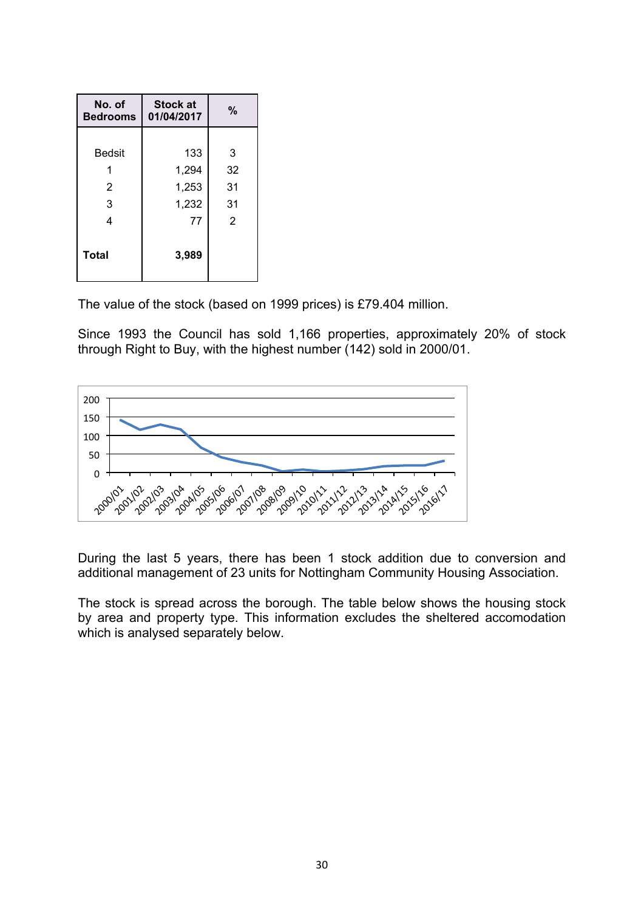| No. of Bedrooms | Stock at 01/04/2017 | % |
|---|---|---|
| Bedsit | 133 | 3 |
| 1 | 1,294 | 32 |
| 2 | 1,253 | 31 |
| 3 | 1,232 | 31 |
| 4 | 77 | 2 |
| **Total** | **3,989** | |

The value of the stock (based on 1999 prices) is £79.404 million.

Since 1993 the Council has sold 1,166 properties, approximately 20% of stock through Right to Buy, with the highest number (142) sold in 2000/01.

During the last 5 years, there has been 1 stock addition due to conversion and additional management of 23 units for Nottingham Community Housing Association.

The stock is spread across the borough. The table below shows the housing stock by area and property type. This information excludes the sheltered accomodation which is analysed separately below.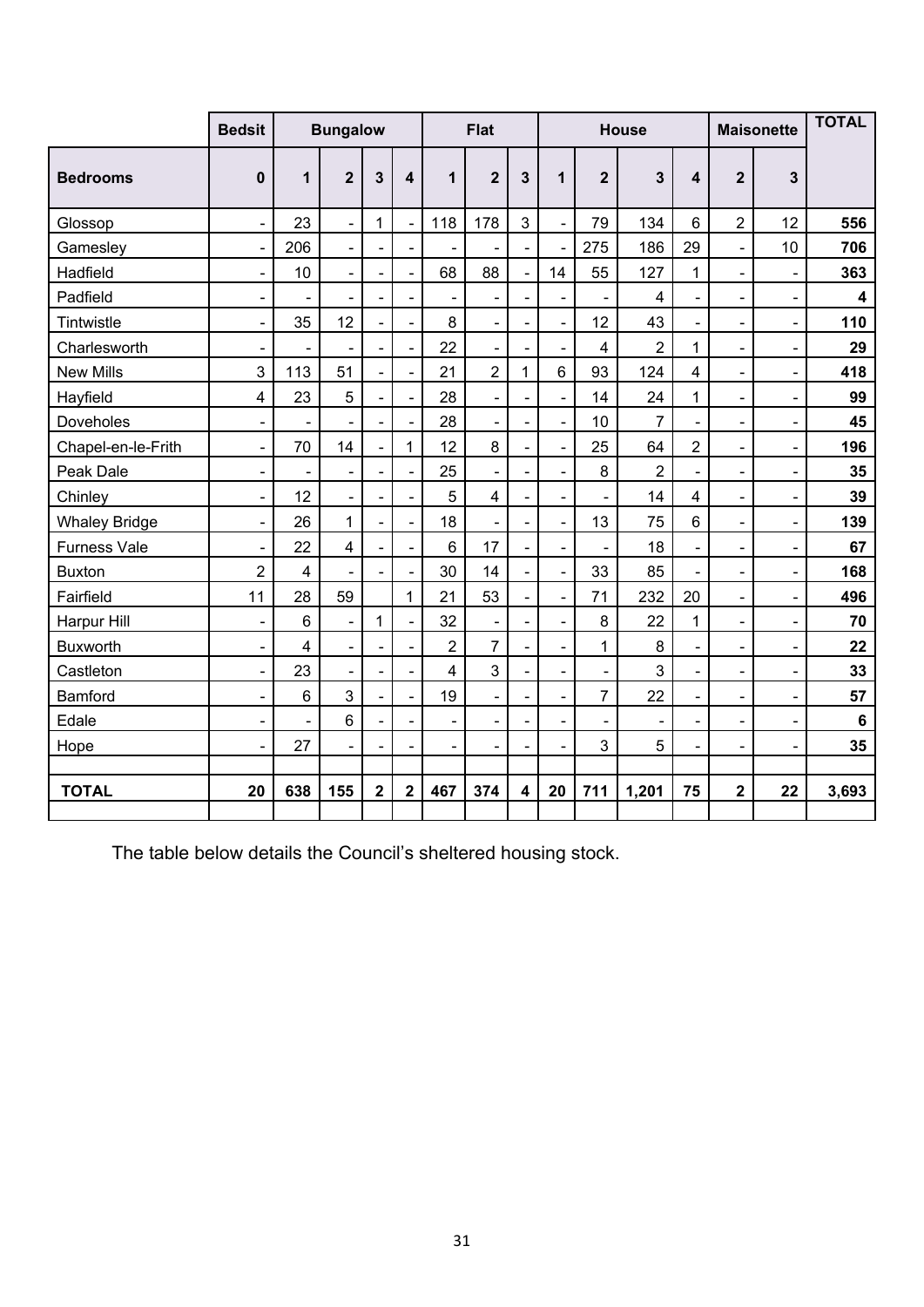| | Bedsit | Bungalow | | | | Flat | | | House | | | | Maisonette | | TOTAL |
|---|---|---|---|---|---|---|---|---|---|---|---|---|---|---|---|
| **Bedrooms** | **0** | **1** | **2** | **3** | **4** | **1** | **2** | **3** | **1** | **2** | **3** | **4** | **2** | **3** | |
| Glossop | - | 23 | - | 1 | - | 118 | 178 | 3 | - | 79 | 134 | 6 | 2 | 12 | **556** |
| Gamesley | - | 206 | - | - | - | - | - | - | - | 275 | 186 | 29 | - | 10 | **706** |
| Hadfield | - | 10 | - | - | - | 68 | 88 | - | 14 | 55 | 127 | 1 | - | - | **363** |
| Padfield | - | - | - | - | - | - | - | - | - | - | 4 | - | - | - | **4** |
| Tintwistle | - | 35 | 12 | - | - | 8 | - | - | - | 12 | 43 | - | - | - | **110** |
| Charlesworth | - | - | - | - | - | 22 | - | - | - | 4 | 2 | 1 | - | - | **29** |
| New Mills | 3 | 113 | 51 | - | - | 21 | 2 | 1 | 6 | 93 | 124 | 4 | - | - | **418** |
| Hayfield | 4 | 23 | 5 | - | - | 28 | - | - | - | 14 | 24 | 1 | - | - | **99** |
| Doveholes | - | - | - | - | - | 28 | - | - | - | 10 | 7 | - | - | - | **45** |
| Chapel-en-le-Frith | - | 70 | 14 | - | 1 | 12 | 8 | - | - | 25 | 64 | 2 | - | - | **196** |
| Peak Dale | - | - | - | - | - | 25 | - | - | - | 8 | 2 | - | - | - | **35** |
| Chinley | - | 12 | - | - | - | 5 | 4 | - | - | - | 14 | 4 | - | - | **39** |
| Whaley Bridge | - | 26 | 1 | - | - | 18 | - | - | - | 13 | 75 | 6 | - | - | **139** |
| Furness Vale | - | 22 | 4 | - | - | 6 | 17 | - | - | - | 18 | - | - | - | **67** |
| Buxton | 2 | 4 | - | - | - | 30 | 14 | - | - | 33 | 85 | - | - | - | **168** |
| Fairfield | 11 | 28 | 59 | | 1 | 21 | 53 | - | - | 71 | 232 | 20 | - | - | **496** |
| Harpur Hill | - | 6 | - | 1 | - | 32 | - | - | - | 8 | 22 | 1 | - | - | **70** |
| Buxworth | - | 4 | - | - | - | 2 | 7 | - | - | 1 | 8 | - | - | - | **22** |
| Castleton | - | 23 | - | - | - | 4 | 3 | - | - | - | 3 | - | - | - | **33** |
| Bamford | - | 6 | 3 | - | - | 19 | - | - | - | 7 | 22 | - | - | - | **57** |
| Edale | - | - | 6 | - | - | - | - | - | - | - | - | - | - | - | **6** |
| Hope | - | 27 | - | - | - | - | - | - | - | 3 | 5 | - | - | - | **35** |
| | | | | | | | | | | | | | | | |
| **TOTAL** | **20** | **638** | **155** | **2** | **2** | **467** | **374** | **4** | **20** | **711** | **1,201** | **75** | **2** | **22** | **3,693** |

The table below details the Council's sheltered housing stock.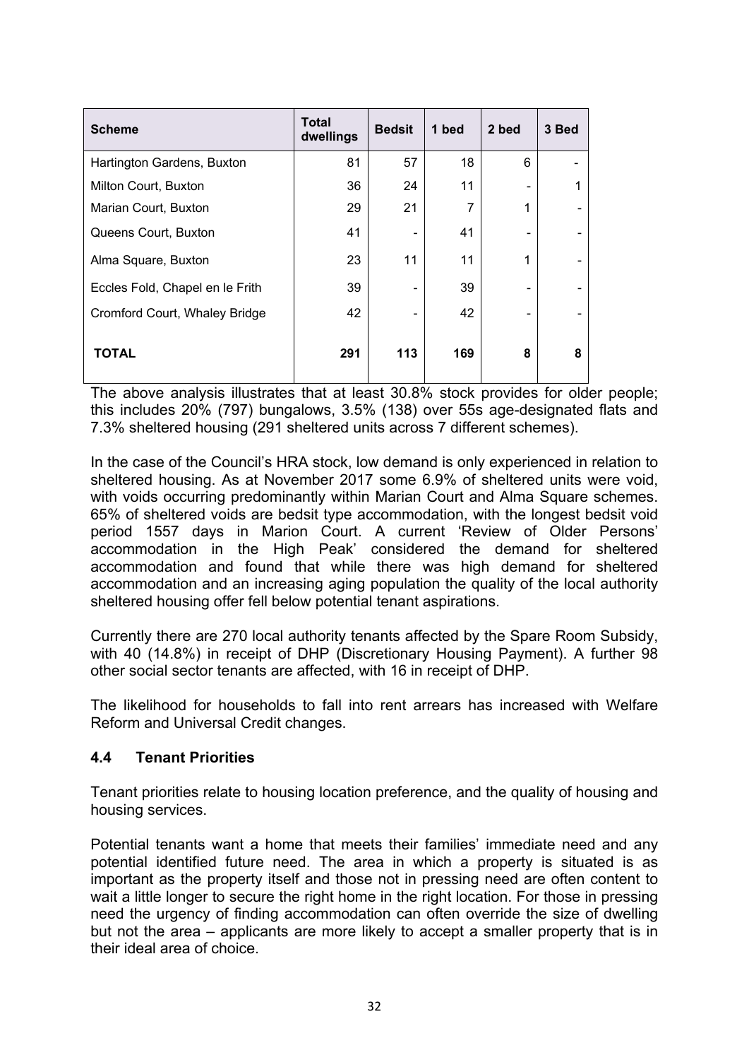| Scheme | Total dwellings | Bedsit | 1 bed | 2 bed | 3 Bed |
|---|---|---|---|---|---|
| Hartington Gardens, Buxton | 81 | 57 | 18 | 6 | - |
| Milton Court, Buxton | 36 | 24 | 11 | - | 1 |
| Marian Court, Buxton | 29 | 21 | 7 | 1 | - |
| Queens Court, Buxton | 41 | - | 41 | - | - |
| Alma Square, Buxton | 23 | 11 | 11 | 1 | - |
| Eccles Fold, Chapel en le Frith | 39 | - | 39 | - | - |
| Cromford Court, Whaley Bridge | 42 | - | 42 | - | - |
| **TOTAL** | **291** | **113** | **169** | **8** | **8** |

The above analysis illustrates that at least 30.8% stock provides for older people; this includes 20% (797) bungalows, 3.5% (138) over 55s age-designated flats and 7.3% sheltered housing (291 sheltered units across 7 different schemes).

In the case of the Council's HRA stock, low demand is only experienced in relation to sheltered housing. As at November 2017 some 6.9% of sheltered units were void, with voids occurring predominantly within Marian Court and Alma Square schemes. 65% of sheltered voids are bedsit type accommodation, with the longest bedsit void period 1557 days in Marion Court. A current 'Review of Older Persons' accommodation in the High Peak' considered the demand for sheltered accommodation and found that while there was high demand for sheltered accommodation and an increasing aging population the quality of the local authority sheltered housing offer fell below potential tenant aspirations.

Currently there are 270 local authority tenants affected by the Spare Room Subsidy, with 40 (14.8%) in receipt of DHP (Discretionary Housing Payment). A further 98 other social sector tenants are affected, with 16 in receipt of DHP.

The likelihood for households to fall into rent arrears has increased with Welfare Reform and Universal Credit changes.

## 4.4 Tenant Priorities

Tenant priorities relate to housing location preference, and the quality of housing and housing services.

Potential tenants want a home that meets their families' immediate need and any potential identified future need. The area in which a property is situated is as important as the property itself and those not in pressing need are often content to wait a little longer to secure the right home in the right location. For those in pressing need the urgency of finding accommodation can often override the size of dwelling but not the area – applicants are more likely to accept a smaller property that is in their ideal area of choice.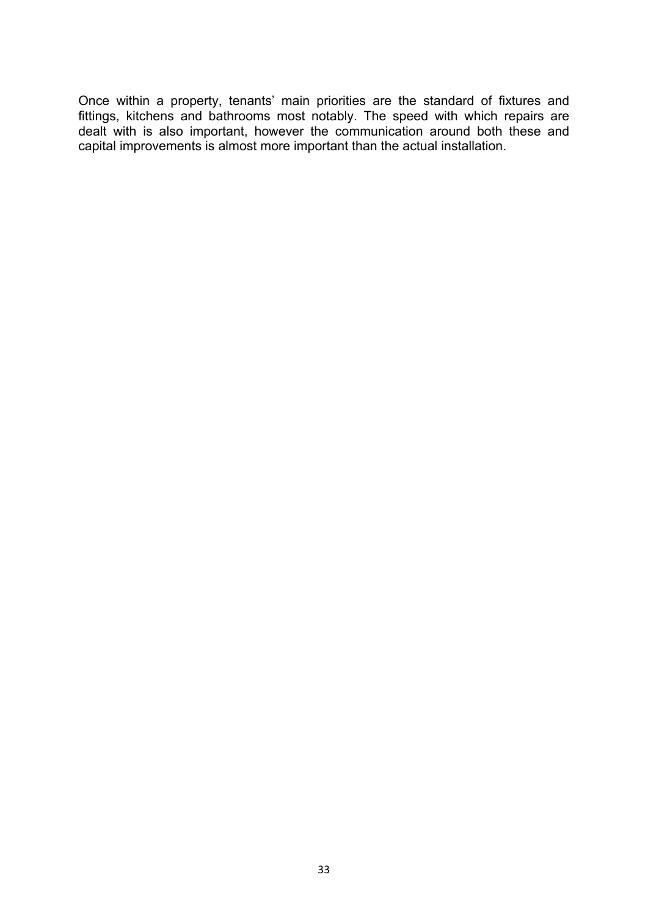Once within a property, tenants' main priorities are the standard of fixtures and fittings, kitchens and bathrooms most notably. The speed with which repairs are dealt with is also important, however the communication around both these and capital improvements is almost more important than the actual installation.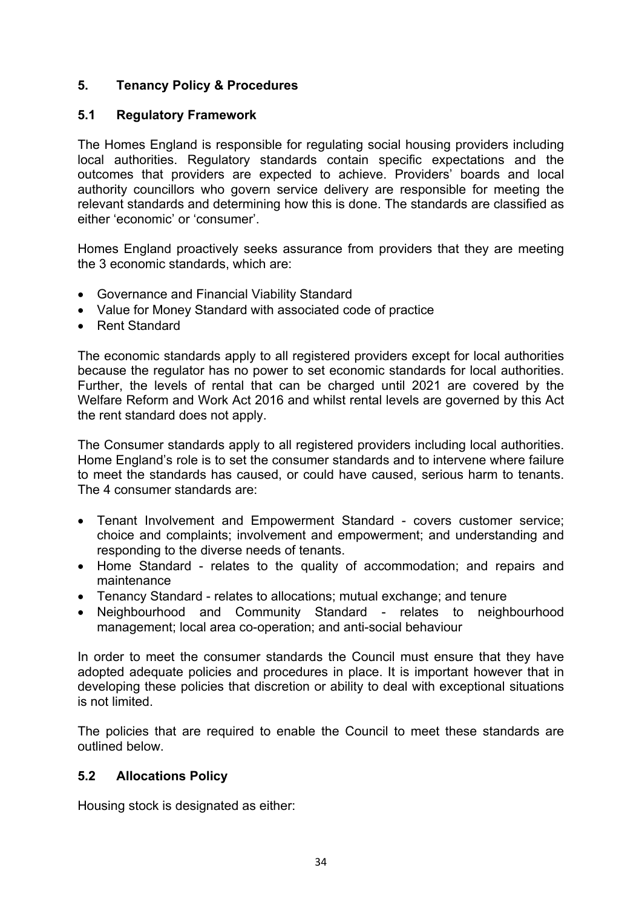## 5. Tenancy Policy & Procedures

### 5.1 Regulatory Framework

The Homes England is responsible for regulating social housing providers including local authorities. Regulatory standards contain specific expectations and the outcomes that providers are expected to achieve. Providers' boards and local authority councillors who govern service delivery are responsible for meeting the relevant standards and determining how this is done. The standards are classified as either 'economic' or 'consumer'.

Homes England proactively seeks assurance from providers that they are meeting the 3 economic standards, which are:

- Governance and Financial Viability Standard
- Value for Money Standard with associated code of practice
- Rent Standard

The economic standards apply to all registered providers except for local authorities because the regulator has no power to set economic standards for local authorities. Further, the levels of rental that can be charged until 2021 are covered by the Welfare Reform and Work Act 2016 and whilst rental levels are governed by this Act the rent standard does not apply.

The Consumer standards apply to all registered providers including local authorities. Home England's role is to set the consumer standards and to intervene where failure to meet the standards has caused, or could have caused, serious harm to tenants. The 4 consumer standards are:

- Tenant Involvement and Empowerment Standard - covers customer service; choice and complaints; involvement and empowerment; and understanding and responding to the diverse needs of tenants.
- Home Standard - relates to the quality of accommodation; and repairs and maintenance
- Tenancy Standard - relates to allocations; mutual exchange; and tenure
- Neighbourhood and Community Standard - relates to neighbourhood management; local area co-operation; and anti-social behaviour

In order to meet the consumer standards the Council must ensure that they have adopted adequate policies and procedures in place. It is important however that in developing these policies that discretion or ability to deal with exceptional situations is not limited.

The policies that are required to enable the Council to meet these standards are outlined below.

### 5.2 Allocations Policy

Housing stock is designated as either: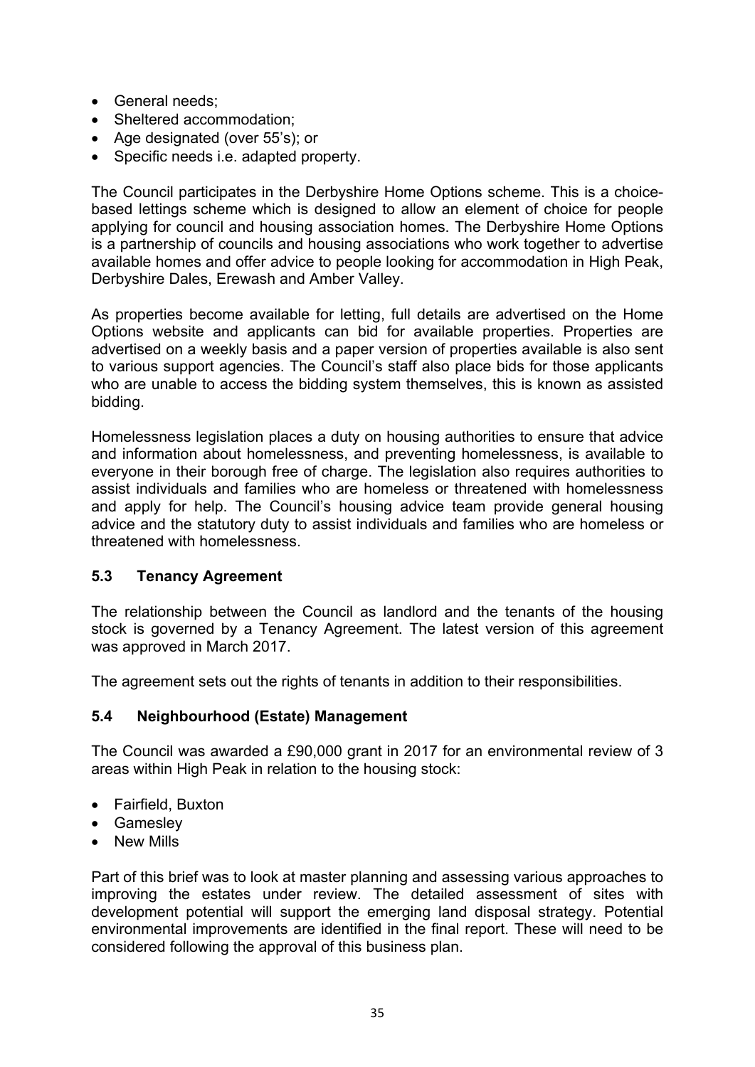- General needs;
- Sheltered accommodation;
- Age designated (over 55's); or
- Specific needs i.e. adapted property.

The Council participates in the Derbyshire Home Options scheme. This is a choice-based lettings scheme which is designed to allow an element of choice for people applying for council and housing association homes. The Derbyshire Home Options is a partnership of councils and housing associations who work together to advertise available homes and offer advice to people looking for accommodation in High Peak, Derbyshire Dales, Erewash and Amber Valley.

As properties become available for letting, full details are advertised on the Home Options website and applicants can bid for available properties. Properties are advertised on a weekly basis and a paper version of properties available is also sent to various support agencies. The Council's staff also place bids for those applicants who are unable to access the bidding system themselves, this is known as assisted bidding.

Homelessness legislation places a duty on housing authorities to ensure that advice and information about homelessness, and preventing homelessness, is available to everyone in their borough free of charge. The legislation also requires authorities to assist individuals and families who are homeless or threatened with homelessness and apply for help. The Council's housing advice team provide general housing advice and the statutory duty to assist individuals and families who are homeless or threatened with homelessness.

### 5.3 Tenancy Agreement

The relationship between the Council as landlord and the tenants of the housing stock is governed by a Tenancy Agreement. The latest version of this agreement was approved in March 2017.

The agreement sets out the rights of tenants in addition to their responsibilities.

### 5.4 Neighbourhood (Estate) Management

The Council was awarded a £90,000 grant in 2017 for an environmental review of 3 areas within High Peak in relation to the housing stock:

- Fairfield, Buxton
- Gamesley
- New Mills

Part of this brief was to look at master planning and assessing various approaches to improving the estates under review. The detailed assessment of sites with development potential will support the emerging land disposal strategy. Potential environmental improvements are identified in the final report. These will need to be considered following the approval of this business plan.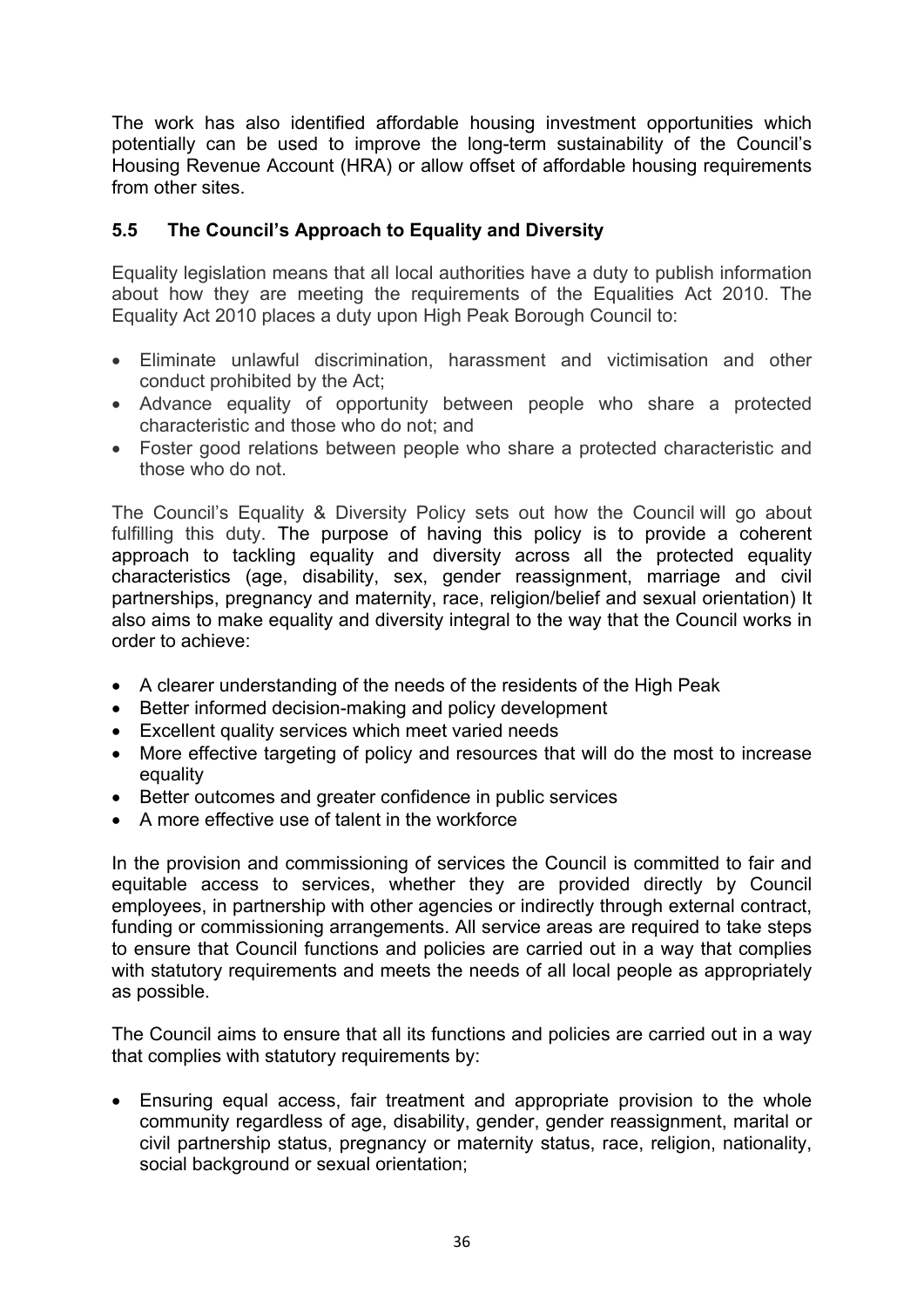The work has also identified affordable housing investment opportunities which potentially can be used to improve the long-term sustainability of the Council's Housing Revenue Account (HRA) or allow offset of affordable housing requirements from other sites.

### 5.5 The Council's Approach to Equality and Diversity

Equality legislation means that all local authorities have a duty to publish information about how they are meeting the requirements of the Equalities Act 2010. The Equality Act 2010 places a duty upon High Peak Borough Council to:

- Eliminate unlawful discrimination, harassment and victimisation and other conduct prohibited by the Act;
- Advance equality of opportunity between people who share a protected characteristic and those who do not; and
- Foster good relations between people who share a protected characteristic and those who do not.

The Council's Equality & Diversity Policy sets out how the Council will go about fulfilling this duty. The purpose of having this policy is to provide a coherent approach to tackling equality and diversity across all the protected equality characteristics (age, disability, sex, gender reassignment, marriage and civil partnerships, pregnancy and maternity, race, religion/belief and sexual orientation) It also aims to make equality and diversity integral to the way that the Council works in order to achieve:

- A clearer understanding of the needs of the residents of the High Peak
- Better informed decision-making and policy development
- Excellent quality services which meet varied needs
- More effective targeting of policy and resources that will do the most to increase equality
- Better outcomes and greater confidence in public services
- A more effective use of talent in the workforce

In the provision and commissioning of services the Council is committed to fair and equitable access to services, whether they are provided directly by Council employees, in partnership with other agencies or indirectly through external contract, funding or commissioning arrangements. All service areas are required to take steps to ensure that Council functions and policies are carried out in a way that complies with statutory requirements and meets the needs of all local people as appropriately as possible.

The Council aims to ensure that all its functions and policies are carried out in a way that complies with statutory requirements by:

- Ensuring equal access, fair treatment and appropriate provision to the whole community regardless of age, disability, gender, gender reassignment, marital or civil partnership status, pregnancy or maternity status, race, religion, nationality, social background or sexual orientation;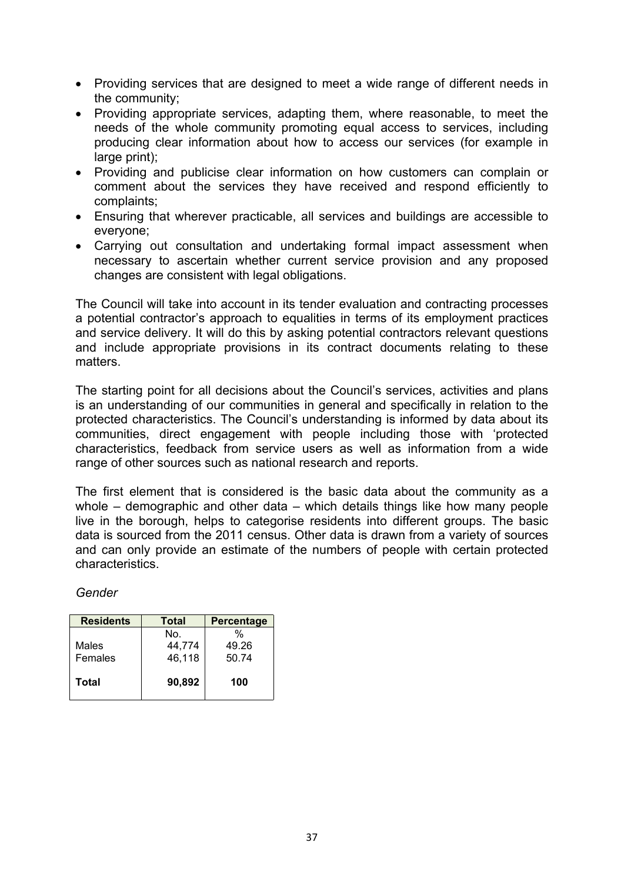- Providing services that are designed to meet a wide range of different needs in the community;
- Providing appropriate services, adapting them, where reasonable, to meet the needs of the whole community promoting equal access to services, including producing clear information about how to access our services (for example in large print);
- Providing and publicise clear information on how customers can complain or comment about the services they have received and respond efficiently to complaints;
- Ensuring that wherever practicable, all services and buildings are accessible to everyone;
- Carrying out consultation and undertaking formal impact assessment when necessary to ascertain whether current service provision and any proposed changes are consistent with legal obligations.

The Council will take into account in its tender evaluation and contracting processes a potential contractor's approach to equalities in terms of its employment practices and service delivery. It will do this by asking potential contractors relevant questions and include appropriate provisions in its contract documents relating to these matters.

The starting point for all decisions about the Council's services, activities and plans is an understanding of our communities in general and specifically in relation to the protected characteristics. The Council's understanding is informed by data about its communities, direct engagement with people including those with 'protected characteristics, feedback from service users as well as information from a wide range of other sources such as national research and reports.

The first element that is considered is the basic data about the community as a whole – demographic and other data – which details things like how many people live in the borough, helps to categorise residents into different groups. The basic data is sourced from the 2011 census. Other data is drawn from a variety of sources and can only provide an estimate of the numbers of people with certain protected characteristics.

*Gender*

| Residents | Total | Percentage |
|---|---|---|
| | No. | % |
| Males | 44,774 | 49.26 |
| Females | 46,118 | 50.74 |
| **Total** | **90,892** | **100** |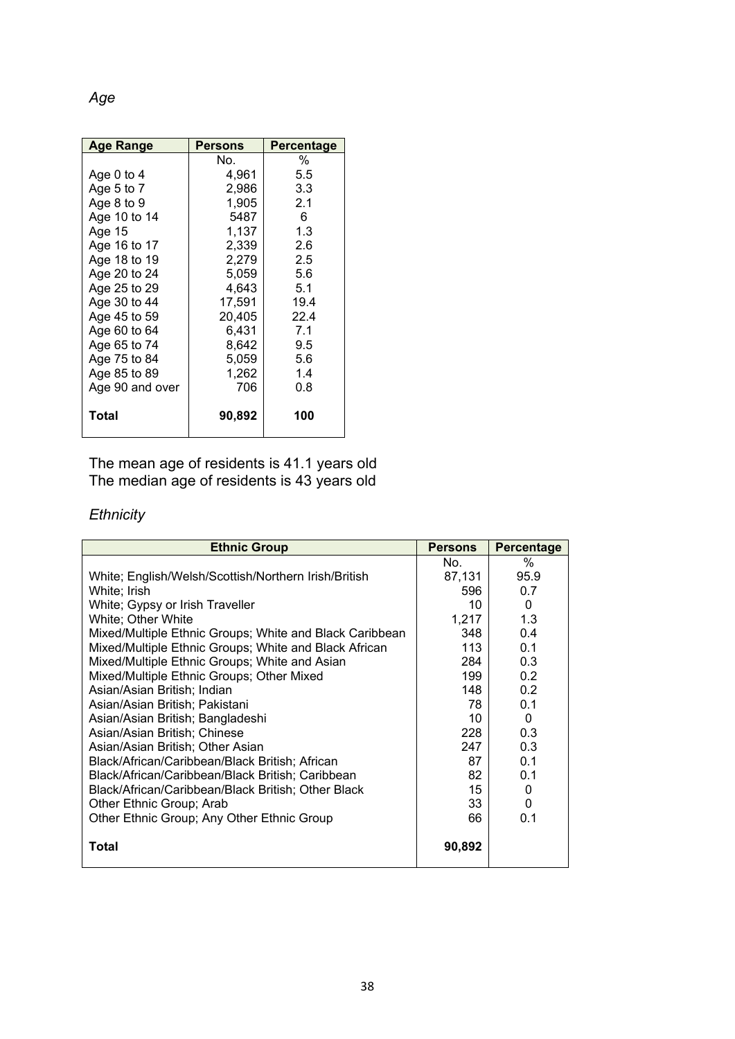*Age*

| Age Range | Persons | Percentage |
|---|---|---|
| | No. | % |
| Age 0 to 4 | 4,961 | 5.5 |
| Age 5 to 7 | 2,986 | 3.3 |
| Age 8 to 9 | 1,905 | 2.1 |
| Age 10 to 14 | 5487 | 6 |
| Age 15 | 1,137 | 1.3 |
| Age 16 to 17 | 2,339 | 2.6 |
| Age 18 to 19 | 2,279 | 2.5 |
| Age 20 to 24 | 5,059 | 5.6 |
| Age 25 to 29 | 4,643 | 5.1 |
| Age 30 to 44 | 17,591 | 19.4 |
| Age 45 to 59 | 20,405 | 22.4 |
| Age 60 to 64 | 6,431 | 7.1 |
| Age 65 to 74 | 8,642 | 9.5 |
| Age 75 to 84 | 5,059 | 5.6 |
| Age 85 to 89 | 1,262 | 1.4 |
| Age 90 and over | 706 | 0.8 |
| **Total** | **90,892** | **100** |

The mean age of residents is 41.1 years old
The median age of residents is 43 years old

*Ethnicity*

| Ethnic Group | Persons | Percentage |
|---|---|---|
| | No. | % |
| White; English/Welsh/Scottish/Northern Irish/British | 87,131 | 95.9 |
| White; Irish | 596 | 0.7 |
| White; Gypsy or Irish Traveller | 10 | 0 |
| White; Other White | 1,217 | 1.3 |
| Mixed/Multiple Ethnic Groups; White and Black Caribbean | 348 | 0.4 |
| Mixed/Multiple Ethnic Groups; White and Black African | 113 | 0.1 |
| Mixed/Multiple Ethnic Groups; White and Asian | 284 | 0.3 |
| Mixed/Multiple Ethnic Groups; Other Mixed | 199 | 0.2 |
| Asian/Asian British; Indian | 148 | 0.2 |
| Asian/Asian British; Pakistani | 78 | 0.1 |
| Asian/Asian British; Bangladeshi | 10 | 0 |
| Asian/Asian British; Chinese | 228 | 0.3 |
| Asian/Asian British; Other Asian | 247 | 0.3 |
| Black/African/Caribbean/Black British; African | 87 | 0.1 |
| Black/African/Caribbean/Black British; Caribbean | 82 | 0.1 |
| Black/African/Caribbean/Black British; Other Black | 15 | 0 |
| Other Ethnic Group; Arab | 33 | 0 |
| Other Ethnic Group; Any Other Ethnic Group | 66 | 0.1 |
| **Total** | **90,892** | |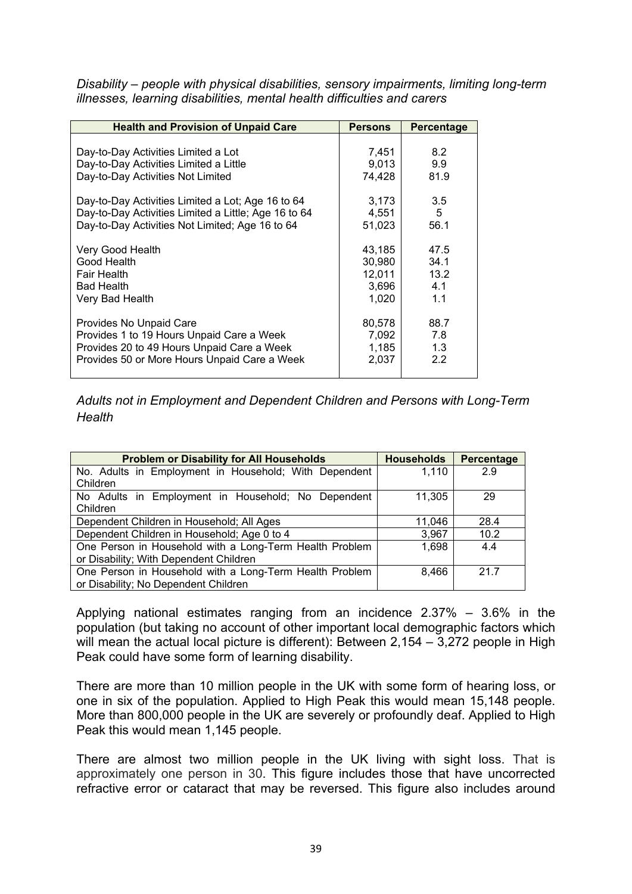*Disability – people with physical disabilities, sensory impairments, limiting long-term illnesses, learning disabilities, mental health difficulties and carers*

| Health and Provision of Unpaid Care | Persons | Percentage |
|---|---|---|
| Day-to-Day Activities Limited a Lot | 7,451 | 8.2 |
| Day-to-Day Activities Limited a Little | 9,013 | 9.9 |
| Day-to-Day Activities Not Limited | 74,428 | 81.9 |
| Day-to-Day Activities Limited a Lot; Age 16 to 64 | 3,173 | 3.5 |
| Day-to-Day Activities Limited a Little; Age 16 to 64 | 4,551 | 5 |
| Day-to-Day Activities Not Limited; Age 16 to 64 | 51,023 | 56.1 |
| Very Good Health | 43,185 | 47.5 |
| Good Health | 30,980 | 34.1 |
| Fair Health | 12,011 | 13.2 |
| Bad Health | 3,696 | 4.1 |
| Very Bad Health | 1,020 | 1.1 |
| Provides No Unpaid Care | 80,578 | 88.7 |
| Provides 1 to 19 Hours Unpaid Care a Week | 7,092 | 7.8 |
| Provides 20 to 49 Hours Unpaid Care a Week | 1,185 | 1.3 |
| Provides 50 or More Hours Unpaid Care a Week | 2,037 | 2.2 |

*Adults not in Employment and Dependent Children and Persons with Long-Term Health*

| Problem or Disability for All Households | Households | Percentage |
|---|---|---|
| No. Adults in Employment in Household; With Dependent Children | 1,110 | 2.9 |
| No Adults in Employment in Household; No Dependent Children | 11,305 | 29 |
| Dependent Children in Household; All Ages | 11,046 | 28.4 |
| Dependent Children in Household; Age 0 to 4 | 3,967 | 10.2 |
| One Person in Household with a Long-Term Health Problem or Disability; With Dependent Children | 1,698 | 4.4 |
| One Person in Household with a Long-Term Health Problem or Disability; No Dependent Children | 8,466 | 21.7 |

Applying national estimates ranging from an incidence 2.37% – 3.6% in the population (but taking no account of other important local demographic factors which will mean the actual local picture is different): Between 2,154 – 3,272 people in High Peak could have some form of learning disability.

There are more than 10 million people in the UK with some form of hearing loss, or one in six of the population. Applied to High Peak this would mean 15,148 people. More than 800,000 people in the UK are severely or profoundly deaf. Applied to High Peak this would mean 1,145 people.

There are almost two million people in the UK living with sight loss. That is approximately one person in 30. This figure includes those that have uncorrected refractive error or cataract that may be reversed. This figure also includes around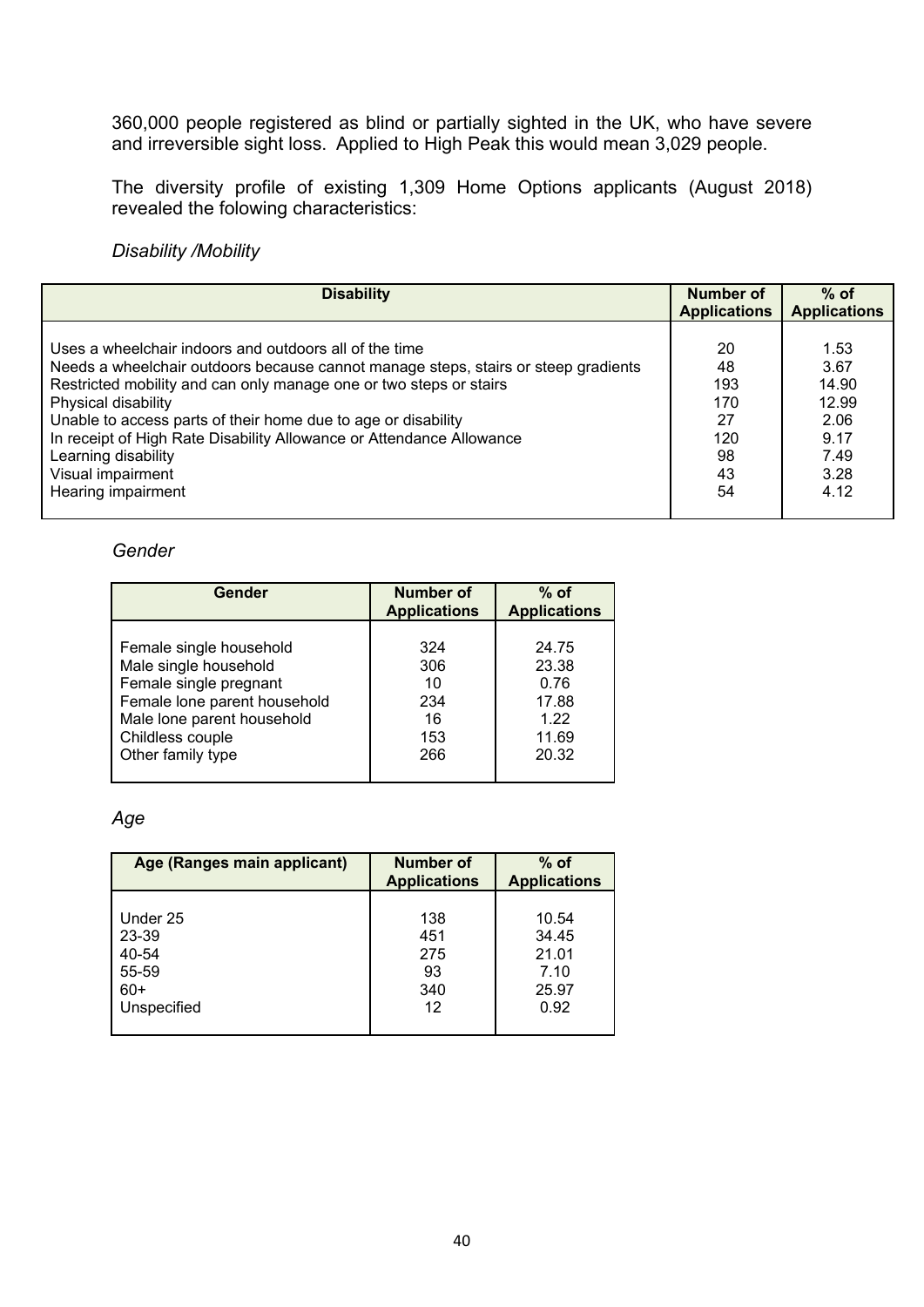360,000 people registered as blind or partially sighted in the UK, who have severe and irreversible sight loss. Applied to High Peak this would mean 3,029 people.

The diversity profile of existing 1,309 Home Options applicants (August 2018) revealed the folowing characteristics:

*Disability /Mobility*

| Disability | Number of Applications | % of Applications |
|---|---|---|
| Uses a wheelchair indoors and outdoors all of the time | 20 | 1.53 |
| Needs a wheelchair outdoors because cannot manage steps, stairs or steep gradients | 48 | 3.67 |
| Restricted mobility and can only manage one or two steps or stairs | 193 | 14.90 |
| Physical disability | 170 | 12.99 |
| Unable to access parts of their home due to age or disability | 27 | 2.06 |
| In receipt of High Rate Disability Allowance or Attendance Allowance | 120 | 9.17 |
| Learning disability | 98 | 7.49 |
| Visual impairment | 43 | 3.28 |
| Hearing impairment | 54 | 4.12 |

*Gender*

| Gender | Number of Applications | % of Applications |
|---|---|---|
| Female single household | 324 | 24.75 |
| Male single household | 306 | 23.38 |
| Female single pregnant | 10 | 0.76 |
| Female lone parent household | 234 | 17.88 |
| Male lone parent household | 16 | 1.22 |
| Childless couple | 153 | 11.69 |
| Other family type | 266 | 20.32 |

*Age*

| Age (Ranges main applicant) | Number of Applications | % of Applications |
|---|---|---|
| Under 25 | 138 | 10.54 |
| 23-39 | 451 | 34.45 |
| 40-54 | 275 | 21.01 |
| 55-59 | 93 | 7.10 |
| 60+ | 340 | 25.97 |
| Unspecified | 12 | 0.92 |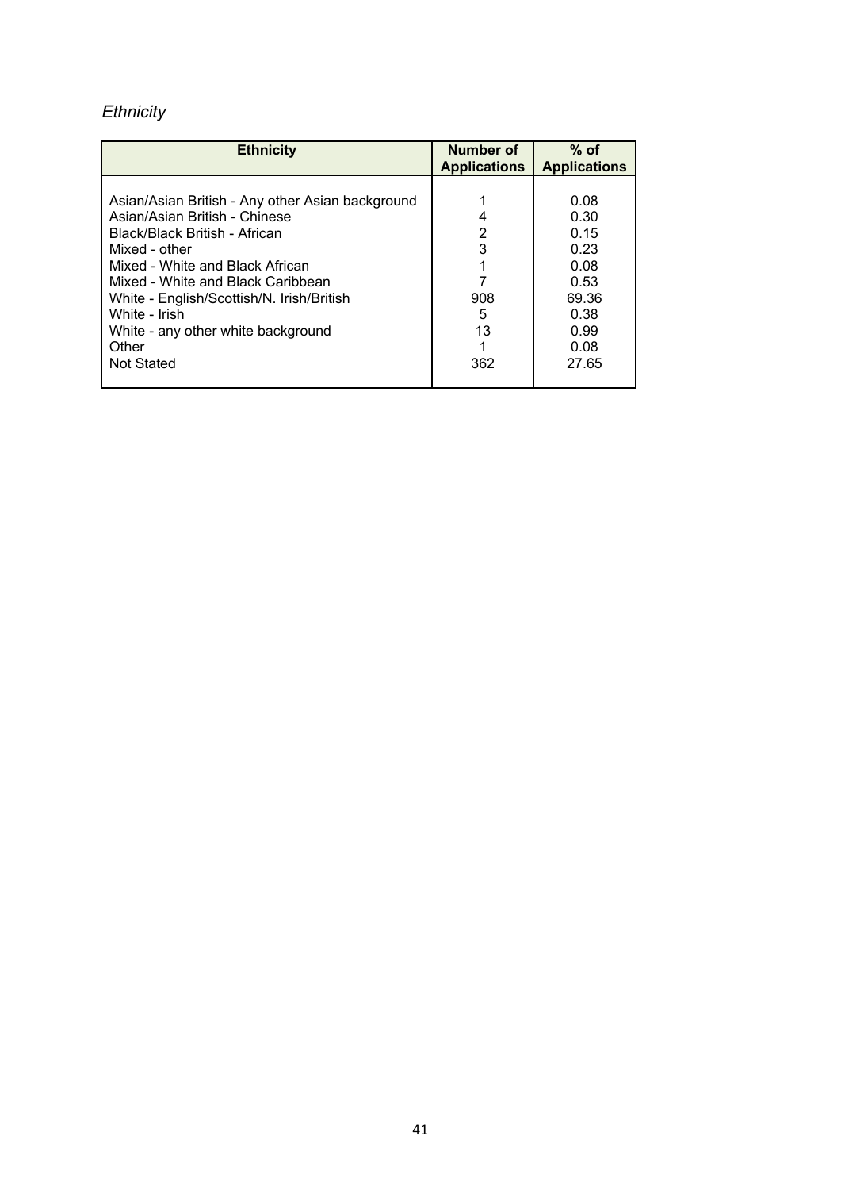*Ethnicity*

| Ethnicity | Number of Applications | % of Applications |
|---|---|---|
| Asian/Asian British - Any other Asian background | 1 | 0.08 |
| Asian/Asian British - Chinese | 4 | 0.30 |
| Black/Black British - African | 2 | 0.15 |
| Mixed - other | 3 | 0.23 |
| Mixed - White and Black African | 1 | 0.08 |
| Mixed - White and Black Caribbean | 7 | 0.53 |
| White - English/Scottish/N. Irish/British | 908 | 69.36 |
| White - Irish | 5 | 0.38 |
| White - any other white background | 13 | 0.99 |
| Other | 1 | 0.08 |
| Not Stated | 362 | 27.65 |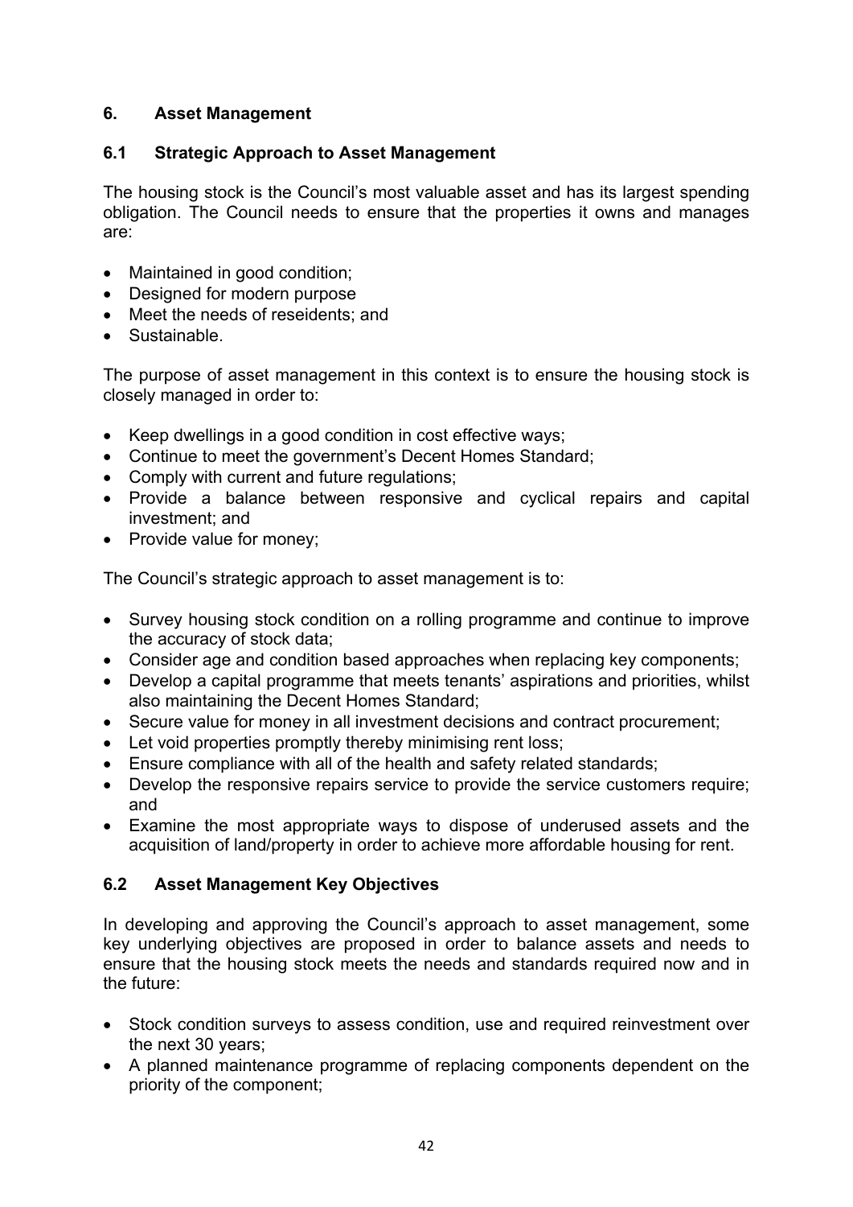## 6. Asset Management

### 6.1 Strategic Approach to Asset Management

The housing stock is the Council's most valuable asset and has its largest spending obligation. The Council needs to ensure that the properties it owns and manages are:

- Maintained in good condition;
- Designed for modern purpose
- Meet the needs of reseidents; and
- Sustainable.

The purpose of asset management in this context is to ensure the housing stock is closely managed in order to:

- Keep dwellings in a good condition in cost effective ways;
- Continue to meet the government's Decent Homes Standard;
- Comply with current and future regulations;
- Provide a balance between responsive and cyclical repairs and capital investment; and
- Provide value for money;

The Council's strategic approach to asset management is to:

- Survey housing stock condition on a rolling programme and continue to improve the accuracy of stock data;
- Consider age and condition based approaches when replacing key components;
- Develop a capital programme that meets tenants' aspirations and priorities, whilst also maintaining the Decent Homes Standard;
- Secure value for money in all investment decisions and contract procurement;
- Let void properties promptly thereby minimising rent loss;
- Ensure compliance with all of the health and safety related standards;
- Develop the responsive repairs service to provide the service customers require; and
- Examine the most appropriate ways to dispose of underused assets and the acquisition of land/property in order to achieve more affordable housing for rent.

### 6.2 Asset Management Key Objectives

In developing and approving the Council's approach to asset management, some key underlying objectives are proposed in order to balance assets and needs to ensure that the housing stock meets the needs and standards required now and in the future:

- Stock condition surveys to assess condition, use and required reinvestment over the next 30 years;
- A planned maintenance programme of replacing components dependent on the priority of the component;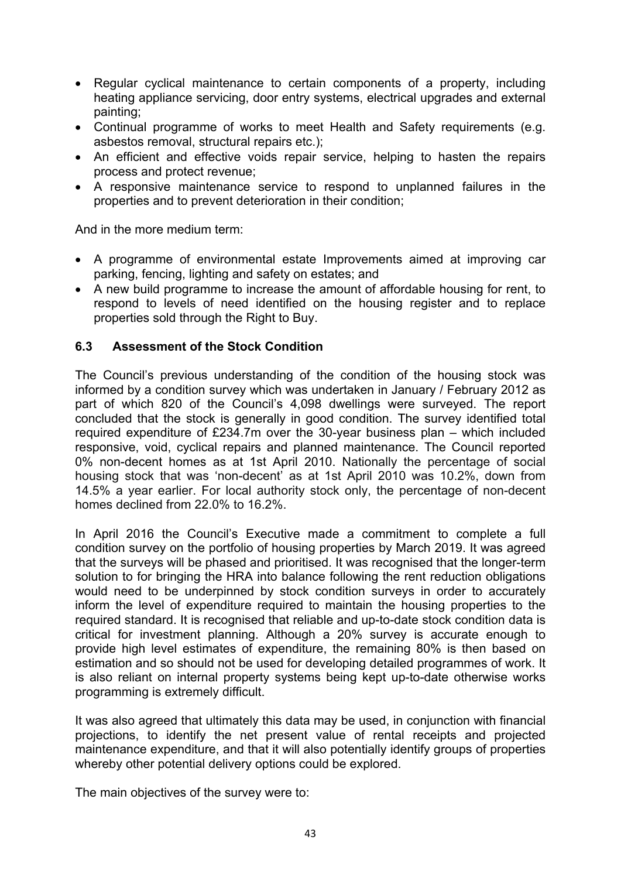- Regular cyclical maintenance to certain components of a property, including heating appliance servicing, door entry systems, electrical upgrades and external painting;
- Continual programme of works to meet Health and Safety requirements (e.g. asbestos removal, structural repairs etc.);
- An efficient and effective voids repair service, helping to hasten the repairs process and protect revenue;
- A responsive maintenance service to respond to unplanned failures in the properties and to prevent deterioration in their condition;

And in the more medium term:

- A programme of environmental estate Improvements aimed at improving car parking, fencing, lighting and safety on estates; and
- A new build programme to increase the amount of affordable housing for rent, to respond to levels of need identified on the housing register and to replace properties sold through the Right to Buy.

### 6.3 Assessment of the Stock Condition

The Council's previous understanding of the condition of the housing stock was informed by a condition survey which was undertaken in January / February 2012 as part of which 820 of the Council's 4,098 dwellings were surveyed. The report concluded that the stock is generally in good condition. The survey identified total required expenditure of £234.7m over the 30-year business plan – which included responsive, void, cyclical repairs and planned maintenance. The Council reported 0% non-decent homes as at 1st April 2010. Nationally the percentage of social housing stock that was 'non-decent' as at 1st April 2010 was 10.2%, down from 14.5% a year earlier. For local authority stock only, the percentage of non-decent homes declined from 22.0% to 16.2%.

In April 2016 the Council's Executive made a commitment to complete a full condition survey on the portfolio of housing properties by March 2019. It was agreed that the surveys will be phased and prioritised. It was recognised that the longer-term solution to for bringing the HRA into balance following the rent reduction obligations would need to be underpinned by stock condition surveys in order to accurately inform the level of expenditure required to maintain the housing properties to the required standard. It is recognised that reliable and up-to-date stock condition data is critical for investment planning. Although a 20% survey is accurate enough to provide high level estimates of expenditure, the remaining 80% is then based on estimation and so should not be used for developing detailed programmes of work. It is also reliant on internal property systems being kept up-to-date otherwise works programming is extremely difficult.

It was also agreed that ultimately this data may be used, in conjunction with financial projections, to identify the net present value of rental receipts and projected maintenance expenditure, and that it will also potentially identify groups of properties whereby other potential delivery options could be explored.

The main objectives of the survey were to: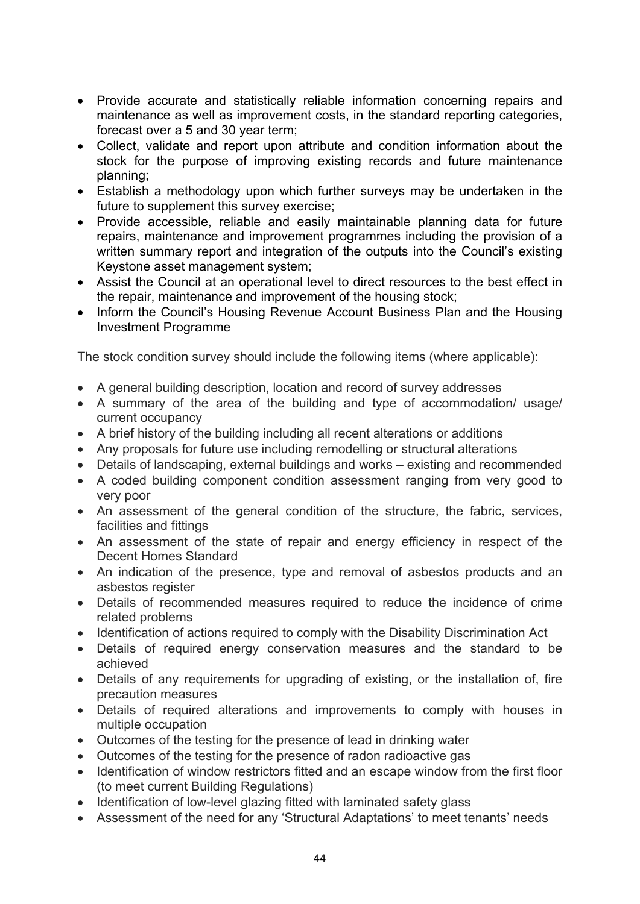- Provide accurate and statistically reliable information concerning repairs and maintenance as well as improvement costs, in the standard reporting categories, forecast over a 5 and 30 year term;
- Collect, validate and report upon attribute and condition information about the stock for the purpose of improving existing records and future maintenance planning;
- Establish a methodology upon which further surveys may be undertaken in the future to supplement this survey exercise;
- Provide accessible, reliable and easily maintainable planning data for future repairs, maintenance and improvement programmes including the provision of a written summary report and integration of the outputs into the Council's existing Keystone asset management system;
- Assist the Council at an operational level to direct resources to the best effect in the repair, maintenance and improvement of the housing stock;
- Inform the Council's Housing Revenue Account Business Plan and the Housing Investment Programme

The stock condition survey should include the following items (where applicable):

- A general building description, location and record of survey addresses
- A summary of the area of the building and type of accommodation/ usage/ current occupancy
- A brief history of the building including all recent alterations or additions
- Any proposals for future use including remodelling or structural alterations
- Details of landscaping, external buildings and works – existing and recommended
- A coded building component condition assessment ranging from very good to very poor
- An assessment of the general condition of the structure, the fabric, services, facilities and fittings
- An assessment of the state of repair and energy efficiency in respect of the Decent Homes Standard
- An indication of the presence, type and removal of asbestos products and an asbestos register
- Details of recommended measures required to reduce the incidence of crime related problems
- Identification of actions required to comply with the Disability Discrimination Act
- Details of required energy conservation measures and the standard to be achieved
- Details of any requirements for upgrading of existing, or the installation of, fire precaution measures
- Details of required alterations and improvements to comply with houses in multiple occupation
- Outcomes of the testing for the presence of lead in drinking water
- Outcomes of the testing for the presence of radon radioactive gas
- Identification of window restrictors fitted and an escape window from the first floor (to meet current Building Regulations)
- Identification of low-level glazing fitted with laminated safety glass
- Assessment of the need for any 'Structural Adaptations' to meet tenants' needs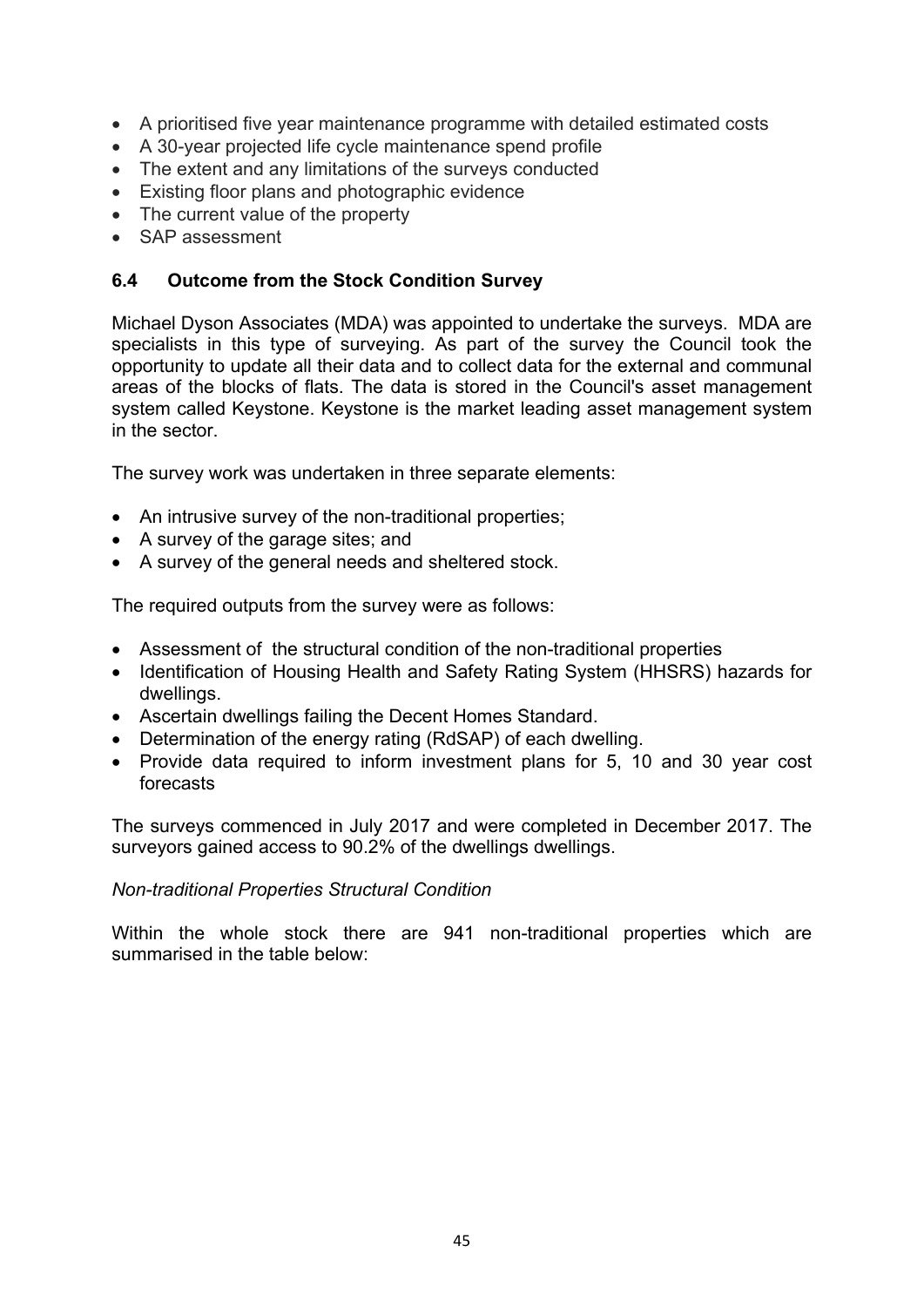- A prioritised five year maintenance programme with detailed estimated costs
- A 30-year projected life cycle maintenance spend profile
- The extent and any limitations of the surveys conducted
- Existing floor plans and photographic evidence
- The current value of the property
- SAP assessment

### 6.4 Outcome from the Stock Condition Survey

Michael Dyson Associates (MDA) was appointed to undertake the surveys. MDA are specialists in this type of surveying. As part of the survey the Council took the opportunity to update all their data and to collect data for the external and communal areas of the blocks of flats. The data is stored in the Council's asset management system called Keystone. Keystone is the market leading asset management system in the sector.

The survey work was undertaken in three separate elements:

- An intrusive survey of the non-traditional properties;
- A survey of the garage sites; and
- A survey of the general needs and sheltered stock.

The required outputs from the survey were as follows:

- Assessment of the structural condition of the non-traditional properties
- Identification of Housing Health and Safety Rating System (HHSRS) hazards for dwellings.
- Ascertain dwellings failing the Decent Homes Standard.
- Determination of the energy rating (RdSAP) of each dwelling.
- Provide data required to inform investment plans for 5, 10 and 30 year cost forecasts

The surveys commenced in July 2017 and were completed in December 2017. The surveyors gained access to 90.2% of the dwellings dwellings.

*Non-traditional Properties Structural Condition*

Within the whole stock there are 941 non-traditional properties which are summarised in the table below: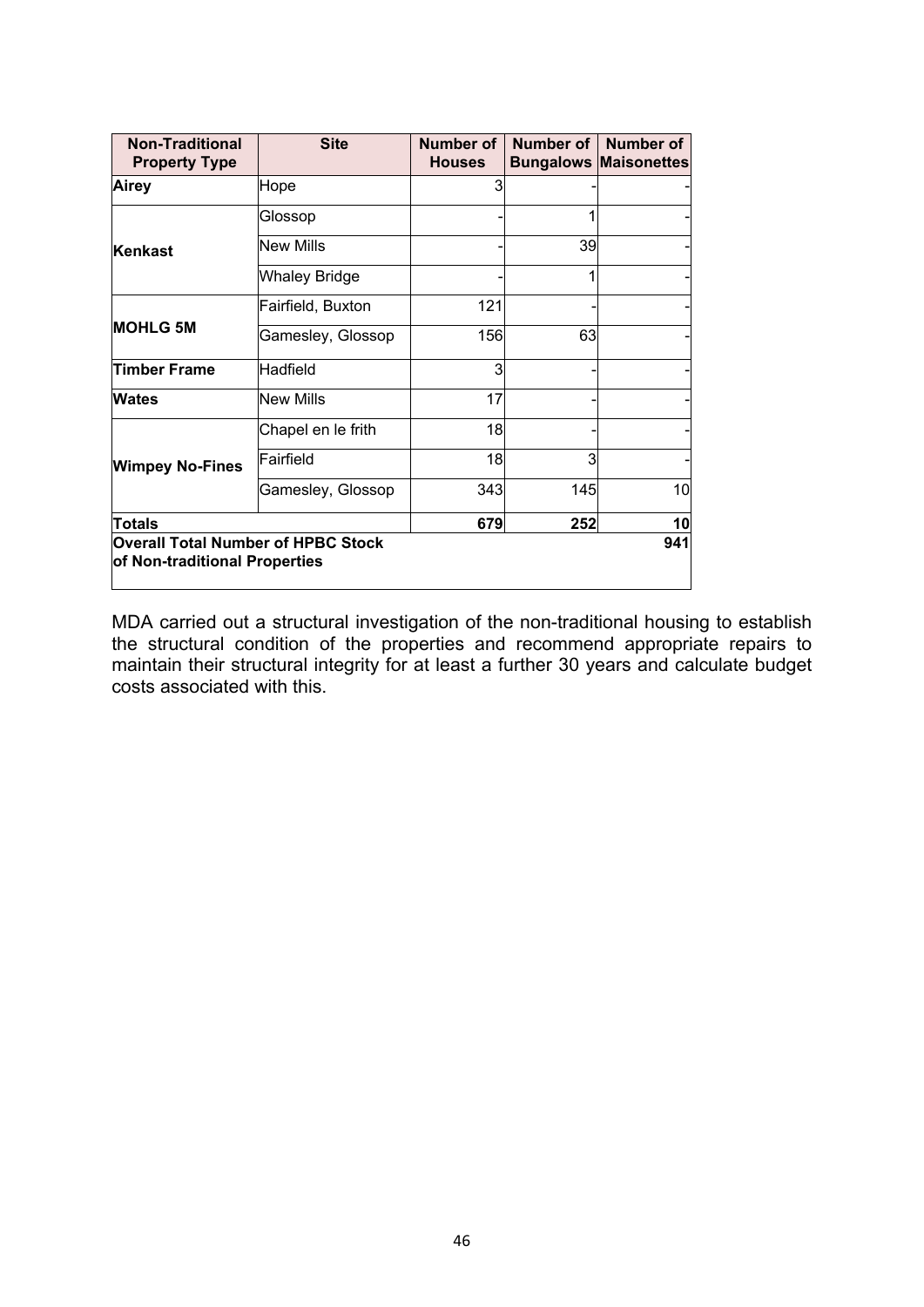| Non-Traditional Property Type | Site | Number of Houses | Number of Bungalows | Number of Maisonettes |
|---|---|---|---|---|
| **Airey** | Hope | 3 | - | - |
| **Kenkast** | Glossop | - | 1 | - |
| | New Mills | - | 39 | - |
| | Whaley Bridge | - | 1 | - |
| **MOHLG 5M** | Fairfield, Buxton | 121 | - | - |
| | Gamesley, Glossop | 156 | 63 | - |
| **Timber Frame** | Hadfield | 3 | - | - |
| **Wates** | New Mills | 17 | - | - |
| **Wimpey No-Fines** | Chapel en le frith | 18 | - | - |
| | Fairfield | 18 | 3 | - |
| | Gamesley, Glossop | 343 | 145 | 10 |
| **Totals** | | **679** | **252** | **10** |
| **Overall Total Number of HPBC Stock of Non-traditional Properties** | | | | **941** |

MDA carried out a structural investigation of the non-traditional housing to establish the structural condition of the properties and recommend appropriate repairs to maintain their structural integrity for at least a further 30 years and calculate budget costs associated with this.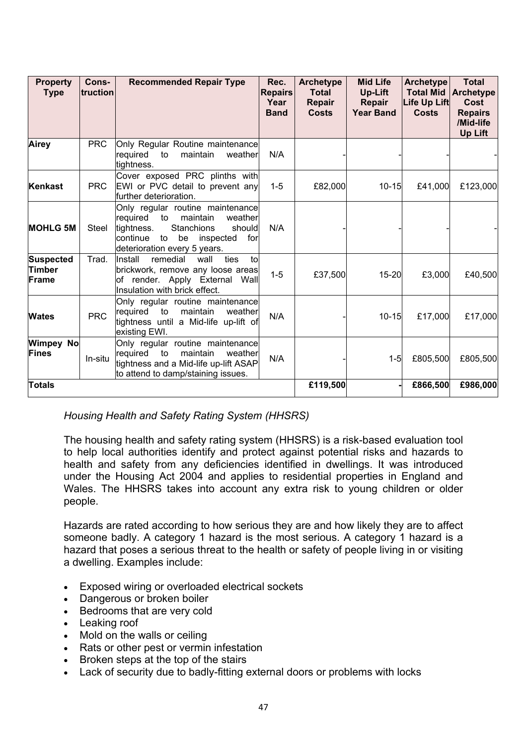| Property Type | Cons-truction | Recommended Repair Type | Rec. Repairs Year Band | Archetype Total Repair Costs | Mid Life Up-Lift Repair Year Band | Archetype Total Mid Life Up Lift Costs | Total Archetype Cost Repairs /Mid-life Up Lift |
|---|---|---|---|---|---|---|---|
| **Airey** | PRC | Only Regular Routine maintenance required to maintain weather tightness. | N/A | - | - | - | - |
| **Kenkast** | PRC | Cover exposed PRC plinths with EWI or PVC detail to prevent any further deterioration. | 1-5 | £82,000 | 10-15 | £41,000 | £123,000 |
| **MOHLG 5M** | Steel | Only regular routine maintenance required to maintain weather tightness. Stanchions should continue to be inspected for deterioration every 5 years. | N/A | - | - | - | - |
| **Suspected Timber Frame** | Trad. | Install remedial wall ties to brickwork, remove any loose areas of render. Apply External Wall Insulation with brick effect. | 1-5 | £37,500 | 15-20 | £3,000 | £40,500 |
| **Wates** | PRC | Only regular routine maintenance required to maintain weather tightness until a Mid-life up-lift of existing EWI. | N/A | - | 10-15 | £17,000 | £17,000 |
| **Wimpey No Fines** | In-situ | Only regular routine maintenance required to maintain weather tightness and a Mid-life up-lift ASAP to attend to damp/staining issues. | N/A | - | 1-5 | £805,500 | £805,500 |
| **Totals** | | | | **£119,500** | **-** | **£866,500** | **£986,000** |

*Housing Health and Safety Rating System (HHSRS)*

The housing health and safety rating system (HHSRS) is a risk-based evaluation tool to help local authorities identify and protect against potential risks and hazards to health and safety from any deficiencies identified in dwellings. It was introduced under the Housing Act 2004 and applies to residential properties in England and Wales. The HHSRS takes into account any extra risk to young children or older people.

Hazards are rated according to how serious they are and how likely they are to affect someone badly. A category 1 hazard is the most serious. A category 1 hazard is a hazard that poses a serious threat to the health or safety of people living in or visiting a dwelling. Examples include:

- Exposed wiring or overloaded electrical sockets
- Dangerous or broken boiler
- Bedrooms that are very cold
- Leaking roof
- Mold on the walls or ceiling
- Rats or other pest or vermin infestation
- Broken steps at the top of the stairs
- Lack of security due to badly-fitting external doors or problems with locks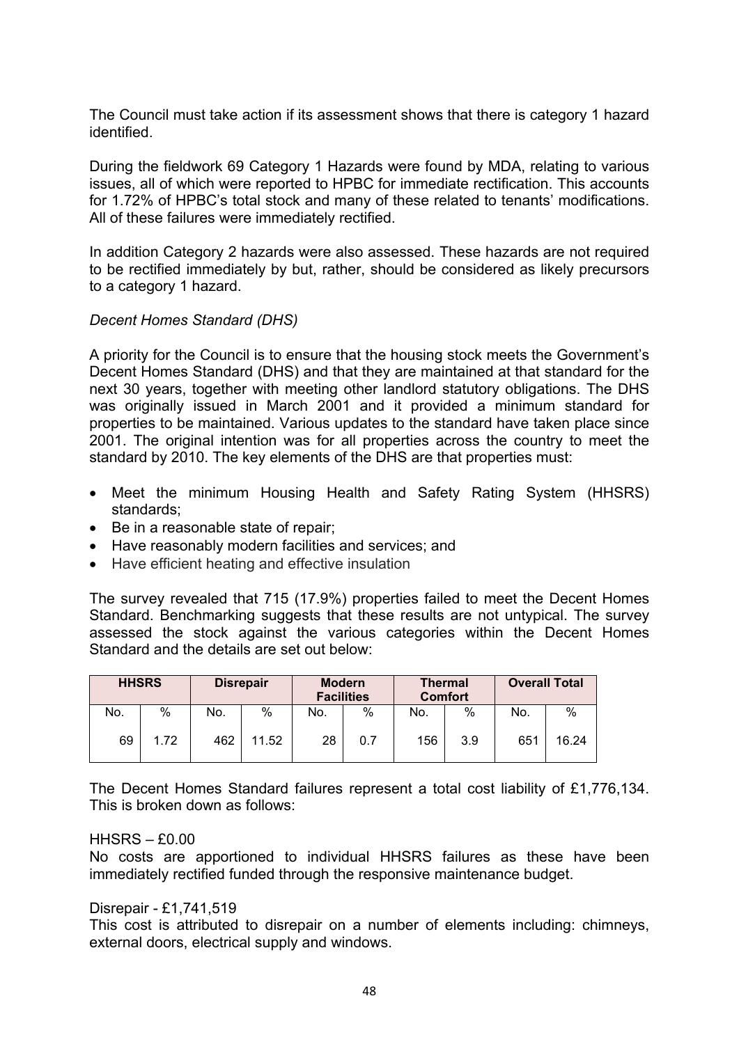The Council must take action if its assessment shows that there is category 1 hazard identified.

During the fieldwork 69 Category 1 Hazards were found by MDA, relating to various issues, all of which were reported to HPBC for immediate rectification. This accounts for 1.72% of HPBC's total stock and many of these related to tenants' modifications. All of these failures were immediately rectified.

In addition Category 2 hazards were also assessed. These hazards are not required to be rectified immediately by but, rather, should be considered as likely precursors to a category 1 hazard.

*Decent Homes Standard (DHS)*

A priority for the Council is to ensure that the housing stock meets the Government's Decent Homes Standard (DHS) and that they are maintained at that standard for the next 30 years, together with meeting other landlord statutory obligations. The DHS was originally issued in March 2001 and it provided a minimum standard for properties to be maintained. Various updates to the standard have taken place since 2001. The original intention was for all properties across the country to meet the standard by 2010. The key elements of the DHS are that properties must:

- Meet the minimum Housing Health and Safety Rating System (HHSRS) standards;
- Be in a reasonable state of repair;
- Have reasonably modern facilities and services; and
- Have efficient heating and effective insulation

The survey revealed that 715 (17.9%) properties failed to meet the Decent Homes Standard. Benchmarking suggests that these results are not untypical. The survey assessed the stock against the various categories within the Decent Homes Standard and the details are set out below:

| HHSRS | | Disrepair | | Modern Facilities | | Thermal Comfort | | Overall Total | |
|---|---|---|---|---|---|---|---|---|---|
| No. | % | No. | % | No. | % | No. | % | No. | % |
| 69 | 1.72 | 462 | 11.52 | 28 | 0.7 | 156 | 3.9 | 651 | 16.24 |

The Decent Homes Standard failures represent a total cost liability of £1,776,134. This is broken down as follows:

HHSRS – £0.00
No costs are apportioned to individual HHSRS failures as these have been immediately rectified funded through the responsive maintenance budget.

Disrepair - £1,741,519
This cost is attributed to disrepair on a number of elements including: chimneys, external doors, electrical supply and windows.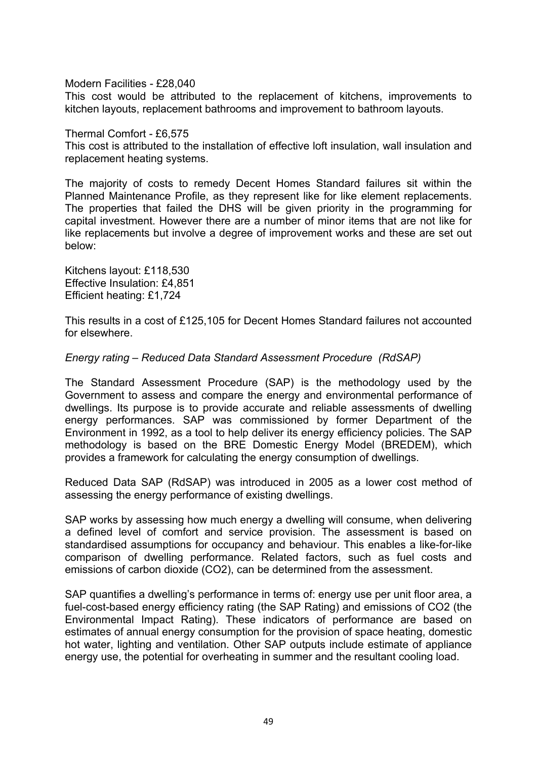Modern Facilities - £28,040

This cost would be attributed to the replacement of kitchens, improvements to kitchen layouts, replacement bathrooms and improvement to bathroom layouts.

Thermal Comfort - £6,575

This cost is attributed to the installation of effective loft insulation, wall insulation and replacement heating systems.

The majority of costs to remedy Decent Homes Standard failures sit within the Planned Maintenance Profile, as they represent like for like element replacements. The properties that failed the DHS will be given priority in the programming for capital investment. However there are a number of minor items that are not like for like replacements but involve a degree of improvement works and these are set out below:

Kitchens layout: £118,530
Effective Insulation: £4,851
Efficient heating: £1,724

This results in a cost of £125,105 for Decent Homes Standard failures not accounted for elsewhere.

*Energy rating – Reduced Data Standard Assessment Procedure (RdSAP)*

The Standard Assessment Procedure (SAP) is the methodology used by the Government to assess and compare the energy and environmental performance of dwellings. Its purpose is to provide accurate and reliable assessments of dwelling energy performances. SAP was commissioned by former Department of the Environment in 1992, as a tool to help deliver its energy efficiency policies. The SAP methodology is based on the BRE Domestic Energy Model (BREDEM), which provides a framework for calculating the energy consumption of dwellings.

Reduced Data SAP (RdSAP) was introduced in 2005 as a lower cost method of assessing the energy performance of existing dwellings.

SAP works by assessing how much energy a dwelling will consume, when delivering a defined level of comfort and service provision. The assessment is based on standardised assumptions for occupancy and behaviour. This enables a like-for-like comparison of dwelling performance. Related factors, such as fuel costs and emissions of carbon dioxide ($CO_2$), can be determined from the assessment.

SAP quantifies a dwelling's performance in terms of: energy use per unit floor area, a fuel-cost-based energy efficiency rating (the SAP Rating) and emissions of $CO_2$ (the Environmental Impact Rating). These indicators of performance are based on estimates of annual energy consumption for the provision of space heating, domestic hot water, lighting and ventilation. Other SAP outputs include estimate of appliance energy use, the potential for overheating in summer and the resultant cooling load.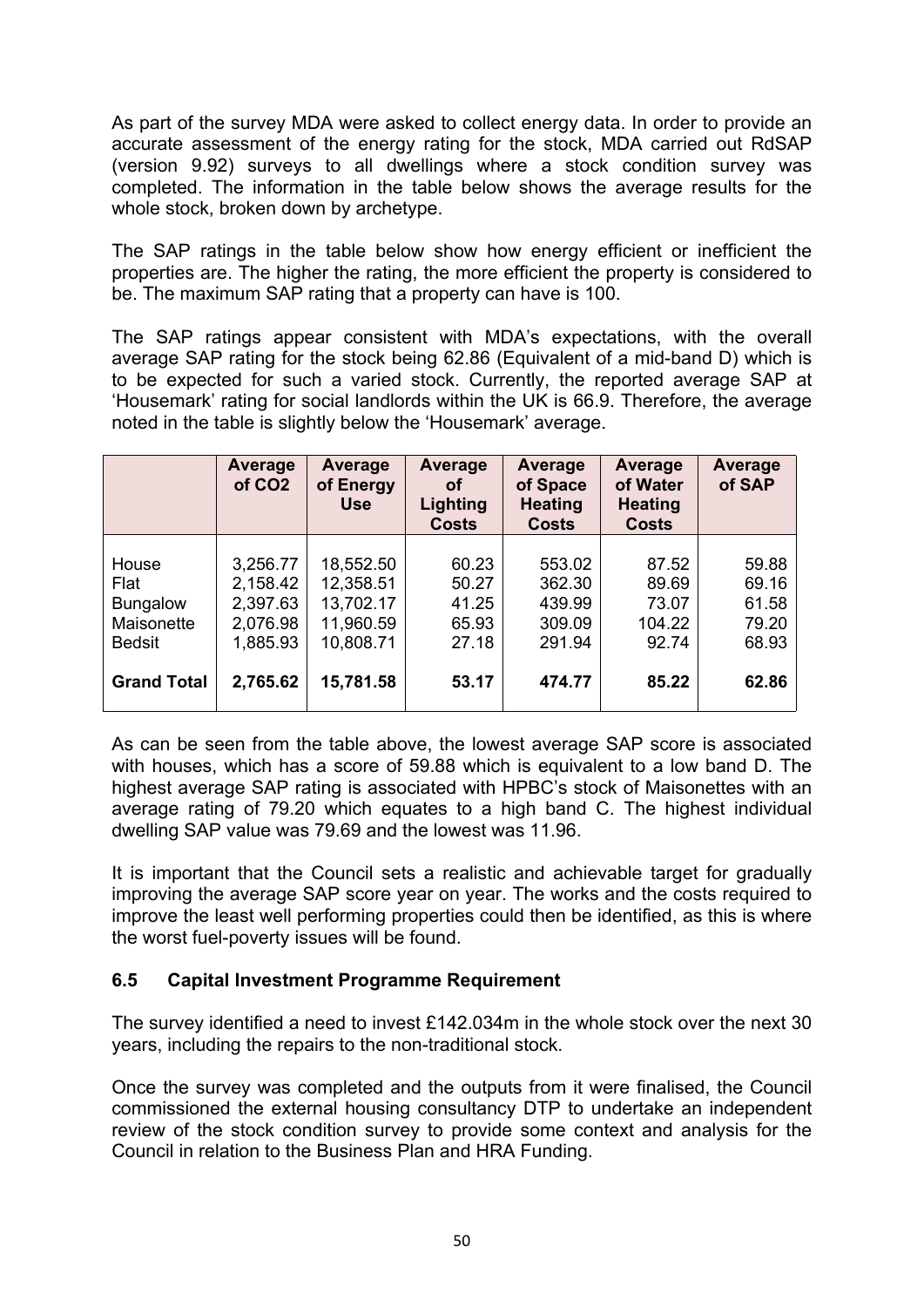As part of the survey MDA were asked to collect energy data. In order to provide an accurate assessment of the energy rating for the stock, MDA carried out RdSAP (version 9.92) surveys to all dwellings where a stock condition survey was completed. The information in the table below shows the average results for the whole stock, broken down by archetype.

The SAP ratings in the table below show how energy efficient or inefficient the properties are. The higher the rating, the more efficient the property is considered to be. The maximum SAP rating that a property can have is 100.

The SAP ratings appear consistent with MDA's expectations, with the overall average SAP rating for the stock being 62.86 (Equivalent of a mid-band D) which is to be expected for such a varied stock. Currently, the reported average SAP at 'Housemark' rating for social landlords within the UK is 66.9. Therefore, the average noted in the table is slightly below the 'Housemark' average.

| | **Average of $CO_2$** | **Average of Energy Use** | **Average of Lighting Costs** | **Average of Space Heating Costs** | **Average of Water Heating Costs** | **Average of SAP** |
|---|---|---|---|---|---|---|
| House | 3,256.77 | 18,552.50 | 60.23 | 553.02 | 87.52 | 59.88 |
| Flat | 2,158.42 | 12,358.51 | 50.27 | 362.30 | 89.69 | 69.16 |
| Bungalow | 2,397.63 | 13,702.17 | 41.25 | 439.99 | 73.07 | 61.58 |
| Maisonette | 2,076.98 | 11,960.59 | 65.93 | 309.09 | 104.22 | 79.20 |
| Bedsit | 1,885.93 | 10,808.71 | 27.18 | 291.94 | 92.74 | 68.93 |
| **Grand Total** | **2,765.62** | **15,781.58** | **53.17** | **474.77** | **85.22** | **62.86** |

As can be seen from the table above, the lowest average SAP score is associated with houses, which has a score of 59.88 which is equivalent to a low band D. The highest average SAP rating is associated with HPBC's stock of Maisonettes with an average rating of 79.20 which equates to a high band C. The highest individual dwelling SAP value was 79.69 and the lowest was 11.96.

It is important that the Council sets a realistic and achievable target for gradually improving the average SAP score year on year. The works and the costs required to improve the least well performing properties could then be identified, as this is where the worst fuel-poverty issues will be found.

### 6.5 Capital Investment Programme Requirement

The survey identified a need to invest £142.034m in the whole stock over the next 30 years, including the repairs to the non-traditional stock.

Once the survey was completed and the outputs from it were finalised, the Council commissioned the external housing consultancy DTP to undertake an independent review of the stock condition survey to provide some context and analysis for the Council in relation to the Business Plan and HRA Funding.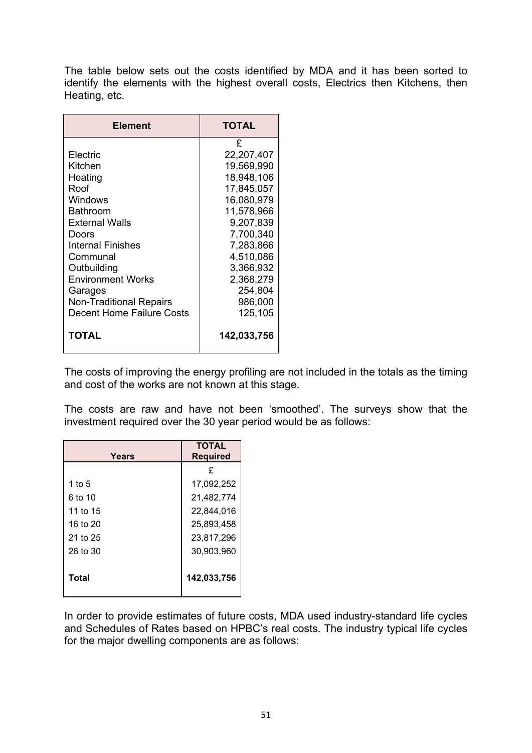The table below sets out the costs identified by MDA and it has been sorted to identify the elements with the highest overall costs, Electrics then Kitchens, then Heating, etc.

| Element | TOTAL |
|---|---|
| | £ |
| Electric | 22,207,407 |
| Kitchen | 19,569,990 |
| Heating | 18,948,106 |
| Roof | 17,845,057 |
| Windows | 16,080,979 |
| Bathroom | 11,578,966 |
| External Walls | 9,207,839 |
| Doors | 7,700,340 |
| Internal Finishes | 7,283,866 |
| Communal | 4,510,086 |
| Outbuilding | 3,366,932 |
| Environment Works | 2,368,279 |
| Garages | 254,804 |
| Non-Traditional Repairs | 986,000 |
| Decent Home Failure Costs | 125,105 |
| **TOTAL** | **142,033,756** |

The costs of improving the energy profiling are not included in the totals as the timing and cost of the works are not known at this stage.

The costs are raw and have not been 'smoothed'. The surveys show that the investment required over the 30 year period would be as follows:

| Years | TOTAL Required |
|---|---|
| | £ |
| 1 to 5 | 17,092,252 |
| 6 to 10 | 21,482,774 |
| 11 to 15 | 22,844,016 |
| 16 to 20 | 25,893,458 |
| 21 to 25 | 23,817,296 |
| 26 to 30 | 30,903,960 |
| **Total** | **142,033,756** |

In order to provide estimates of future costs, MDA used industry-standard life cycles and Schedules of Rates based on HPBC's real costs. The industry typical life cycles for the major dwelling components are as follows: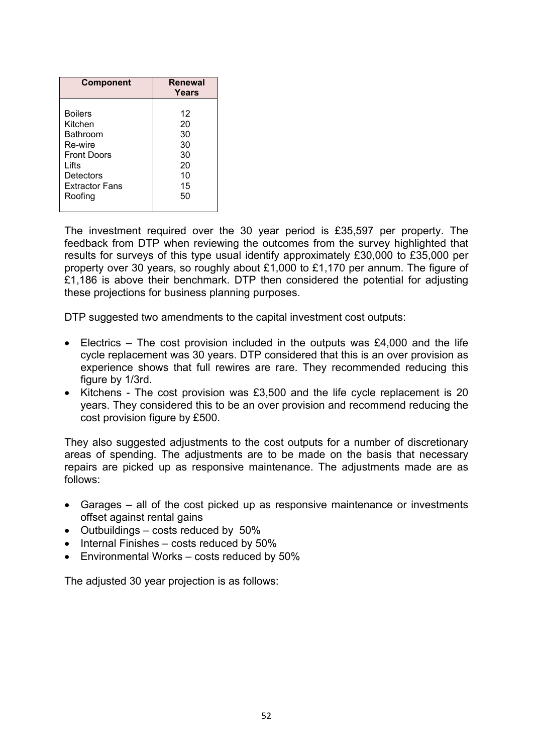| Component | Renewal Years |
|---|---|
| Boilers | 12 |
| Kitchen | 20 |
| Bathroom | 30 |
| Re-wire | 30 |
| Front Doors | 30 |
| Lifts | 20 |
| Detectors | 10 |
| Extractor Fans | 15 |
| Roofing | 50 |

The investment required over the 30 year period is £35,597 per property. The feedback from DTP when reviewing the outcomes from the survey highlighted that results for surveys of this type usual identify approximately £30,000 to £35,000 per property over 30 years, so roughly about £1,000 to £1,170 per annum. The figure of £1,186 is above their benchmark. DTP then considered the potential for adjusting these projections for business planning purposes.

DTP suggested two amendments to the capital investment cost outputs:

- Electrics – The cost provision included in the outputs was £4,000 and the life cycle replacement was 30 years. DTP considered that this is an over provision as experience shows that full rewires are rare. They recommended reducing this figure by 1/3rd.
- Kitchens - The cost provision was £3,500 and the life cycle replacement is 20 years. They considered this to be an over provision and recommend reducing the cost provision figure by £500.

They also suggested adjustments to the cost outputs for a number of discretionary areas of spending. The adjustments are to be made on the basis that necessary repairs are picked up as responsive maintenance. The adjustments made are as follows:

- Garages – all of the cost picked up as responsive maintenance or investments offset against rental gains
- Outbuildings – costs reduced by 50%
- Internal Finishes – costs reduced by 50%
- Environmental Works – costs reduced by 50%

The adjusted 30 year projection is as follows: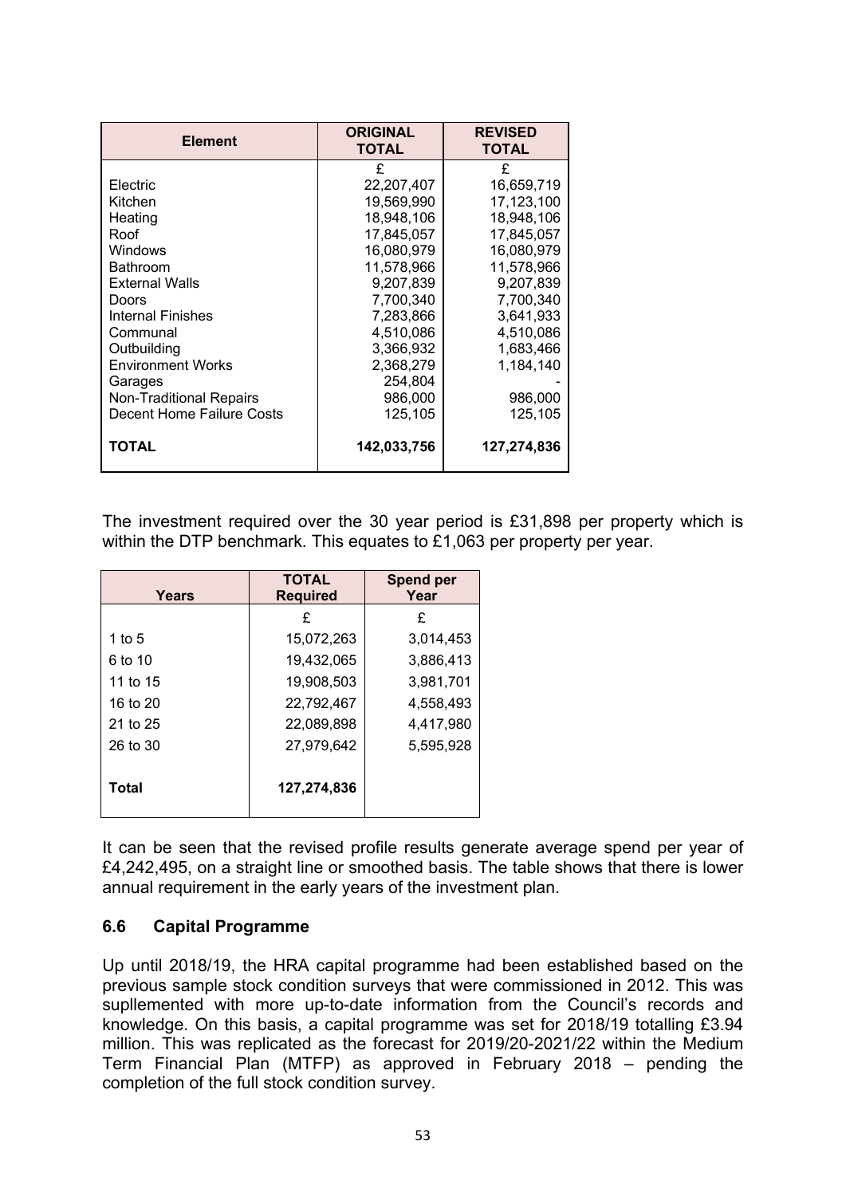| Element | ORIGINAL TOTAL | REVISED TOTAL |
|---|---|---|
| | £ | £ |
| Electric | 22,207,407 | 16,659,719 |
| Kitchen | 19,569,990 | 17,123,100 |
| Heating | 18,948,106 | 18,948,106 |
| Roof | 17,845,057 | 17,845,057 |
| Windows | 16,080,979 | 16,080,979 |
| Bathroom | 11,578,966 | 11,578,966 |
| External Walls | 9,207,839 | 9,207,839 |
| Doors | 7,700,340 | 7,700,340 |
| Internal Finishes | 7,283,866 | 3,641,933 |
| Communal | 4,510,086 | 4,510,086 |
| Outbuilding | 3,366,932 | 1,683,466 |
| Environment Works | 2,368,279 | 1,184,140 |
| Garages | 254,804 | - |
| Non-Traditional Repairs | 986,000 | 986,000 |
| Decent Home Failure Costs | 125,105 | 125,105 |
| **TOTAL** | **142,033,756** | **127,274,836** |

The investment required over the 30 year period is £31,898 per property which is within the DTP benchmark. This equates to £1,063 per property per year.

| Years | TOTAL Required | Spend per Year |
|---|---|---|
| | £ | £ |
| 1 to 5 | 15,072,263 | 3,014,453 |
| 6 to 10 | 19,432,065 | 3,886,413 |
| 11 to 15 | 19,908,503 | 3,981,701 |
| 16 to 20 | 22,792,467 | 4,558,493 |
| 21 to 25 | 22,089,898 | 4,417,980 |
| 26 to 30 | 27,979,642 | 5,595,928 |
| **Total** | **127,274,836** | |

It can be seen that the revised profile results generate average spend per year of £4,242,495, on a straight line or smoothed basis. The table shows that there is lower annual requirement in the early years of the investment plan.

### 6.6 Capital Programme

Up until 2018/19, the HRA capital programme had been established based on the previous sample stock condition surveys that were commissioned in 2012. This was supllemented with more up-to-date information from the Council's records and knowledge. On this basis, a capital programme was set for 2018/19 totalling £3.94 million. This was replicated as the forecast for 2019/20-2021/22 within the Medium Term Financial Plan (MTFP) as approved in February 2018 – pending the completion of the full stock condition survey.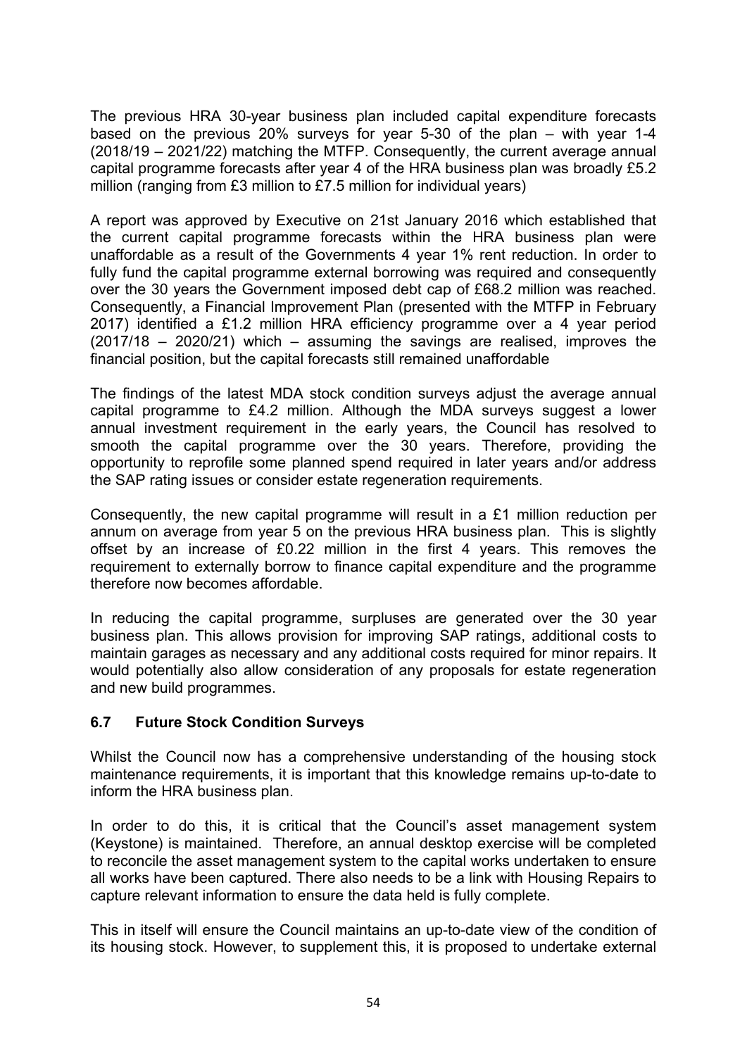The previous HRA 30-year business plan included capital expenditure forecasts based on the previous 20% surveys for year 5-30 of the plan – with year 1-4 (2018/19 – 2021/22) matching the MTFP. Consequently, the current average annual capital programme forecasts after year 4 of the HRA business plan was broadly £5.2 million (ranging from £3 million to £7.5 million for individual years)

A report was approved by Executive on 21st January 2016 which established that the current capital programme forecasts within the HRA business plan were unaffordable as a result of the Governments 4 year 1% rent reduction. In order to fully fund the capital programme external borrowing was required and consequently over the 30 years the Government imposed debt cap of £68.2 million was reached. Consequently, a Financial Improvement Plan (presented with the MTFP in February 2017) identified a £1.2 million HRA efficiency programme over a 4 year period (2017/18 – 2020/21) which – assuming the savings are realised, improves the financial position, but the capital forecasts still remained unaffordable

The findings of the latest MDA stock condition surveys adjust the average annual capital programme to £4.2 million. Although the MDA surveys suggest a lower annual investment requirement in the early years, the Council has resolved to smooth the capital programme over the 30 years. Therefore, providing the opportunity to reprofile some planned spend required in later years and/or address the SAP rating issues or consider estate regeneration requirements.

Consequently, the new capital programme will result in a £1 million reduction per annum on average from year 5 on the previous HRA business plan. This is slightly offset by an increase of £0.22 million in the first 4 years. This removes the requirement to externally borrow to finance capital expenditure and the programme therefore now becomes affordable.

In reducing the capital programme, surpluses are generated over the 30 year business plan. This allows provision for improving SAP ratings, additional costs to maintain garages as necessary and any additional costs required for minor repairs. It would potentially also allow consideration of any proposals for estate regeneration and new build programmes.

### 6.7 Future Stock Condition Surveys

Whilst the Council now has a comprehensive understanding of the housing stock maintenance requirements, it is important that this knowledge remains up-to-date to inform the HRA business plan.

In order to do this, it is critical that the Council's asset management system (Keystone) is maintained. Therefore, an annual desktop exercise will be completed to reconcile the asset management system to the capital works undertaken to ensure all works have been captured. There also needs to be a link with Housing Repairs to capture relevant information to ensure the data held is fully complete.

This in itself will ensure the Council maintains an up-to-date view of the condition of its housing stock. However, to supplement this, it is proposed to undertake external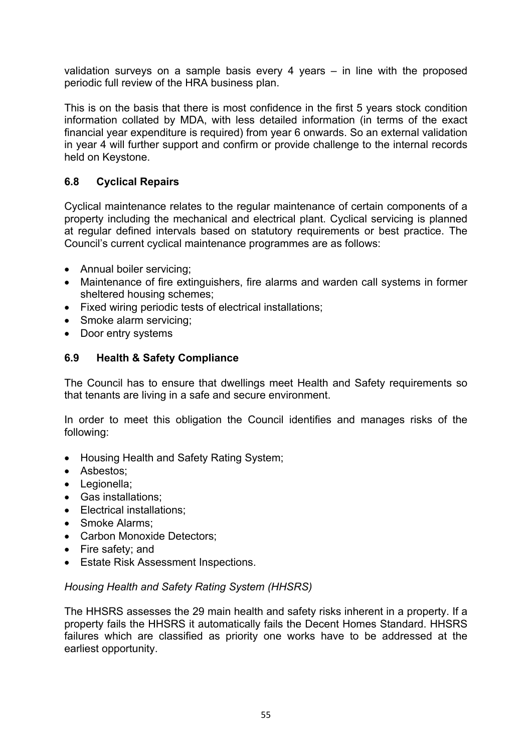validation surveys on a sample basis every 4 years – in line with the proposed periodic full review of the HRA business plan.

This is on the basis that there is most confidence in the first 5 years stock condition information collated by MDA, with less detailed information (in terms of the exact financial year expenditure is required) from year 6 onwards. So an external validation in year 4 will further support and confirm or provide challenge to the internal records held on Keystone.

### 6.8 Cyclical Repairs

Cyclical maintenance relates to the regular maintenance of certain components of a property including the mechanical and electrical plant. Cyclical servicing is planned at regular defined intervals based on statutory requirements or best practice. The Council's current cyclical maintenance programmes are as follows:

- Annual boiler servicing;
- Maintenance of fire extinguishers, fire alarms and warden call systems in former sheltered housing schemes;
- Fixed wiring periodic tests of electrical installations;
- Smoke alarm servicing;
- Door entry systems

### 6.9 Health & Safety Compliance

The Council has to ensure that dwellings meet Health and Safety requirements so that tenants are living in a safe and secure environment.

In order to meet this obligation the Council identifies and manages risks of the following:

- Housing Health and Safety Rating System;
- Asbestos;
- Legionella;
- Gas installations;
- Electrical installations;
- Smoke Alarms;
- Carbon Monoxide Detectors;
- Fire safety; and
- Estate Risk Assessment Inspections.

*Housing Health and Safety Rating System (HHSRS)*

The HHSRS assesses the 29 main health and safety risks inherent in a property. If a property fails the HHSRS it automatically fails the Decent Homes Standard. HHSRS failures which are classified as priority one works have to be addressed at the earliest opportunity.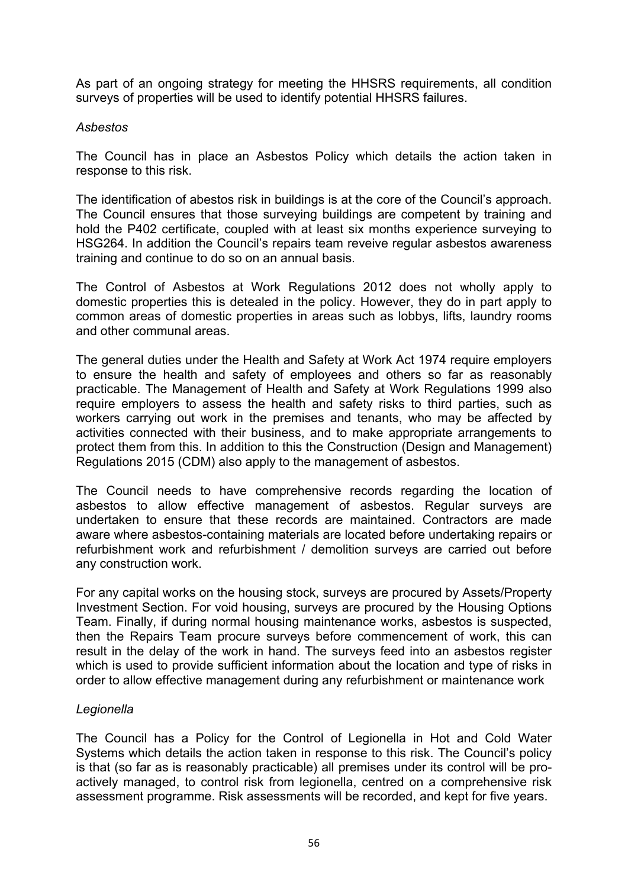As part of an ongoing strategy for meeting the HHSRS requirements, all condition surveys of properties will be used to identify potential HHSRS failures.

*Asbestos*

The Council has in place an Asbestos Policy which details the action taken in response to this risk.

The identification of abestos risk in buildings is at the core of the Council's approach. The Council ensures that those surveying buildings are competent by training and hold the P402 certificate, coupled with at least six months experience surveying to HSG264. In addition the Council's repairs team reveive regular asbestos awareness training and continue to do so on an annual basis.

The Control of Asbestos at Work Regulations 2012 does not wholly apply to domestic properties this is detealed in the policy. However, they do in part apply to common areas of domestic properties in areas such as lobbys, lifts, laundry rooms and other communal areas.

The general duties under the Health and Safety at Work Act 1974 require employers to ensure the health and safety of employees and others so far as reasonably practicable. The Management of Health and Safety at Work Regulations 1999 also require employers to assess the health and safety risks to third parties, such as workers carrying out work in the premises and tenants, who may be affected by activities connected with their business, and to make appropriate arrangements to protect them from this. In addition to this the Construction (Design and Management) Regulations 2015 (CDM) also apply to the management of asbestos.

The Council needs to have comprehensive records regarding the location of asbestos to allow effective management of asbestos. Regular surveys are undertaken to ensure that these records are maintained. Contractors are made aware where asbestos-containing materials are located before undertaking repairs or refurbishment work and refurbishment / demolition surveys are carried out before any construction work.

For any capital works on the housing stock, surveys are procured by Assets/Property Investment Section. For void housing, surveys are procured by the Housing Options Team. Finally, if during normal housing maintenance works, asbestos is suspected, then the Repairs Team procure surveys before commencement of work, this can result in the delay of the work in hand. The surveys feed into an asbestos register which is used to provide sufficient information about the location and type of risks in order to allow effective management during any refurbishment or maintenance work

*Legionella*

The Council has a Policy for the Control of Legionella in Hot and Cold Water Systems which details the action taken in response to this risk. The Council's policy is that (so far as is reasonably practicable) all premises under its control will be pro-actively managed, to control risk from legionella, centred on a comprehensive risk assessment programme. Risk assessments will be recorded, and kept for five years.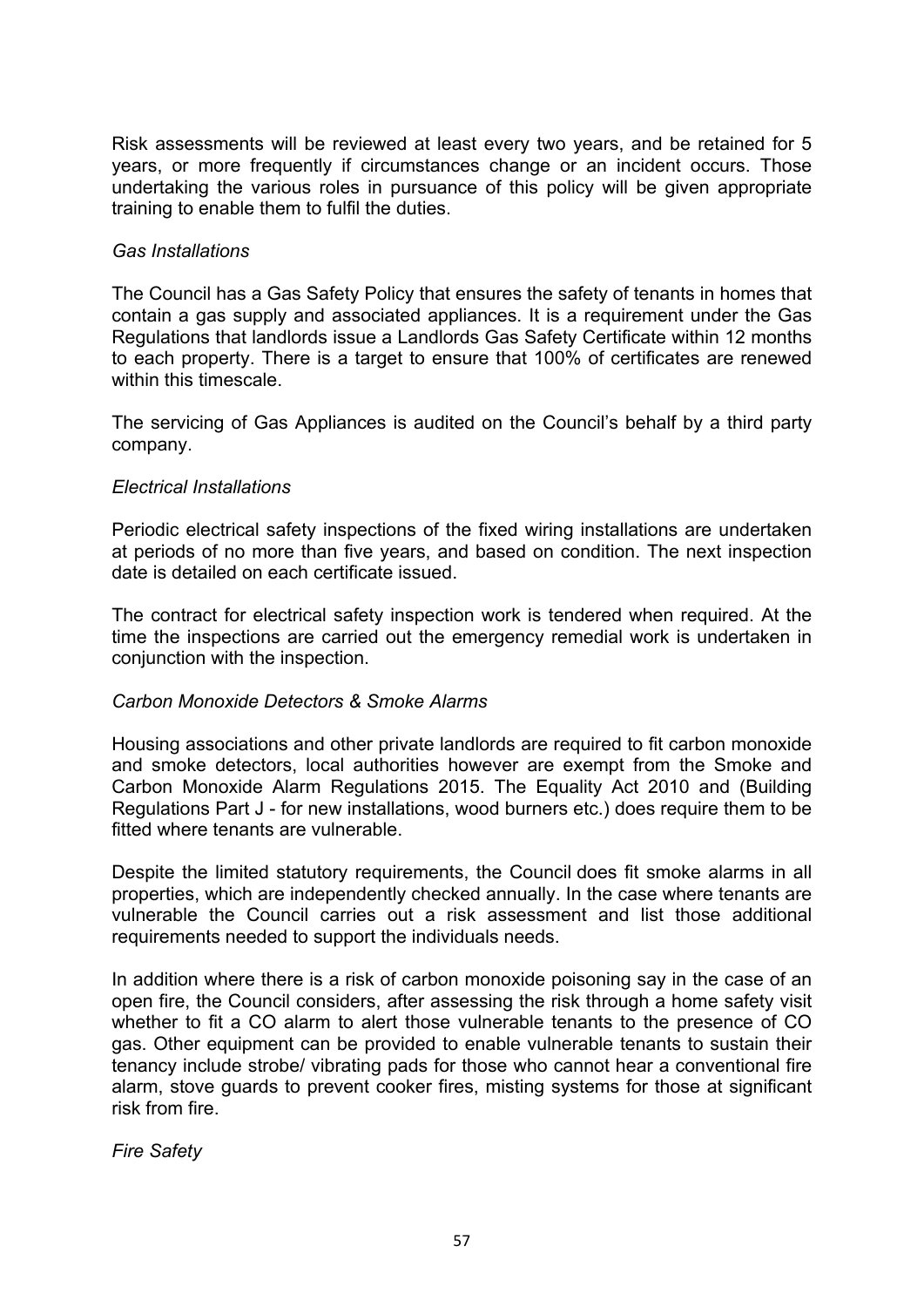Risk assessments will be reviewed at least every two years, and be retained for 5 years, or more frequently if circumstances change or an incident occurs. Those undertaking the various roles in pursuance of this policy will be given appropriate training to enable them to fulfil the duties.

*Gas Installations*

The Council has a Gas Safety Policy that ensures the safety of tenants in homes that contain a gas supply and associated appliances. It is a requirement under the Gas Regulations that landlords issue a Landlords Gas Safety Certificate within 12 months to each property. There is a target to ensure that 100% of certificates are renewed within this timescale.

The servicing of Gas Appliances is audited on the Council's behalf by a third party company.

*Electrical Installations*

Periodic electrical safety inspections of the fixed wiring installations are undertaken at periods of no more than five years, and based on condition. The next inspection date is detailed on each certificate issued.

The contract for electrical safety inspection work is tendered when required. At the time the inspections are carried out the emergency remedial work is undertaken in conjunction with the inspection.

*Carbon Monoxide Detectors & Smoke Alarms*

Housing associations and other private landlords are required to fit carbon monoxide and smoke detectors, local authorities however are exempt from the Smoke and Carbon Monoxide Alarm Regulations 2015. The Equality Act 2010 and (Building Regulations Part J - for new installations, wood burners etc.) does require them to be fitted where tenants are vulnerable.

Despite the limited statutory requirements, the Council does fit smoke alarms in all properties, which are independently checked annually. In the case where tenants are vulnerable the Council carries out a risk assessment and list those additional requirements needed to support the individuals needs.

In addition where there is a risk of carbon monoxide poisoning say in the case of an open fire, the Council considers, after assessing the risk through a home safety visit whether to fit a CO alarm to alert those vulnerable tenants to the presence of CO gas. Other equipment can be provided to enable vulnerable tenants to sustain their tenancy include strobe/ vibrating pads for those who cannot hear a conventional fire alarm, stove guards to prevent cooker fires, misting systems for those at significant risk from fire.

*Fire Safety*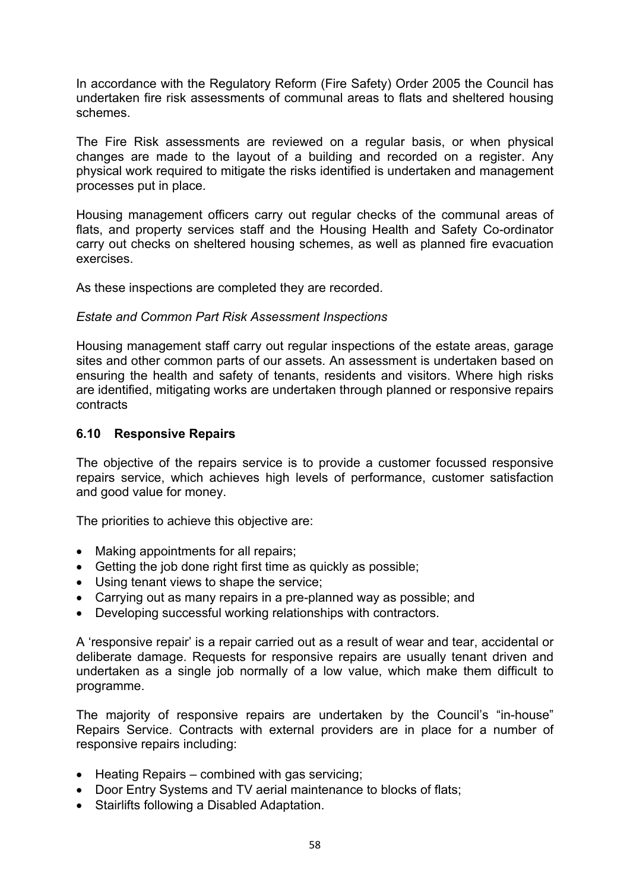In accordance with the Regulatory Reform (Fire Safety) Order 2005 the Council has undertaken fire risk assessments of communal areas to flats and sheltered housing schemes.

The Fire Risk assessments are reviewed on a regular basis, or when physical changes are made to the layout of a building and recorded on a register. Any physical work required to mitigate the risks identified is undertaken and management processes put in place.

Housing management officers carry out regular checks of the communal areas of flats, and property services staff and the Housing Health and Safety Co-ordinator carry out checks on sheltered housing schemes, as well as planned fire evacuation exercises.

As these inspections are completed they are recorded.

*Estate and Common Part Risk Assessment Inspections*

Housing management staff carry out regular inspections of the estate areas, garage sites and other common parts of our assets. An assessment is undertaken based on ensuring the health and safety of tenants, residents and visitors. Where high risks are identified, mitigating works are undertaken through planned or responsive repairs contracts

### 6.10 Responsive Repairs

The objective of the repairs service is to provide a customer focussed responsive repairs service, which achieves high levels of performance, customer satisfaction and good value for money.

The priorities to achieve this objective are:

- Making appointments for all repairs;
- Getting the job done right first time as quickly as possible;
- Using tenant views to shape the service;
- Carrying out as many repairs in a pre-planned way as possible; and
- Developing successful working relationships with contractors.

A 'responsive repair' is a repair carried out as a result of wear and tear, accidental or deliberate damage. Requests for responsive repairs are usually tenant driven and undertaken as a single job normally of a low value, which make them difficult to programme.

The majority of responsive repairs are undertaken by the Council's "in-house" Repairs Service. Contracts with external providers are in place for a number of responsive repairs including:

- Heating Repairs – combined with gas servicing;
- Door Entry Systems and TV aerial maintenance to blocks of flats;
- Stairlifts following a Disabled Adaptation.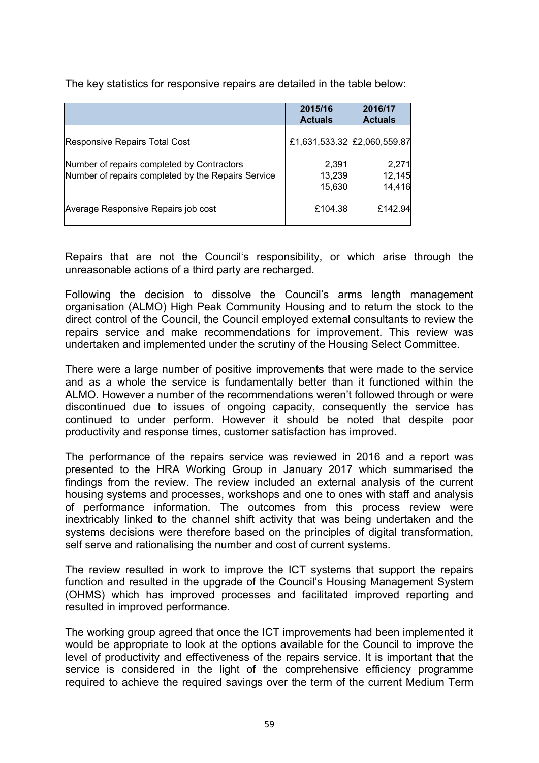The key statistics for responsive repairs are detailed in the table below:

| | 2015/16 Actuals | 2016/17 Actuals |
|---|---|---|
| Responsive Repairs Total Cost | £1,631,533.32 | £2,060,559.87 |
| Number of repairs completed by Contractors | 2,391 | 2,271 |
| Number of repairs completed by the Repairs Service | 13,239 | 12,145 |
| | 15,630 | 14,416 |
| Average Responsive Repairs job cost | £104.38 | £142.94 |

Repairs that are not the Council's responsibility, or which arise through the unreasonable actions of a third party are recharged.

Following the decision to dissolve the Council's arms length management organisation (ALMO) High Peak Community Housing and to return the stock to the direct control of the Council, the Council employed external consultants to review the repairs service and make recommendations for improvement. This review was undertaken and implemented under the scrutiny of the Housing Select Committee.

There were a large number of positive improvements that were made to the service and as a whole the service is fundamentally better than it functioned within the ALMO. However a number of the recommendations weren't followed through or were discontinued due to issues of ongoing capacity, consequently the service has continued to under perform. However it should be noted that despite poor productivity and response times, customer satisfaction has improved.

The performance of the repairs service was reviewed in 2016 and a report was presented to the HRA Working Group in January 2017 which summarised the findings from the review. The review included an external analysis of the current housing systems and processes, workshops and one to ones with staff and analysis of performance information. The outcomes from this process review were inextricably linked to the channel shift activity that was being undertaken and the systems decisions were therefore based on the principles of digital transformation, self serve and rationalising the number and cost of current systems.

The review resulted in work to improve the ICT systems that support the repairs function and resulted in the upgrade of the Council's Housing Management System (OHMS) which has improved processes and facilitated improved reporting and resulted in improved performance.

The working group agreed that once the ICT improvements had been implemented it would be appropriate to look at the options available for the Council to improve the level of productivity and effectiveness of the repairs service. It is important that the service is considered in the light of the comprehensive efficiency programme required to achieve the required savings over the term of the current Medium Term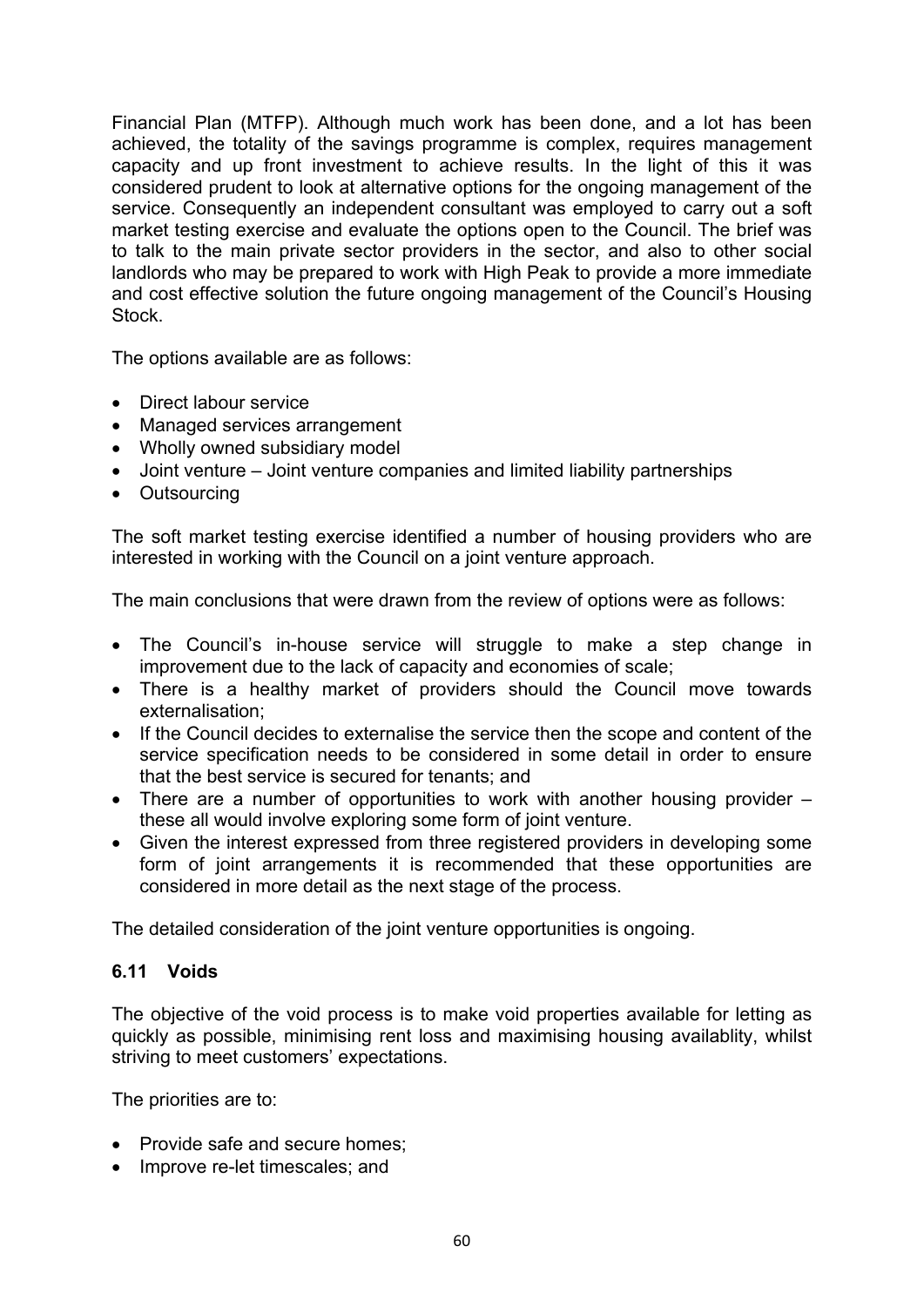Financial Plan (MTFP). Although much work has been done, and a lot has been achieved, the totality of the savings programme is complex, requires management capacity and up front investment to achieve results. In the light of this it was considered prudent to look at alternative options for the ongoing management of the service. Consequently an independent consultant was employed to carry out a soft market testing exercise and evaluate the options open to the Council. The brief was to talk to the main private sector providers in the sector, and also to other social landlords who may be prepared to work with High Peak to provide a more immediate and cost effective solution the future ongoing management of the Council's Housing Stock.

The options available are as follows:

- Direct labour service
- Managed services arrangement
- Wholly owned subsidiary model
- Joint venture – Joint venture companies and limited liability partnerships
- Outsourcing

The soft market testing exercise identified a number of housing providers who are interested in working with the Council on a joint venture approach.

The main conclusions that were drawn from the review of options were as follows:

- The Council's in-house service will struggle to make a step change in improvement due to the lack of capacity and economies of scale;
- There is a healthy market of providers should the Council move towards externalisation;
- If the Council decides to externalise the service then the scope and content of the service specification needs to be considered in some detail in order to ensure that the best service is secured for tenants; and
- There are a number of opportunities to work with another housing provider – these all would involve exploring some form of joint venture.
- Given the interest expressed from three registered providers in developing some form of joint arrangements it is recommended that these opportunities are considered in more detail as the next stage of the process.

The detailed consideration of the joint venture opportunities is ongoing.

### 6.11 Voids

The objective of the void process is to make void properties available for letting as quickly as possible, minimising rent loss and maximising housing availablity, whilst striving to meet customers' expectations.

The priorities are to:

- Provide safe and secure homes;
- Improve re-let timescales; and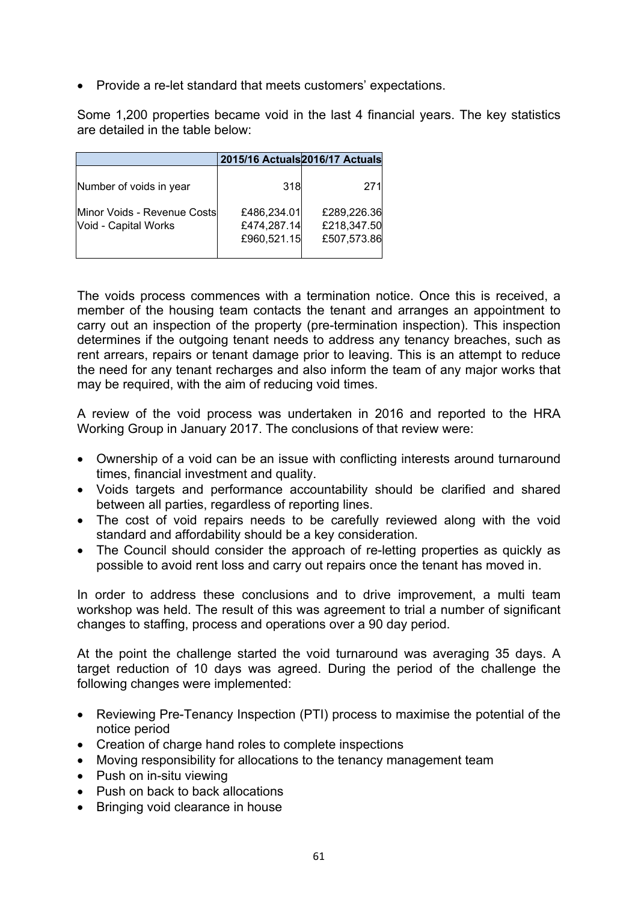- Provide a re-let standard that meets customers' expectations.

Some 1,200 properties became void in the last 4 financial years. The key statistics are detailed in the table below:

| | 2015/16 Actuals | 2016/17 Actuals |
|---|---|---|
| Number of voids in year | 318 | 271 |
| Minor Voids - Revenue Costs | £486,234.01 | £289,226.36 |
| Void - Capital Works | £474,287.14 | £218,347.50 |
| | £960,521.15 | £507,573.86 |

The voids process commences with a termination notice. Once this is received, a member of the housing team contacts the tenant and arranges an appointment to carry out an inspection of the property (pre-termination inspection). This inspection determines if the outgoing tenant needs to address any tenancy breaches, such as rent arrears, repairs or tenant damage prior to leaving. This is an attempt to reduce the need for any tenant recharges and also inform the team of any major works that may be required, with the aim of reducing void times.

A review of the void process was undertaken in 2016 and reported to the HRA Working Group in January 2017. The conclusions of that review were:

- Ownership of a void can be an issue with conflicting interests around turnaround times, financial investment and quality.
- Voids targets and performance accountability should be clarified and shared between all parties, regardless of reporting lines.
- The cost of void repairs needs to be carefully reviewed along with the void standard and affordability should be a key consideration.
- The Council should consider the approach of re-letting properties as quickly as possible to avoid rent loss and carry out repairs once the tenant has moved in.

In order to address these conclusions and to drive improvement, a multi team workshop was held. The result of this was agreement to trial a number of significant changes to staffing, process and operations over a 90 day period.

At the point the challenge started the void turnaround was averaging 35 days. A target reduction of 10 days was agreed. During the period of the challenge the following changes were implemented:

- Reviewing Pre-Tenancy Inspection (PTI) process to maximise the potential of the notice period
- Creation of charge hand roles to complete inspections
- Moving responsibility for allocations to the tenancy management team
- Push on in-situ viewing
- Push on back to back allocations
- Bringing void clearance in house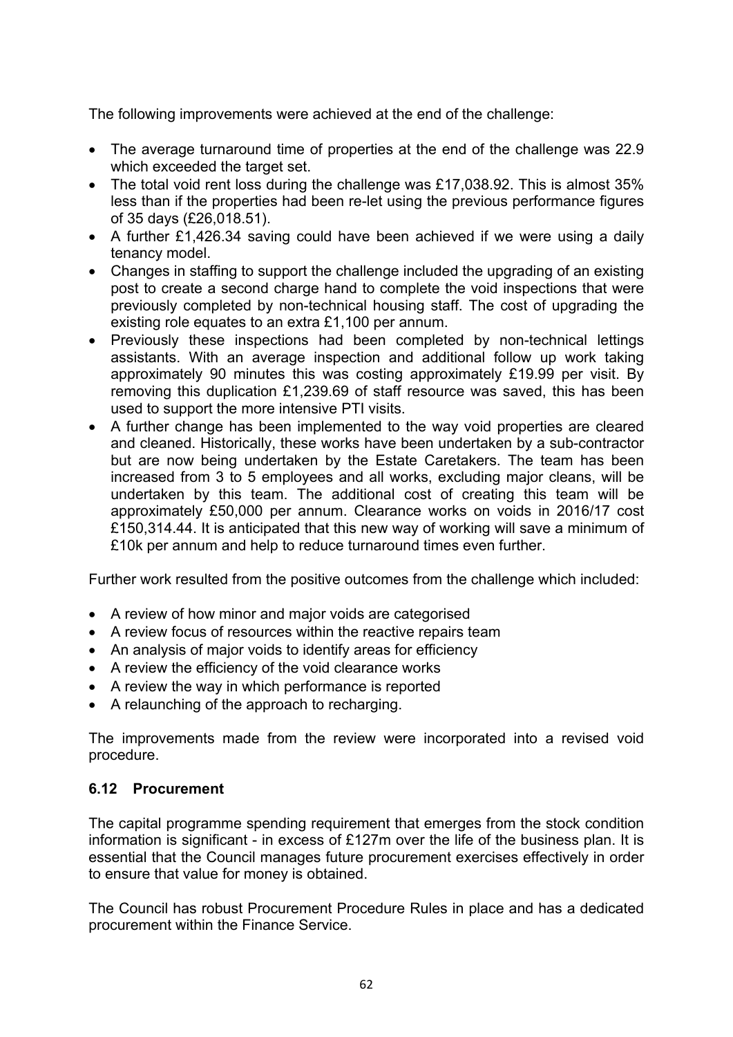The following improvements were achieved at the end of the challenge:

- The average turnaround time of properties at the end of the challenge was 22.9 which exceeded the target set.
- The total void rent loss during the challenge was £17,038.92. This is almost 35% less than if the properties had been re-let using the previous performance figures of 35 days (£26,018.51).
- A further £1,426.34 saving could have been achieved if we were using a daily tenancy model.
- Changes in staffing to support the challenge included the upgrading of an existing post to create a second charge hand to complete the void inspections that were previously completed by non-technical housing staff. The cost of upgrading the existing role equates to an extra £1,100 per annum.
- Previously these inspections had been completed by non-technical lettings assistants. With an average inspection and additional follow up work taking approximately 90 minutes this was costing approximately £19.99 per visit. By removing this duplication £1,239.69 of staff resource was saved, this has been used to support the more intensive PTI visits.
- A further change has been implemented to the way void properties are cleared and cleaned. Historically, these works have been undertaken by a sub-contractor but are now being undertaken by the Estate Caretakers. The team has been increased from 3 to 5 employees and all works, excluding major cleans, will be undertaken by this team. The additional cost of creating this team will be approximately £50,000 per annum. Clearance works on voids in 2016/17 cost £150,314.44. It is anticipated that this new way of working will save a minimum of £10k per annum and help to reduce turnaround times even further.

Further work resulted from the positive outcomes from the challenge which included:

- A review of how minor and major voids are categorised
- A review focus of resources within the reactive repairs team
- An analysis of major voids to identify areas for efficiency
- A review the efficiency of the void clearance works
- A review the way in which performance is reported
- A relaunching of the approach to recharging.

The improvements made from the review were incorporated into a revised void procedure.

### 6.12 Procurement

The capital programme spending requirement that emerges from the stock condition information is significant - in excess of £127m over the life of the business plan. It is essential that the Council manages future procurement exercises effectively in order to ensure that value for money is obtained.

The Council has robust Procurement Procedure Rules in place and has a dedicated procurement within the Finance Service.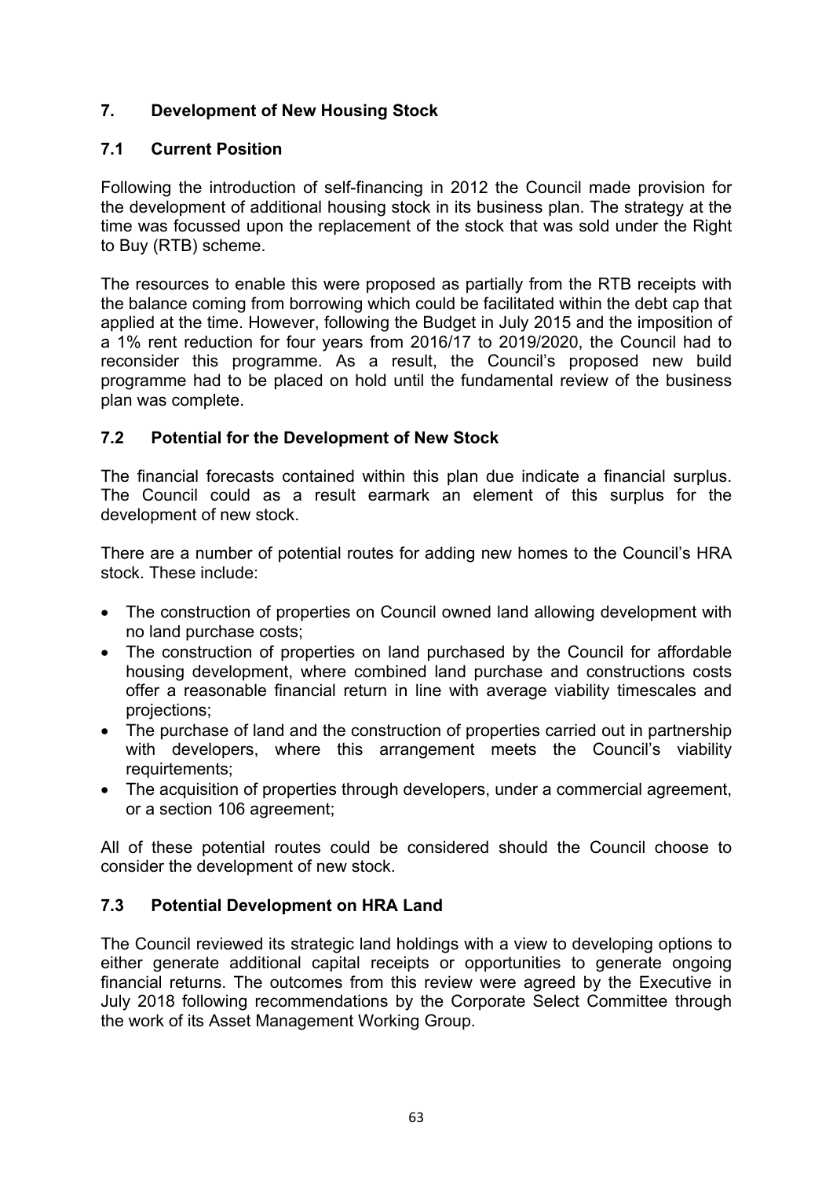## 7. Development of New Housing Stock

### 7.1 Current Position

Following the introduction of self-financing in 2012 the Council made provision for the development of additional housing stock in its business plan. The strategy at the time was focussed upon the replacement of the stock that was sold under the Right to Buy (RTB) scheme.

The resources to enable this were proposed as partially from the RTB receipts with the balance coming from borrowing which could be facilitated within the debt cap that applied at the time. However, following the Budget in July 2015 and the imposition of a 1% rent reduction for four years from 2016/17 to 2019/2020, the Council had to reconsider this programme. As a result, the Council's proposed new build programme had to be placed on hold until the fundamental review of the business plan was complete.

### 7.2 Potential for the Development of New Stock

The financial forecasts contained within this plan due indicate a financial surplus. The Council could as a result earmark an element of this surplus for the development of new stock.

There are a number of potential routes for adding new homes to the Council's HRA stock. These include:

- The construction of properties on Council owned land allowing development with no land purchase costs;
- The construction of properties on land purchased by the Council for affordable housing development, where combined land purchase and constructions costs offer a reasonable financial return in line with average viability timescales and projections;
- The purchase of land and the construction of properties carried out in partnership with developers, where this arrangement meets the Council's viability requirtements;
- The acquisition of properties through developers, under a commercial agreement, or a section 106 agreement;

All of these potential routes could be considered should the Council choose to consider the development of new stock.

### 7.3 Potential Development on HRA Land

The Council reviewed its strategic land holdings with a view to developing options to either generate additional capital receipts or opportunities to generate ongoing financial returns. The outcomes from this review were agreed by the Executive in July 2018 following recommendations by the Corporate Select Committee through the work of its Asset Management Working Group.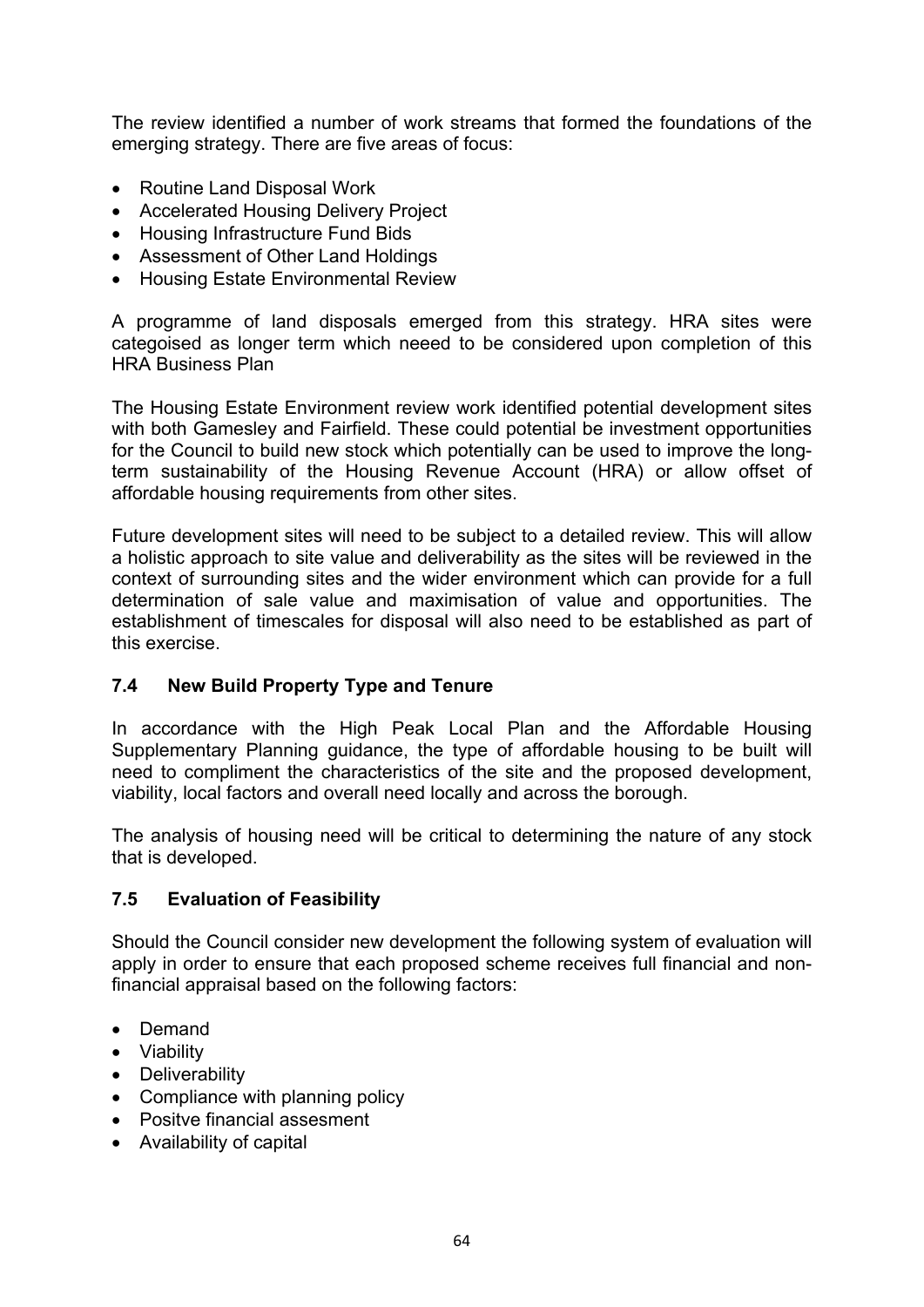The review identified a number of work streams that formed the foundations of the emerging strategy. There are five areas of focus:

- Routine Land Disposal Work
- Accelerated Housing Delivery Project
- Housing Infrastructure Fund Bids
- Assessment of Other Land Holdings
- Housing Estate Environmental Review

A programme of land disposals emerged from this strategy. HRA sites were categoised as longer term which neeed to be considered upon completion of this HRA Business Plan

The Housing Estate Environment review work identified potential development sites with both Gamesley and Fairfield. These could potential be investment opportunities for the Council to build new stock which potentially can be used to improve the long-term sustainability of the Housing Revenue Account (HRA) or allow offset of affordable housing requirements from other sites.

Future development sites will need to be subject to a detailed review. This will allow a holistic approach to site value and deliverability as the sites will be reviewed in the context of surrounding sites and the wider environment which can provide for a full determination of sale value and maximisation of value and opportunities. The establishment of timescales for disposal will also need to be established as part of this exercise.

### 7.4 New Build Property Type and Tenure

In accordance with the High Peak Local Plan and the Affordable Housing Supplementary Planning guidance, the type of affordable housing to be built will need to compliment the characteristics of the site and the proposed development, viability, local factors and overall need locally and across the borough.

The analysis of housing need will be critical to determining the nature of any stock that is developed.

### 7.5 Evaluation of Feasibility

Should the Council consider new development the following system of evaluation will apply in order to ensure that each proposed scheme receives full financial and non-financial appraisal based on the following factors:

- Demand
- Viability
- Deliverability
- Compliance with planning policy
- Positve financial assesment
- Availability of capital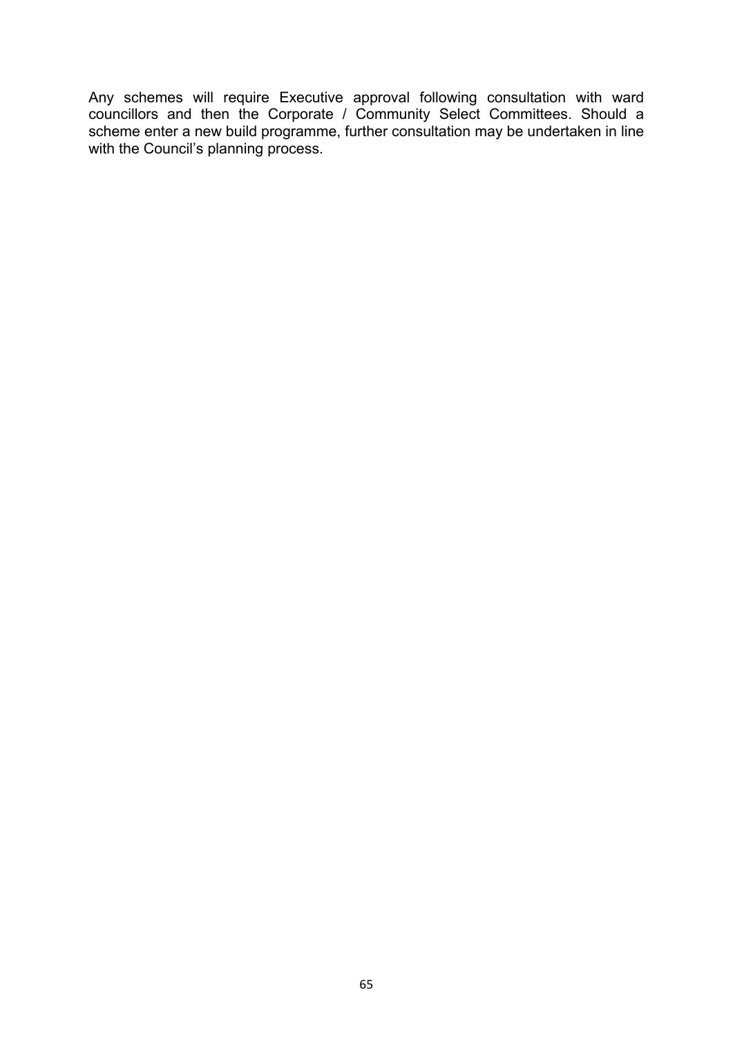Any schemes will require Executive approval following consultation with ward councillors and then the Corporate / Community Select Committees. Should a scheme enter a new build programme, further consultation may be undertaken in line with the Council's planning process.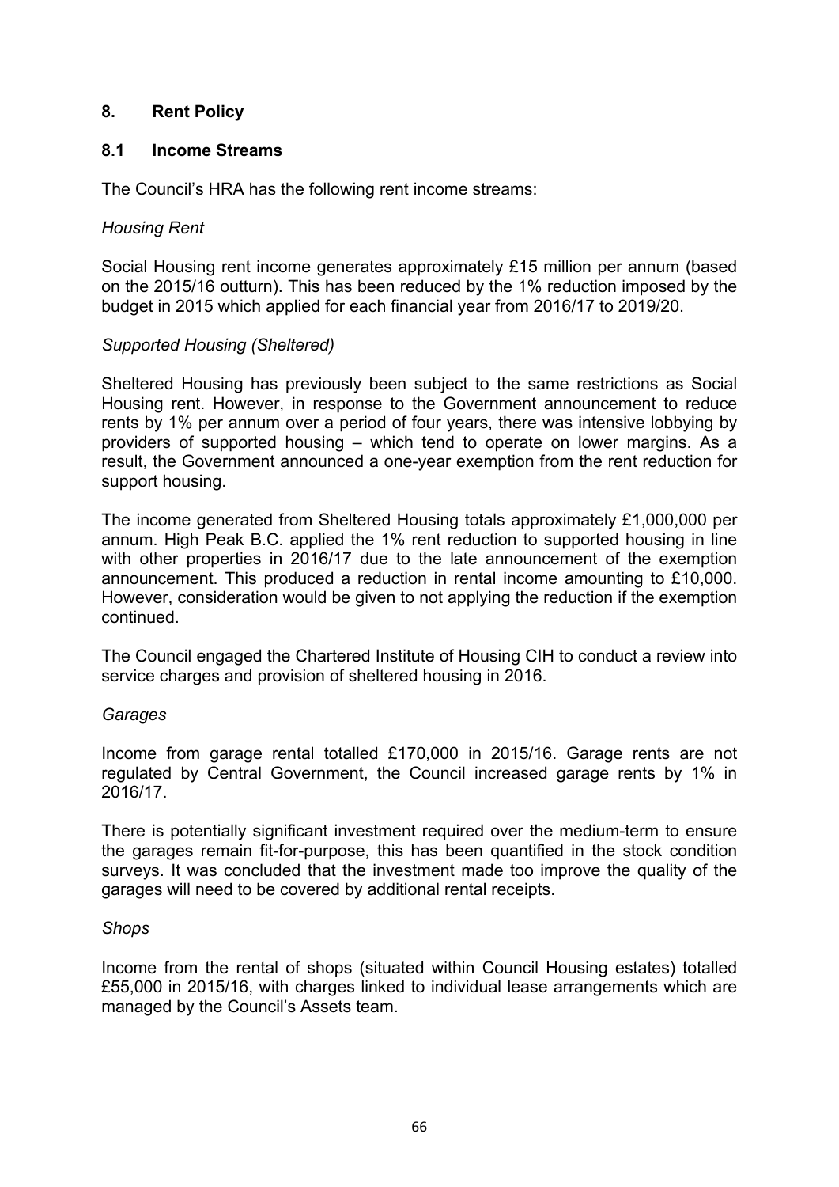## 8. Rent Policy

### 8.1 Income Streams

The Council's HRA has the following rent income streams:

*Housing Rent*

Social Housing rent income generates approximately £15 million per annum (based on the 2015/16 outturn). This has been reduced by the 1% reduction imposed by the budget in 2015 which applied for each financial year from 2016/17 to 2019/20.

*Supported Housing (Sheltered)*

Sheltered Housing has previously been subject to the same restrictions as Social Housing rent. However, in response to the Government announcement to reduce rents by 1% per annum over a period of four years, there was intensive lobbying by providers of supported housing – which tend to operate on lower margins. As a result, the Government announced a one-year exemption from the rent reduction for support housing.

The income generated from Sheltered Housing totals approximately £1,000,000 per annum. High Peak B.C. applied the 1% rent reduction to supported housing in line with other properties in 2016/17 due to the late announcement of the exemption announcement. This produced a reduction in rental income amounting to £10,000. However, consideration would be given to not applying the reduction if the exemption continued.

The Council engaged the Chartered Institute of Housing CIH to conduct a review into service charges and provision of sheltered housing in 2016.

*Garages*

Income from garage rental totalled £170,000 in 2015/16. Garage rents are not regulated by Central Government, the Council increased garage rents by 1% in 2016/17.

There is potentially significant investment required over the medium-term to ensure the garages remain fit-for-purpose, this has been quantified in the stock condition surveys. It was concluded that the investment made too improve the quality of the garages will need to be covered by additional rental receipts.

*Shops*

Income from the rental of shops (situated within Council Housing estates) totalled £55,000 in 2015/16, with charges linked to individual lease arrangements which are managed by the Council's Assets team.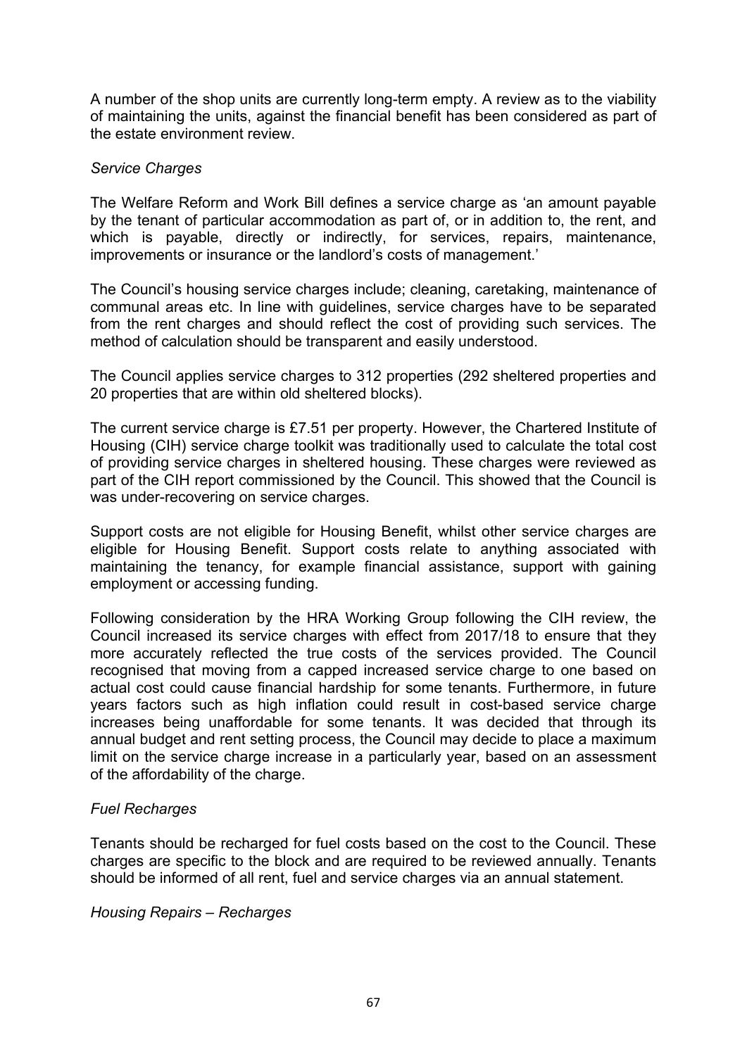A number of the shop units are currently long-term empty. A review as to the viability of maintaining the units, against the financial benefit has been considered as part of the estate environment review.

*Service Charges*

The Welfare Reform and Work Bill defines a service charge as 'an amount payable by the tenant of particular accommodation as part of, or in addition to, the rent, and which is payable, directly or indirectly, for services, repairs, maintenance, improvements or insurance or the landlord's costs of management.'

The Council's housing service charges include; cleaning, caretaking, maintenance of communal areas etc. In line with guidelines, service charges have to be separated from the rent charges and should reflect the cost of providing such services. The method of calculation should be transparent and easily understood.

The Council applies service charges to 312 properties (292 sheltered properties and 20 properties that are within old sheltered blocks).

The current service charge is £7.51 per property. However, the Chartered Institute of Housing (CIH) service charge toolkit was traditionally used to calculate the total cost of providing service charges in sheltered housing. These charges were reviewed as part of the CIH report commissioned by the Council. This showed that the Council is was under-recovering on service charges.

Support costs are not eligible for Housing Benefit, whilst other service charges are eligible for Housing Benefit. Support costs relate to anything associated with maintaining the tenancy, for example financial assistance, support with gaining employment or accessing funding.

Following consideration by the HRA Working Group following the CIH review, the Council increased its service charges with effect from 2017/18 to ensure that they more accurately reflected the true costs of the services provided. The Council recognised that moving from a capped increased service charge to one based on actual cost could cause financial hardship for some tenants. Furthermore, in future years factors such as high inflation could result in cost-based service charge increases being unaffordable for some tenants. It was decided that through its annual budget and rent setting process, the Council may decide to place a maximum limit on the service charge increase in a particularly year, based on an assessment of the affordability of the charge.

*Fuel Recharges*

Tenants should be recharged for fuel costs based on the cost to the Council. These charges are specific to the block and are required to be reviewed annually. Tenants should be informed of all rent, fuel and service charges via an annual statement.

*Housing Repairs – Recharges*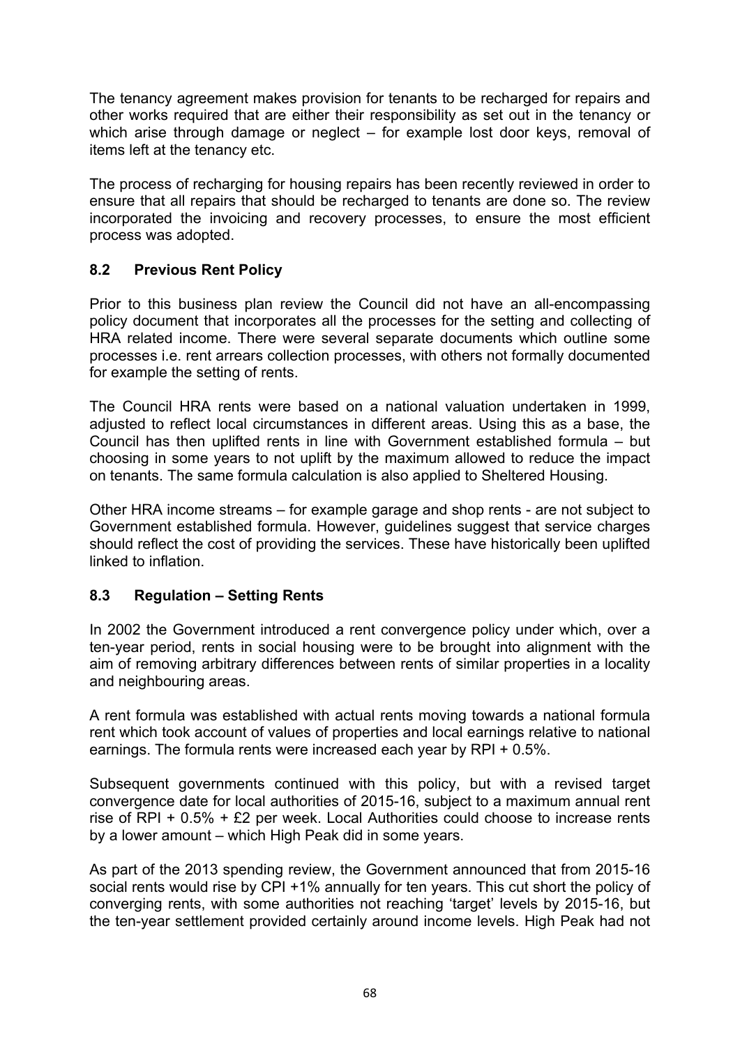The tenancy agreement makes provision for tenants to be recharged for repairs and other works required that are either their responsibility as set out in the tenancy or which arise through damage or neglect – for example lost door keys, removal of items left at the tenancy etc.

The process of recharging for housing repairs has been recently reviewed in order to ensure that all repairs that should be recharged to tenants are done so. The review incorporated the invoicing and recovery processes, to ensure the most efficient process was adopted.

### 8.2 Previous Rent Policy

Prior to this business plan review the Council did not have an all-encompassing policy document that incorporates all the processes for the setting and collecting of HRA related income. There were several separate documents which outline some processes i.e. rent arrears collection processes, with others not formally documented for example the setting of rents.

The Council HRA rents were based on a national valuation undertaken in 1999, adjusted to reflect local circumstances in different areas. Using this as a base, the Council has then uplifted rents in line with Government established formula – but choosing in some years to not uplift by the maximum allowed to reduce the impact on tenants. The same formula calculation is also applied to Sheltered Housing.

Other HRA income streams – for example garage and shop rents - are not subject to Government established formula. However, guidelines suggest that service charges should reflect the cost of providing the services. These have historically been uplifted linked to inflation.

### 8.3 Regulation – Setting Rents

In 2002 the Government introduced a rent convergence policy under which, over a ten-year period, rents in social housing were to be brought into alignment with the aim of removing arbitrary differences between rents of similar properties in a locality and neighbouring areas.

A rent formula was established with actual rents moving towards a national formula rent which took account of values of properties and local earnings relative to national earnings. The formula rents were increased each year by RPI + 0.5%.

Subsequent governments continued with this policy, but with a revised target convergence date for local authorities of 2015-16, subject to a maximum annual rent rise of RPI + 0.5% + £2 per week. Local Authorities could choose to increase rents by a lower amount – which High Peak did in some years.

As part of the 2013 spending review, the Government announced that from 2015-16 social rents would rise by CPI +1% annually for ten years. This cut short the policy of converging rents, with some authorities not reaching 'target' levels by 2015-16, but the ten-year settlement provided certainly around income levels. High Peak had not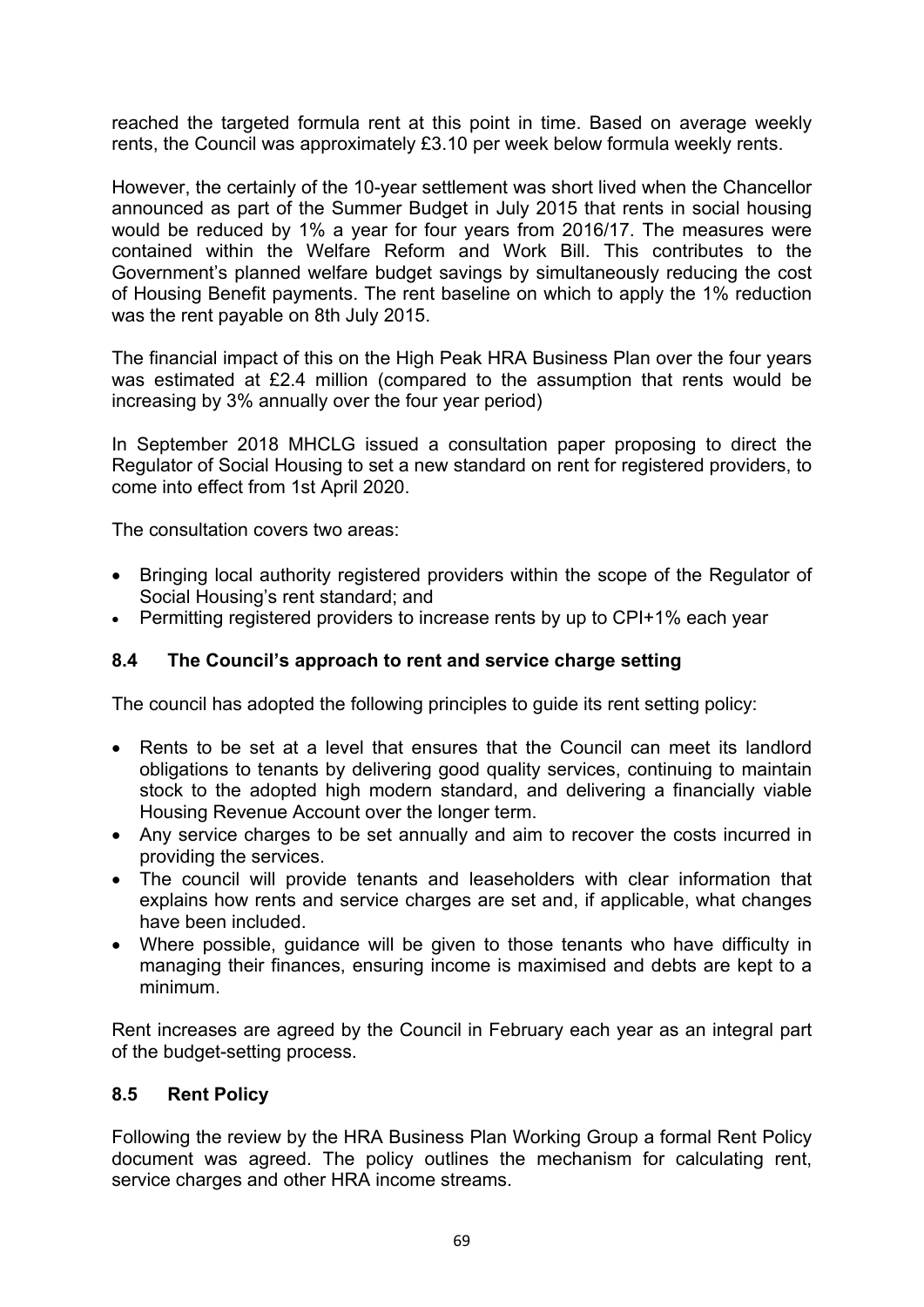reached the targeted formula rent at this point in time. Based on average weekly rents, the Council was approximately £3.10 per week below formula weekly rents.

However, the certainly of the 10-year settlement was short lived when the Chancellor announced as part of the Summer Budget in July 2015 that rents in social housing would be reduced by 1% a year for four years from 2016/17. The measures were contained within the Welfare Reform and Work Bill. This contributes to the Government's planned welfare budget savings by simultaneously reducing the cost of Housing Benefit payments. The rent baseline on which to apply the 1% reduction was the rent payable on 8th July 2015.

The financial impact of this on the High Peak HRA Business Plan over the four years was estimated at £2.4 million (compared to the assumption that rents would be increasing by 3% annually over the four year period)

In September 2018 MHCLG issued a consultation paper proposing to direct the Regulator of Social Housing to set a new standard on rent for registered providers, to come into effect from 1st April 2020.

The consultation covers two areas:

- Bringing local authority registered providers within the scope of the Regulator of Social Housing's rent standard; and
- Permitting registered providers to increase rents by up to CPI+1% each year

## 8.4 The Council's approach to rent and service charge setting

The council has adopted the following principles to guide its rent setting policy:

- Rents to be set at a level that ensures that the Council can meet its landlord obligations to tenants by delivering good quality services, continuing to maintain stock to the adopted high modern standard, and delivering a financially viable Housing Revenue Account over the longer term.
- Any service charges to be set annually and aim to recover the costs incurred in providing the services.
- The council will provide tenants and leaseholders with clear information that explains how rents and service charges are set and, if applicable, what changes have been included.
- Where possible, guidance will be given to those tenants who have difficulty in managing their finances, ensuring income is maximised and debts are kept to a minimum.

Rent increases are agreed by the Council in February each year as an integral part of the budget-setting process.

## 8.5 Rent Policy

Following the review by the HRA Business Plan Working Group a formal Rent Policy document was agreed. The policy outlines the mechanism for calculating rent, service charges and other HRA income streams.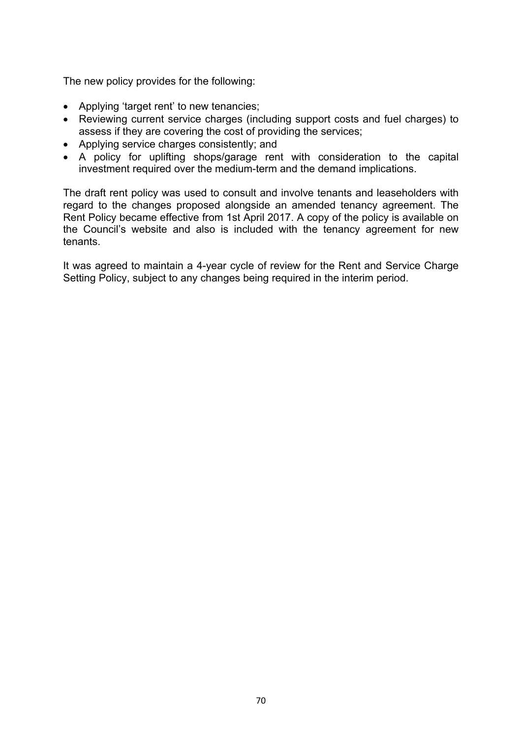The new policy provides for the following:

- Applying 'target rent' to new tenancies;
- Reviewing current service charges (including support costs and fuel charges) to assess if they are covering the cost of providing the services;
- Applying service charges consistently; and
- A policy for uplifting shops/garage rent with consideration to the capital investment required over the medium-term and the demand implications.

The draft rent policy was used to consult and involve tenants and leaseholders with regard to the changes proposed alongside an amended tenancy agreement. The Rent Policy became effective from 1st April 2017. A copy of the policy is available on the Council's website and also is included with the tenancy agreement for new tenants.

It was agreed to maintain a 4-year cycle of review for the Rent and Service Charge Setting Policy, subject to any changes being required in the interim period.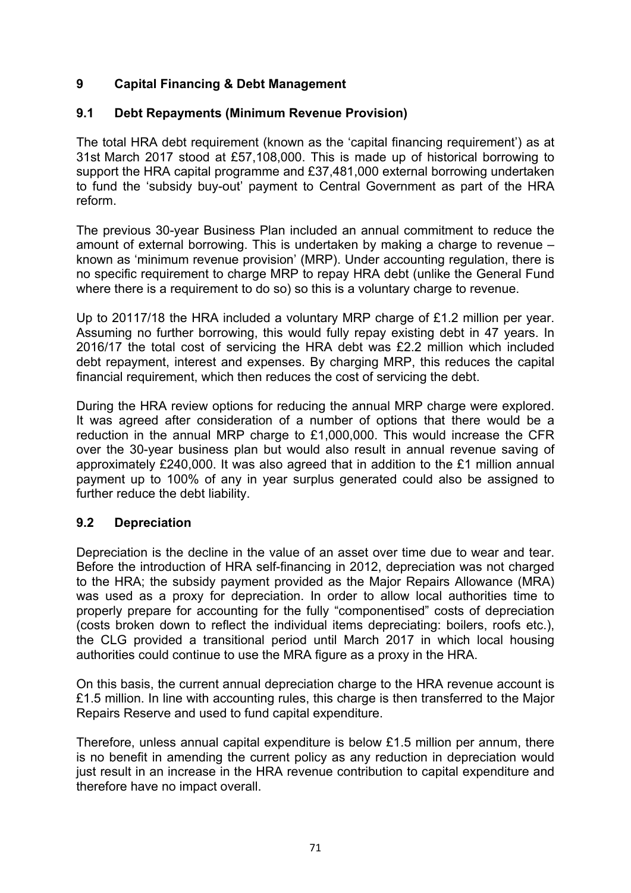## 9 Capital Financing & Debt Management

### 9.1 Debt Repayments (Minimum Revenue Provision)

The total HRA debt requirement (known as the 'capital financing requirement') as at 31st March 2017 stood at £57,108,000. This is made up of historical borrowing to support the HRA capital programme and £37,481,000 external borrowing undertaken to fund the 'subsidy buy-out' payment to Central Government as part of the HRA reform.

The previous 30-year Business Plan included an annual commitment to reduce the amount of external borrowing. This is undertaken by making a charge to revenue – known as 'minimum revenue provision' (MRP). Under accounting regulation, there is no specific requirement to charge MRP to repay HRA debt (unlike the General Fund where there is a requirement to do so) so this is a voluntary charge to revenue.

Up to 20117/18 the HRA included a voluntary MRP charge of £1.2 million per year. Assuming no further borrowing, this would fully repay existing debt in 47 years. In 2016/17 the total cost of servicing the HRA debt was £2.2 million which included debt repayment, interest and expenses. By charging MRP, this reduces the capital financial requirement, which then reduces the cost of servicing the debt.

During the HRA review options for reducing the annual MRP charge were explored. It was agreed after consideration of a number of options that there would be a reduction in the annual MRP charge to £1,000,000. This would increase the CFR over the 30-year business plan but would also result in annual revenue saving of approximately £240,000. It was also agreed that in addition to the £1 million annual payment up to 100% of any in year surplus generated could also be assigned to further reduce the debt liability.

### 9.2 Depreciation

Depreciation is the decline in the value of an asset over time due to wear and tear. Before the introduction of HRA self-financing in 2012, depreciation was not charged to the HRA; the subsidy payment provided as the Major Repairs Allowance (MRA) was used as a proxy for depreciation. In order to allow local authorities time to properly prepare for accounting for the fully "componentised" costs of depreciation (costs broken down to reflect the individual items depreciating: boilers, roofs etc.), the CLG provided a transitional period until March 2017 in which local housing authorities could continue to use the MRA figure as a proxy in the HRA.

On this basis, the current annual depreciation charge to the HRA revenue account is £1.5 million. In line with accounting rules, this charge is then transferred to the Major Repairs Reserve and used to fund capital expenditure.

Therefore, unless annual capital expenditure is below £1.5 million per annum, there is no benefit in amending the current policy as any reduction in depreciation would just result in an increase in the HRA revenue contribution to capital expenditure and therefore have no impact overall.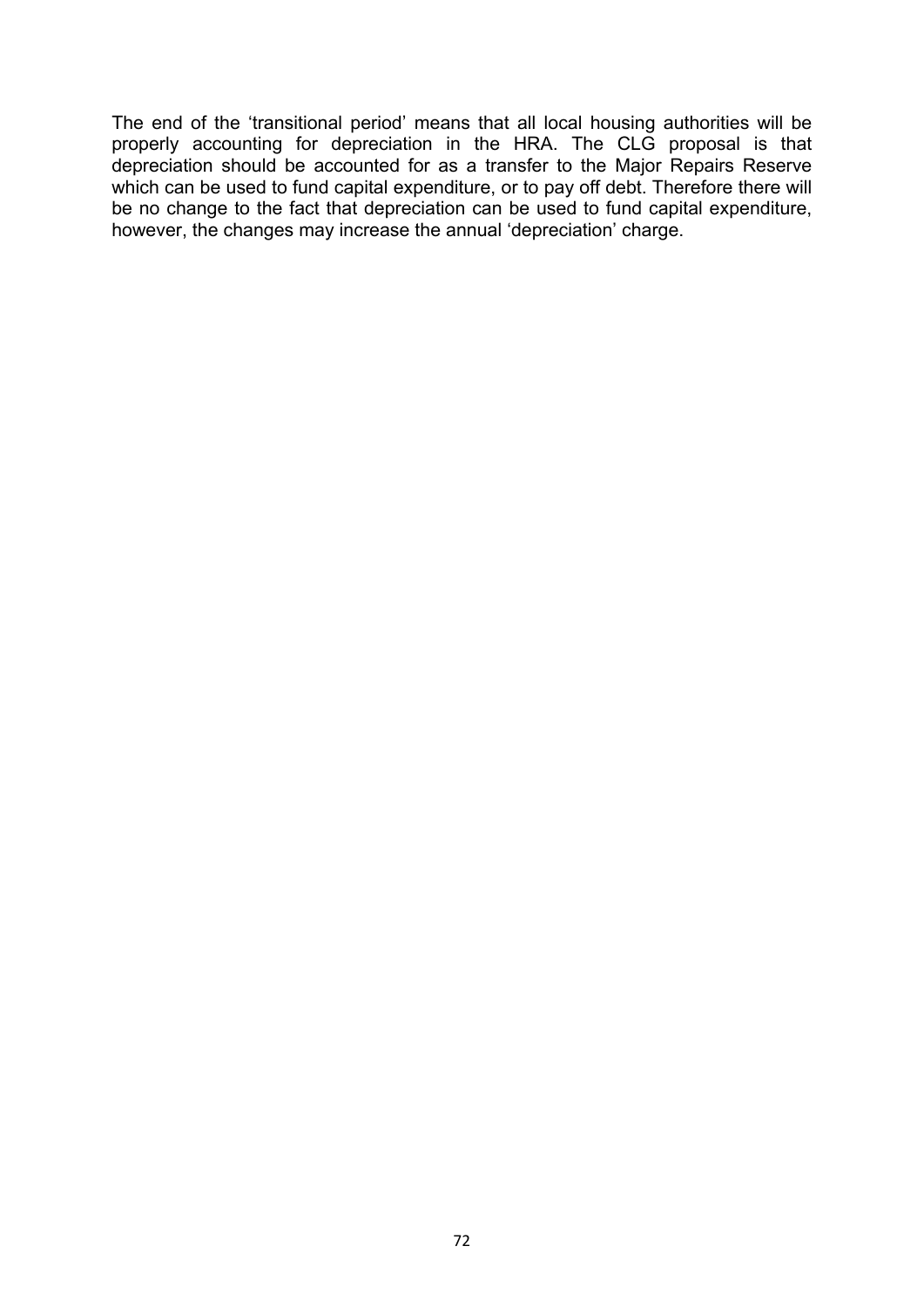The end of the ‘transitional period’ means that all local housing authorities will be properly accounting for depreciation in the HRA. The CLG proposal is that depreciation should be accounted for as a transfer to the Major Repairs Reserve which can be used to fund capital expenditure, or to pay off debt. Therefore there will be no change to the fact that depreciation can be used to fund capital expenditure, however, the changes may increase the annual ‘depreciation’ charge.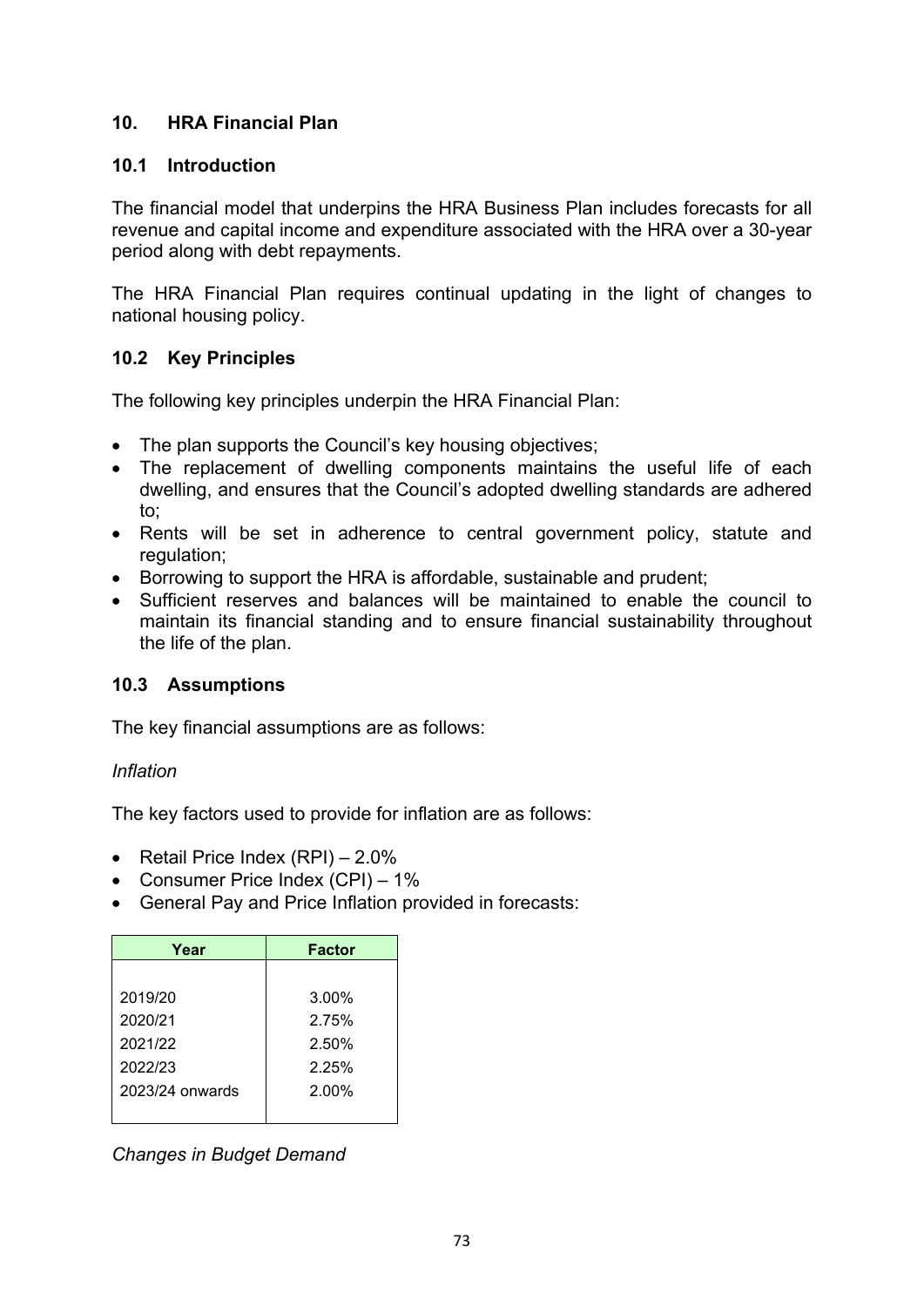## 10. HRA Financial Plan

### 10.1 Introduction

The financial model that underpins the HRA Business Plan includes forecasts for all revenue and capital income and expenditure associated with the HRA over a 30-year period along with debt repayments.

The HRA Financial Plan requires continual updating in the light of changes to national housing policy.

### 10.2 Key Principles

The following key principles underpin the HRA Financial Plan:

- The plan supports the Council's key housing objectives;
- The replacement of dwelling components maintains the useful life of each dwelling, and ensures that the Council's adopted dwelling standards are adhered to;
- Rents will be set in adherence to central government policy, statute and regulation;
- Borrowing to support the HRA is affordable, sustainable and prudent;
- Sufficient reserves and balances will be maintained to enable the council to maintain its financial standing and to ensure financial sustainability throughout the life of the plan.

### 10.3 Assumptions

The key financial assumptions are as follows:

*Inflation*

The key factors used to provide for inflation are as follows:

- Retail Price Index (RPI) – 2.0%
- Consumer Price Index (CPI) – 1%
- General Pay and Price Inflation provided in forecasts:

| Year | Factor |
|---|---|
| 2019/20 | 3.00% |
| 2020/21 | 2.75% |
| 2021/22 | 2.50% |
| 2022/23 | 2.25% |
| 2023/24 onwards | 2.00% |

*Changes in Budget Demand*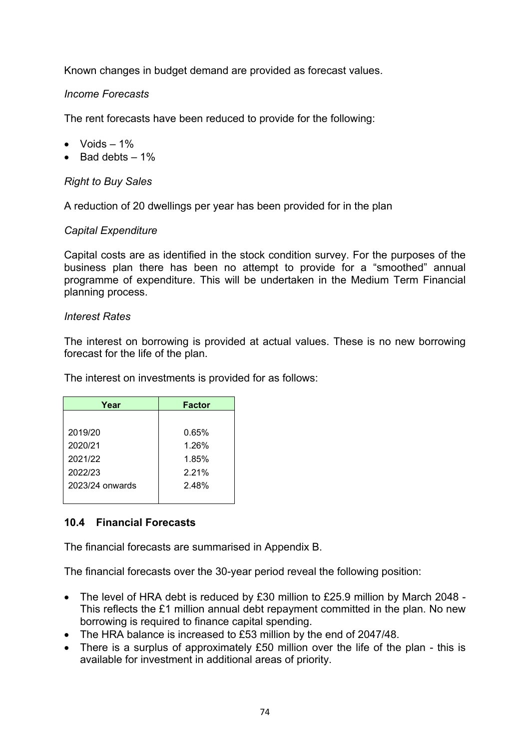Known changes in budget demand are provided as forecast values.

*Income Forecasts*

The rent forecasts have been reduced to provide for the following:

- Voids – 1%
- Bad debts – 1%

*Right to Buy Sales*

A reduction of 20 dwellings per year has been provided for in the plan

*Capital Expenditure*

Capital costs are as identified in the stock condition survey. For the purposes of the business plan there has been no attempt to provide for a "smoothed" annual programme of expenditure. This will be undertaken in the Medium Term Financial planning process.

*Interest Rates*

The interest on borrowing is provided at actual values. These is no new borrowing forecast for the life of the plan.

The interest on investments is provided for as follows:

| Year | Factor |
|---|---|
| 2019/20 | 0.65% |
| 2020/21 | 1.26% |
| 2021/22 | 1.85% |
| 2022/23 | 2.21% |
| 2023/24 onwards | 2.48% |

### 10.4 Financial Forecasts

The financial forecasts are summarised in Appendix B.

The financial forecasts over the 30-year period reveal the following position:

- The level of HRA debt is reduced by £30 million to £25.9 million by March 2048 - This reflects the £1 million annual debt repayment committed in the plan. No new borrowing is required to finance capital spending.
- The HRA balance is increased to £53 million by the end of 2047/48.
- There is a surplus of approximately £50 million over the life of the plan - this is available for investment in additional areas of priority.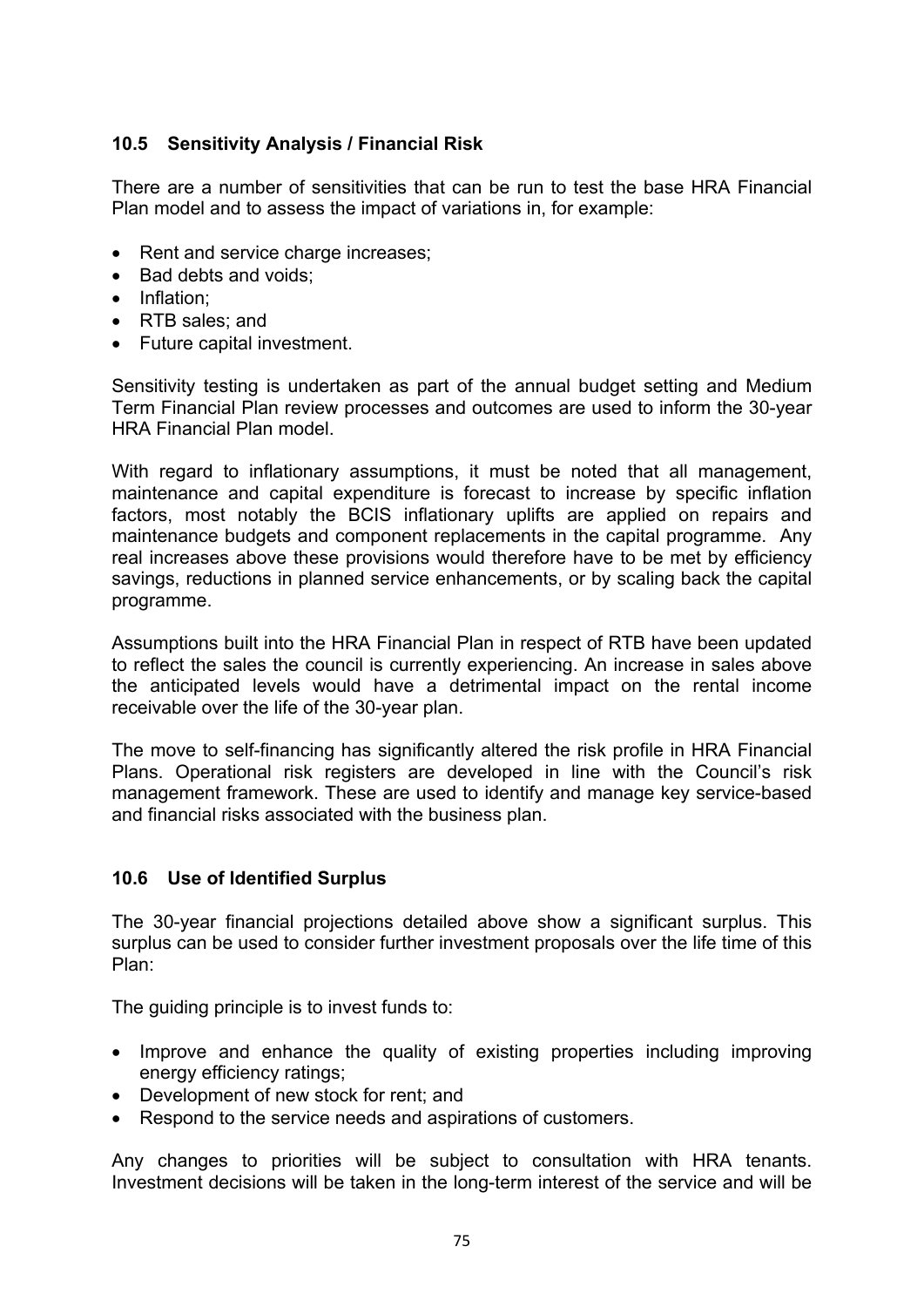### 10.5 Sensitivity Analysis / Financial Risk

There are a number of sensitivities that can be run to test the base HRA Financial Plan model and to assess the impact of variations in, for example:

- Rent and service charge increases;
- Bad debts and voids;
- Inflation;
- RTB sales; and
- Future capital investment.

Sensitivity testing is undertaken as part of the annual budget setting and Medium Term Financial Plan review processes and outcomes are used to inform the 30-year HRA Financial Plan model.

With regard to inflationary assumptions, it must be noted that all management, maintenance and capital expenditure is forecast to increase by specific inflation factors, most notably the BCIS inflationary uplifts are applied on repairs and maintenance budgets and component replacements in the capital programme. Any real increases above these provisions would therefore have to be met by efficiency savings, reductions in planned service enhancements, or by scaling back the capital programme.

Assumptions built into the HRA Financial Plan in respect of RTB have been updated to reflect the sales the council is currently experiencing. An increase in sales above the anticipated levels would have a detrimental impact on the rental income receivable over the life of the 30-year plan.

The move to self-financing has significantly altered the risk profile in HRA Financial Plans. Operational risk registers are developed in line with the Council's risk management framework. These are used to identify and manage key service-based and financial risks associated with the business plan.

### 10.6 Use of Identified Surplus

The 30-year financial projections detailed above show a significant surplus. This surplus can be used to consider further investment proposals over the life time of this Plan:

The guiding principle is to invest funds to:

- Improve and enhance the quality of existing properties including improving energy efficiency ratings;
- Development of new stock for rent; and
- Respond to the service needs and aspirations of customers.

Any changes to priorities will be subject to consultation with HRA tenants. Investment decisions will be taken in the long-term interest of the service and will be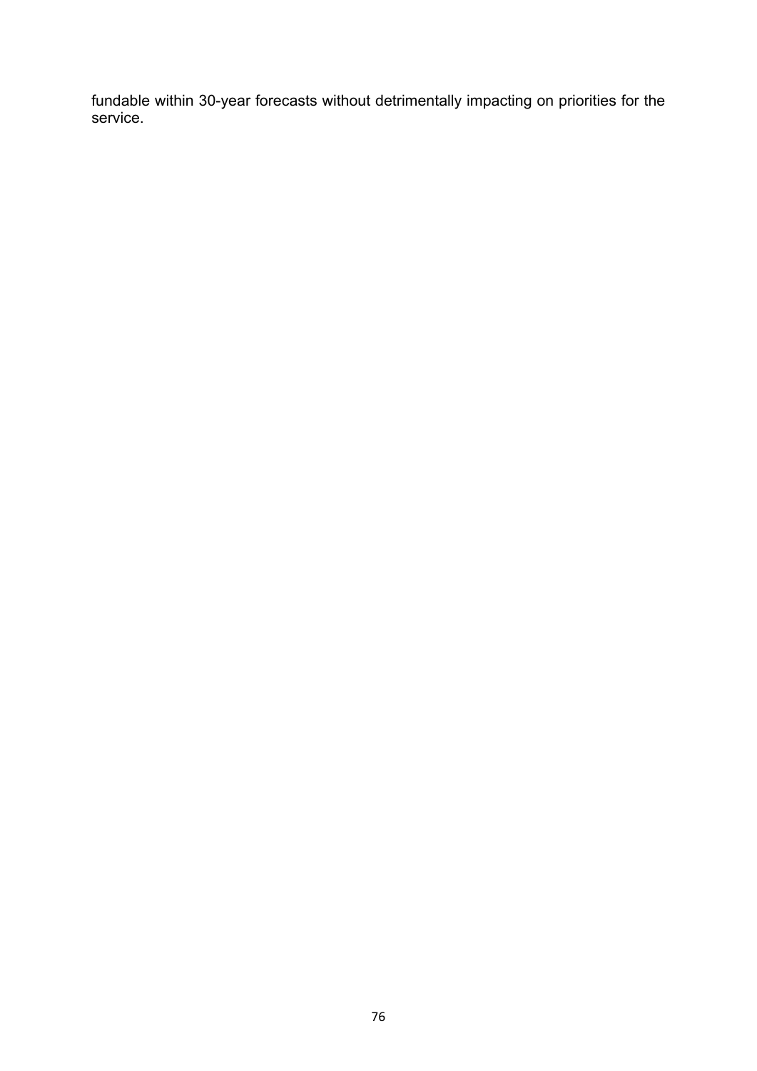fundable within 30-year forecasts without detrimentally impacting on priorities for the service.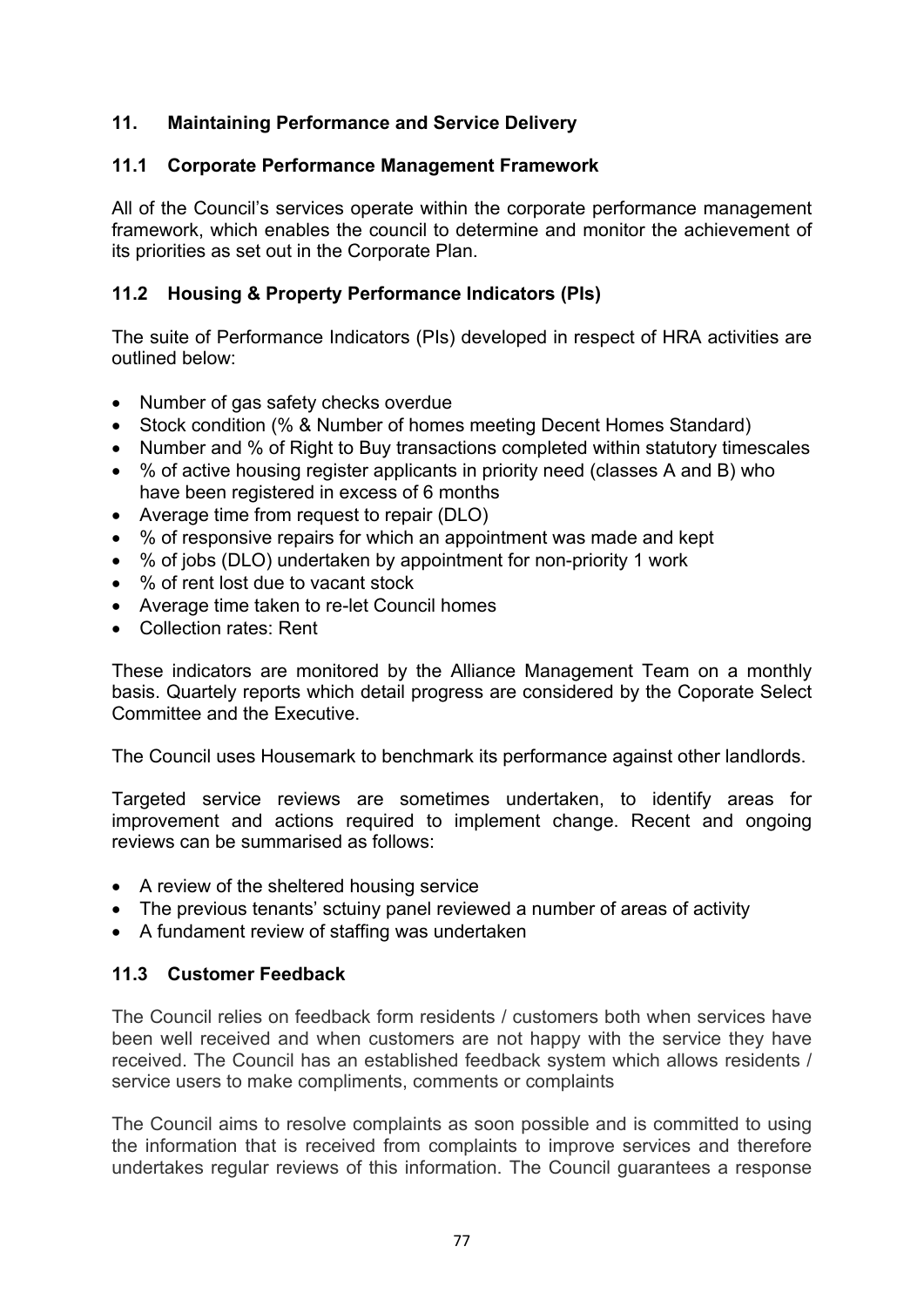## 11. Maintaining Performance and Service Delivery

### 11.1 Corporate Performance Management Framework

All of the Council's services operate within the corporate performance management framework, which enables the council to determine and monitor the achievement of its priorities as set out in the Corporate Plan.

### 11.2 Housing & Property Performance Indicators (PIs)

The suite of Performance Indicators (PIs) developed in respect of HRA activities are outlined below:

- Number of gas safety checks overdue
- Stock condition (% & Number of homes meeting Decent Homes Standard)
- Number and % of Right to Buy transactions completed within statutory timescales
- % of active housing register applicants in priority need (classes A and B) who have been registered in excess of 6 months
- Average time from request to repair (DLO)
- % of responsive repairs for which an appointment was made and kept
- % of jobs (DLO) undertaken by appointment for non-priority 1 work
- % of rent lost due to vacant stock
- Average time taken to re-let Council homes
- Collection rates: Rent

These indicators are monitored by the Alliance Management Team on a monthly basis. Quartely reports which detail progress are considered by the Coporate Select Committee and the Executive.

The Council uses Housemark to benchmark its performance against other landlords.

Targeted service reviews are sometimes undertaken, to identify areas for improvement and actions required to implement change. Recent and ongoing reviews can be summarised as follows:

- A review of the sheltered housing service
- The previous tenants' sctuiny panel reviewed a number of areas of activity
- A fundament review of staffing was undertaken

### 11.3 Customer Feedback

The Council relies on feedback form residents / customers both when services have been well received and when customers are not happy with the service they have received. The Council has an established feedback system which allows residents / service users to make compliments, comments or complaints

The Council aims to resolve complaints as soon possible and is committed to using the information that is received from complaints to improve services and therefore undertakes regular reviews of this information. The Council guarantees a response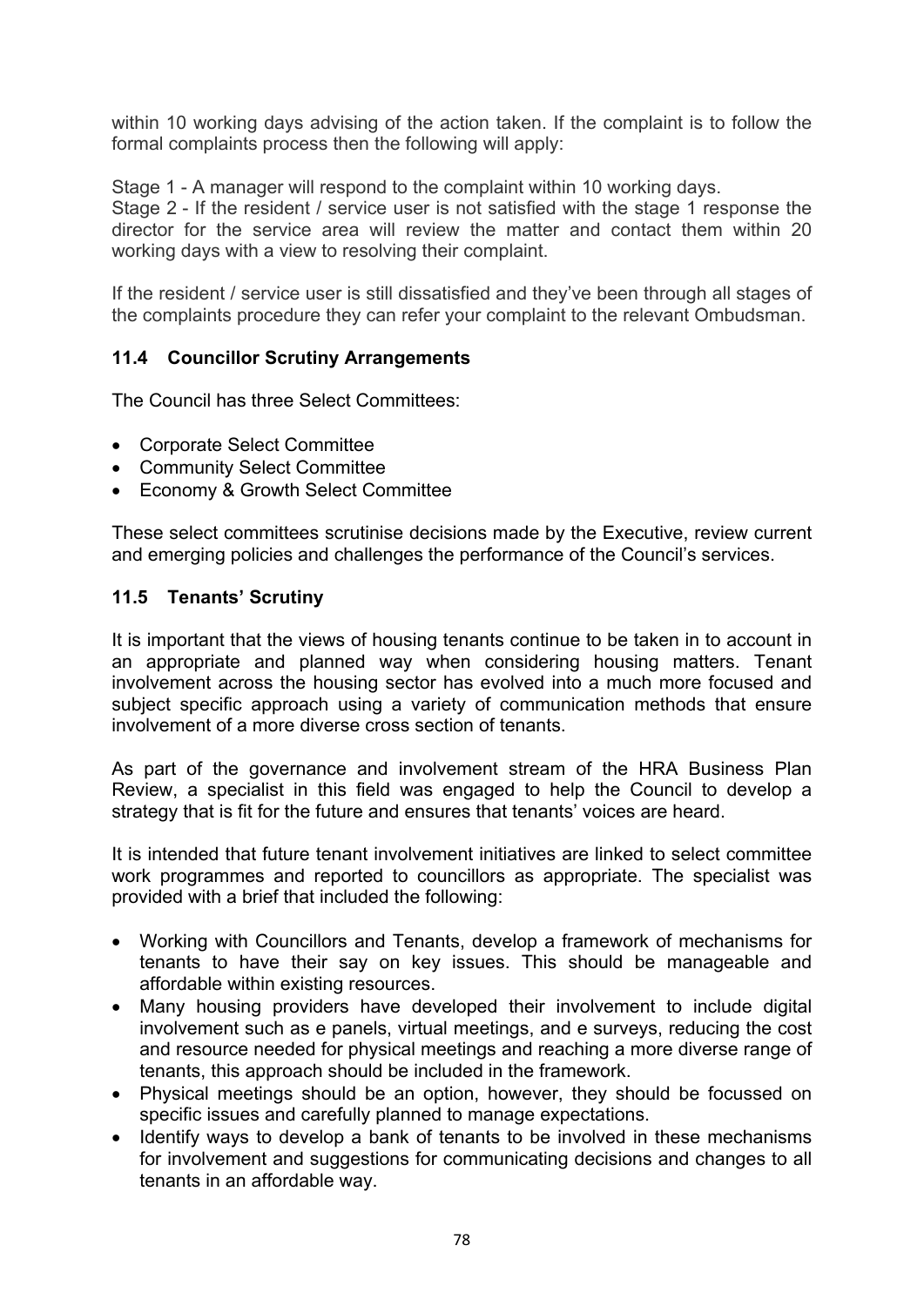within 10 working days advising of the action taken. If the complaint is to follow the formal complaints process then the following will apply:

Stage 1 - A manager will respond to the complaint within 10 working days.
Stage 2 - If the resident / service user is not satisfied with the stage 1 response the director for the service area will review the matter and contact them within 20 working days with a view to resolving their complaint.

If the resident / service user is still dissatisfied and they've been through all stages of the complaints procedure they can refer your complaint to the relevant Ombudsman.

### 11.4 Councillor Scrutiny Arrangements

The Council has three Select Committees:

- Corporate Select Committee
- Community Select Committee
- Economy & Growth Select Committee

These select committees scrutinise decisions made by the Executive, review current and emerging policies and challenges the performance of the Council's services.

### 11.5 Tenants' Scrutiny

It is important that the views of housing tenants continue to be taken in to account in an appropriate and planned way when considering housing matters. Tenant involvement across the housing sector has evolved into a much more focused and subject specific approach using a variety of communication methods that ensure involvement of a more diverse cross section of tenants.

As part of the governance and involvement stream of the HRA Business Plan Review, a specialist in this field was engaged to help the Council to develop a strategy that is fit for the future and ensures that tenants' voices are heard.

It is intended that future tenant involvement initiatives are linked to select committee work programmes and reported to councillors as appropriate. The specialist was provided with a brief that included the following:

- Working with Councillors and Tenants, develop a framework of mechanisms for tenants to have their say on key issues. This should be manageable and affordable within existing resources.
- Many housing providers have developed their involvement to include digital involvement such as e panels, virtual meetings, and e surveys, reducing the cost and resource needed for physical meetings and reaching a more diverse range of tenants, this approach should be included in the framework.
- Physical meetings should be an option, however, they should be focussed on specific issues and carefully planned to manage expectations.
- Identify ways to develop a bank of tenants to be involved in these mechanisms for involvement and suggestions for communicating decisions and changes to all tenants in an affordable way.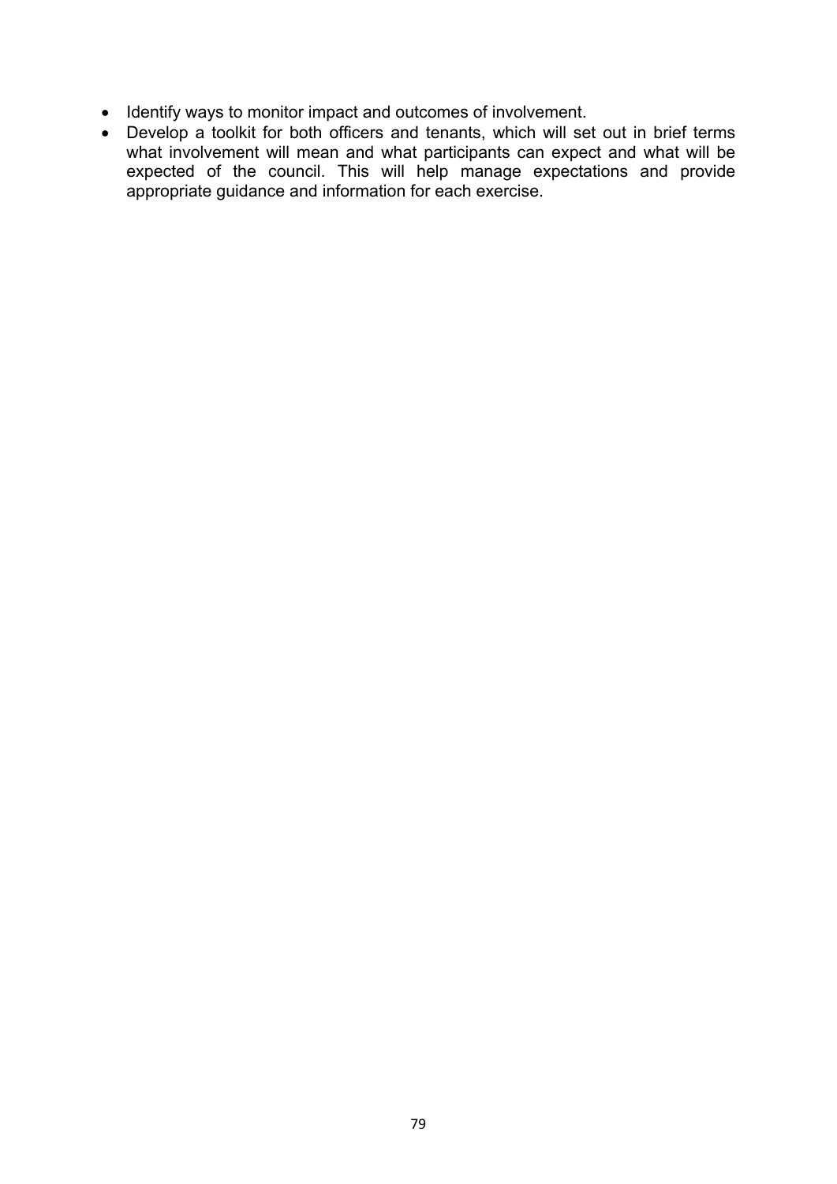- Identify ways to monitor impact and outcomes of involvement.
- Develop a toolkit for both officers and tenants, which will set out in brief terms what involvement will mean and what participants can expect and what will be expected of the council. This will help manage expectations and provide appropriate guidance and information for each exercise.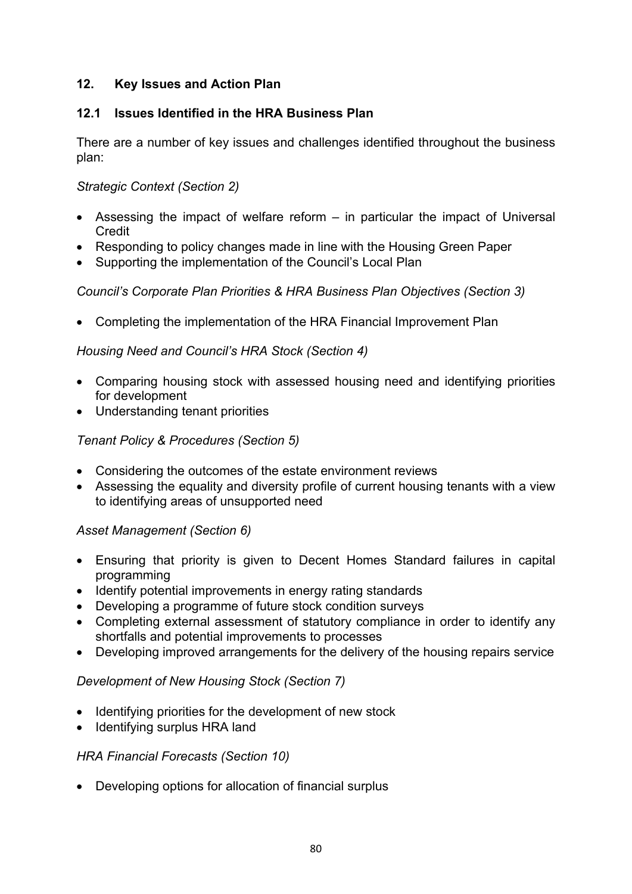## 12. Key Issues and Action Plan

### 12.1 Issues Identified in the HRA Business Plan

There are a number of key issues and challenges identified throughout the business plan:

*Strategic Context (Section 2)*

- Assessing the impact of welfare reform – in particular the impact of Universal Credit
- Responding to policy changes made in line with the Housing Green Paper
- Supporting the implementation of the Council's Local Plan

*Council's Corporate Plan Priorities & HRA Business Plan Objectives (Section 3)*

- Completing the implementation of the HRA Financial Improvement Plan

*Housing Need and Council's HRA Stock (Section 4)*

- Comparing housing stock with assessed housing need and identifying priorities for development
- Understanding tenant priorities

*Tenant Policy & Procedures (Section 5)*

- Considering the outcomes of the estate environment reviews
- Assessing the equality and diversity profile of current housing tenants with a view to identifying areas of unsupported need

*Asset Management (Section 6)*

- Ensuring that priority is given to Decent Homes Standard failures in capital programming
- Identify potential improvements in energy rating standards
- Developing a programme of future stock condition surveys
- Completing external assessment of statutory compliance in order to identify any shortfalls and potential improvements to processes
- Developing improved arrangements for the delivery of the housing repairs service

*Development of New Housing Stock (Section 7)*

- Identifying priorities for the development of new stock
- Identifying surplus HRA land

*HRA Financial Forecasts (Section 10)*

- Developing options for allocation of financial surplus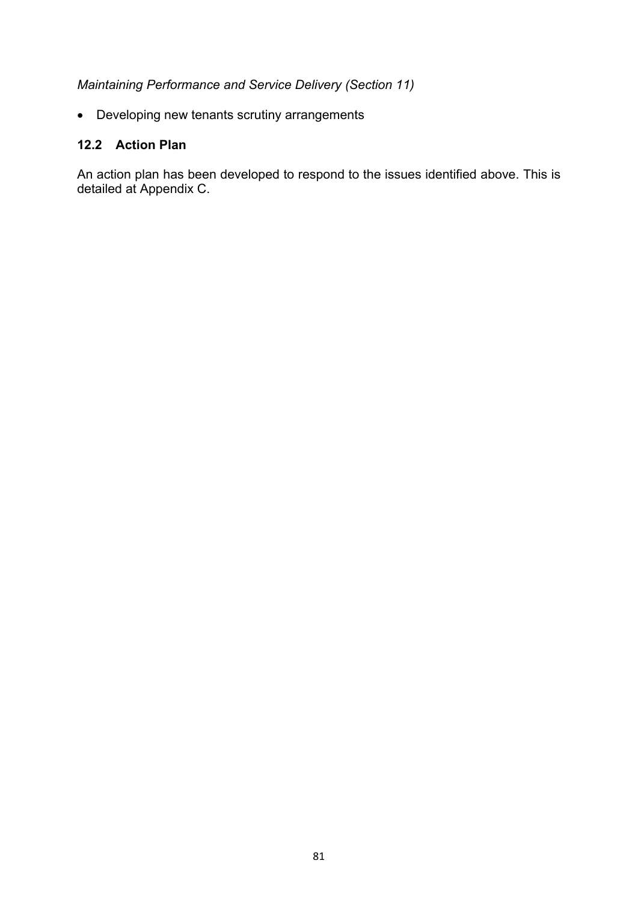*Maintaining Performance and Service Delivery (Section 11)*

- Developing new tenants scrutiny arrangements

### 12.2 Action Plan

An action plan has been developed to respond to the issues identified above. This is detailed at Appendix C.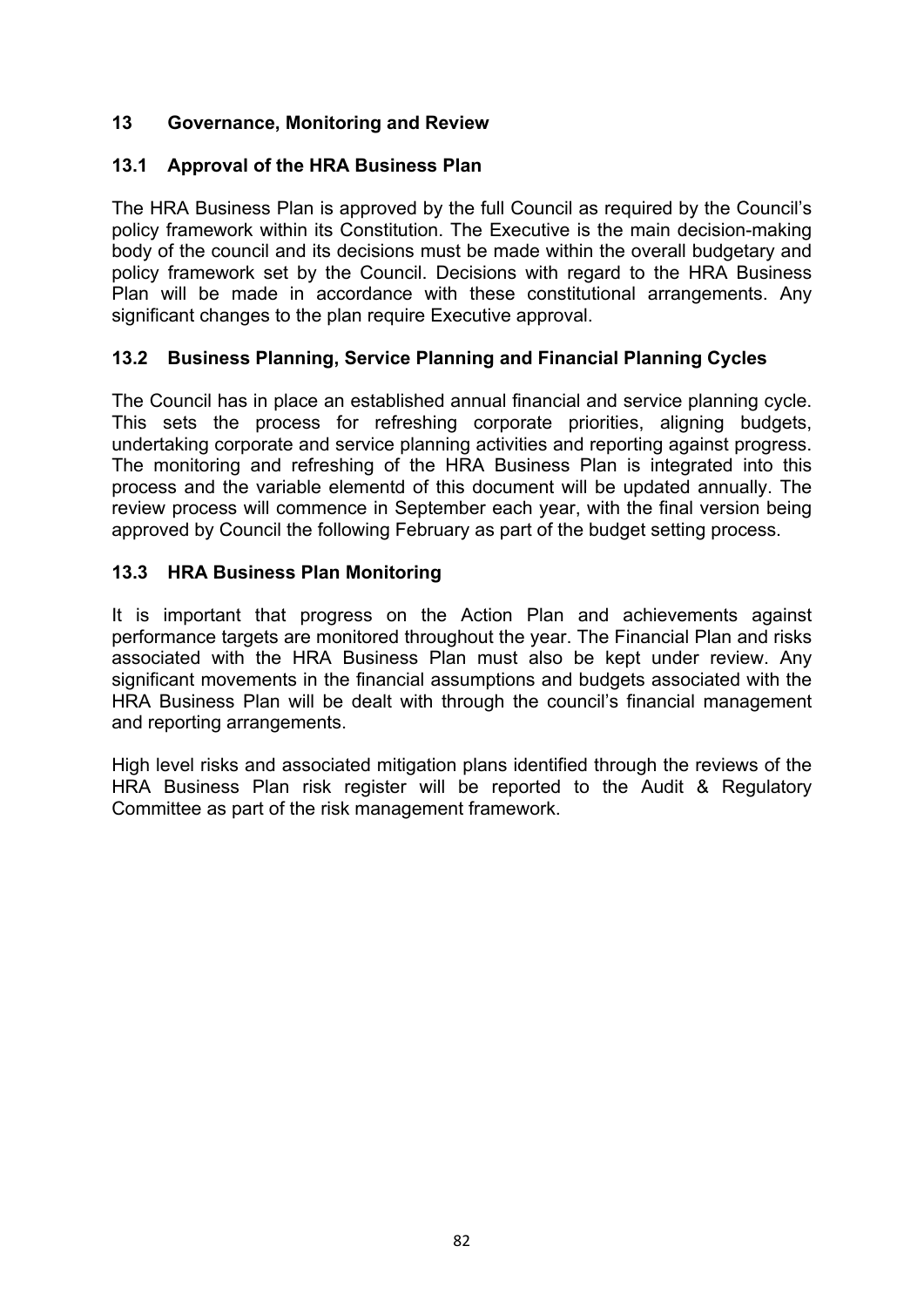## 13 Governance, Monitoring and Review

### 13.1 Approval of the HRA Business Plan

The HRA Business Plan is approved by the full Council as required by the Council's policy framework within its Constitution. The Executive is the main decision-making body of the council and its decisions must be made within the overall budgetary and policy framework set by the Council. Decisions with regard to the HRA Business Plan will be made in accordance with these constitutional arrangements. Any significant changes to the plan require Executive approval.

### 13.2 Business Planning, Service Planning and Financial Planning Cycles

The Council has in place an established annual financial and service planning cycle. This sets the process for refreshing corporate priorities, aligning budgets, undertaking corporate and service planning activities and reporting against progress. The monitoring and refreshing of the HRA Business Plan is integrated into this process and the variable elementd of this document will be updated annually. The review process will commence in September each year, with the final version being approved by Council the following February as part of the budget setting process.

### 13.3 HRA Business Plan Monitoring

It is important that progress on the Action Plan and achievements against performance targets are monitored throughout the year. The Financial Plan and risks associated with the HRA Business Plan must also be kept under review. Any significant movements in the financial assumptions and budgets associated with the HRA Business Plan will be dealt with through the council's financial management and reporting arrangements.

High level risks and associated mitigation plans identified through the reviews of the HRA Business Plan risk register will be reported to the Audit & Regulatory Committee as part of the risk management framework.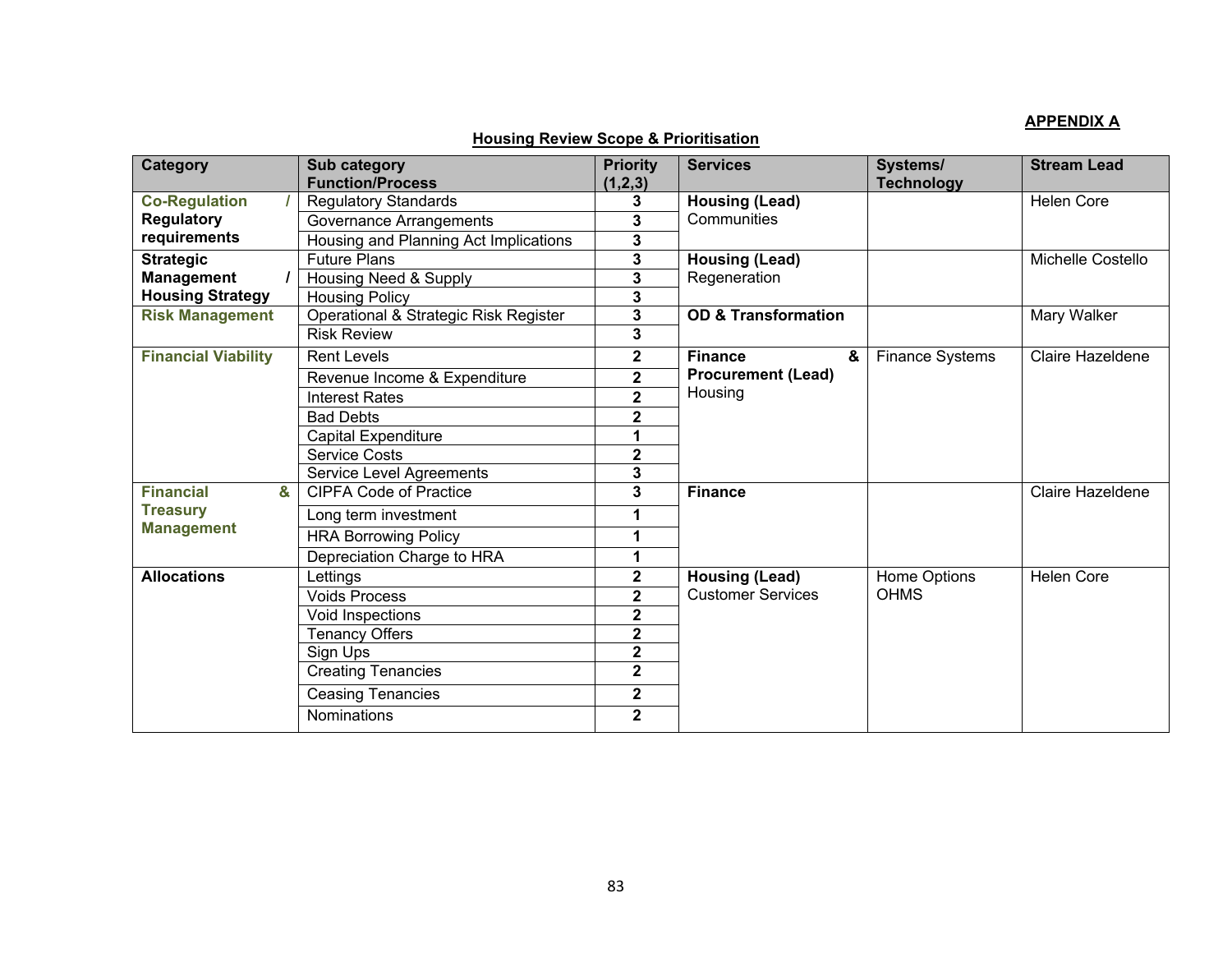**APPENDIX A**

**Housing Review Scope & Prioritisation**

| Category | Sub category Function/Process | Priority (1,2,3) | Services | Systems/ Technology | Stream Lead |
|---|---|---|---|---|---|
| **Co-Regulation / Regulatory requirements** | Regulatory Standards | **3** | **Housing (Lead)** Communities | | Helen Core |
| | Governance Arrangements | **3** | | | |
| | Housing and Planning Act Implications | **3** | | | |
| **Strategic Management / Housing Strategy** | Future Plans | **3** | **Housing (Lead)** Regeneration | | Michelle Costello |
| | Housing Need & Supply | **3** | | | |
| | Housing Policy | **3** | | | |
| **Risk Management** | Operational & Strategic Risk Register | **3** | **OD & Transformation** | | Mary Walker |
| | Risk Review | **3** | | | |
| **Financial Viability** | Rent Levels | **2** | **Finance & Procurement (Lead)** Housing | Finance Systems | Claire Hazeldene |
| | Revenue Income & Expenditure | **2** | | | |
| | Interest Rates | **2** | | | |
| | Bad Debts | **2** | | | |
| | Capital Expenditure | **1** | | | |
| | Service Costs | **2** | | | |
| | Service Level Agreements | **3** | | | |
| **Financial & Treasury Management** | CIPFA Code of Practice | **3** | **Finance** | | Claire Hazeldene |
| | Long term investment | **1** | | | |
| | HRA Borrowing Policy | **1** | | | |
| | Depreciation Charge to HRA | **1** | | | |
| **Allocations** | Lettings | **2** | **Housing (Lead)** Customer Services | Home Options OHMS | Helen Core |
| | Voids Process | **2** | | | |
| | Void Inspections | **2** | | | |
| | Tenancy Offers | **2** | | | |
| | Sign Ups | **2** | | | |
| | Creating Tenancies | **2** | | | |
| | Ceasing Tenancies | **2** | | | |
| | Nominations | **2** | | | |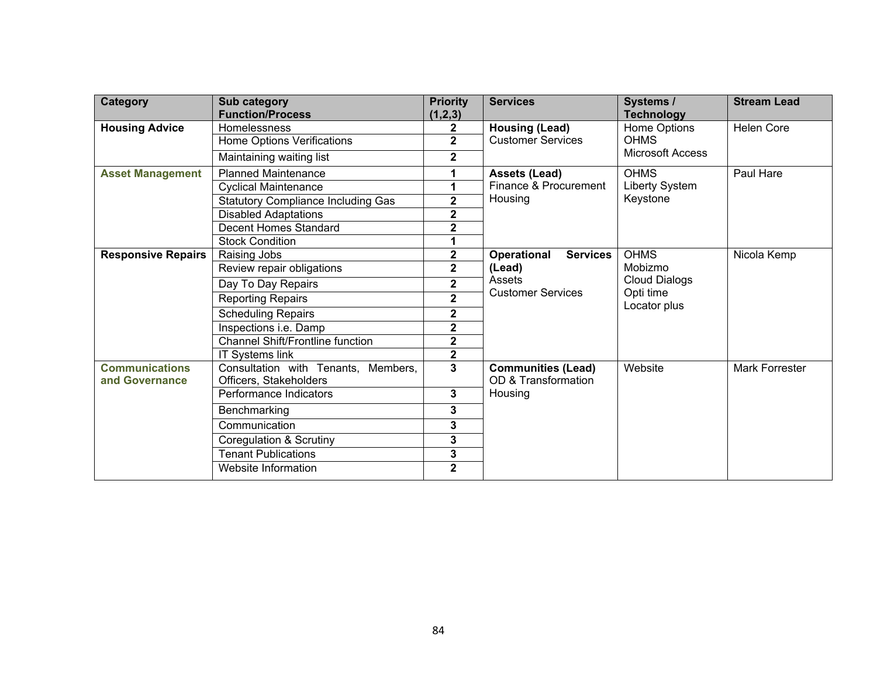| Category | Sub category Function/Process | Priority (1,2,3) | Services | Systems / Technology | Stream Lead |
|---|---|---|---|---|---|
| **Housing Advice** | Homelessness | **2** | **Housing (Lead)**<br>Customer Services | Home Options<br>OHMS<br>Microsoft Access | Helen Core |
| | Home Options Verifications | **2** | | | |
| | Maintaining waiting list | **2** | | | |
| **Asset Management** | Planned Maintenance | **1** | **Assets (Lead)**<br>Finance & Procurement<br>Housing | OHMS<br>Liberty System<br>Keystone | Paul Hare |
| | Cyclical Maintenance | **1** | | | |
| | Statutory Compliance Including Gas | **2** | | | |
| | Disabled Adaptations | **2** | | | |
| | Decent Homes Standard | **2** | | | |
| | Stock Condition | **1** | | | |
| **Responsive Repairs** | Raising Jobs | **2** | **Operational Services (Lead)**<br>Assets<br>Customer Services | OHMS<br>Mobizmo<br>Cloud Dialogs<br>Opti time<br>Locator plus | Nicola Kemp |
| | Review repair obligations | **2** | | | |
| | Day To Day Repairs | **2** | | | |
| | Reporting Repairs | **2** | | | |
| | Scheduling Repairs | **2** | | | |
| | Inspections i.e. Damp | **2** | | | |
| | Channel Shift/Frontline function | **2** | | | |
| | IT Systems link | **2** | | | |
| **Communications and Governance** | Consultation with Tenants, Members, Officers, Stakeholders | **3** | **Communities (Lead)**<br>OD & Transformation<br>Housing | Website | Mark Forrester |
| | Performance Indicators | **3** | | | |
| | Benchmarking | **3** | | | |
| | Communication | **3** | | | |
| | Coregulation & Scrutiny | **3** | | | |
| | Tenant Publications | **3** | | | |
| | Website Information | **2** | | | |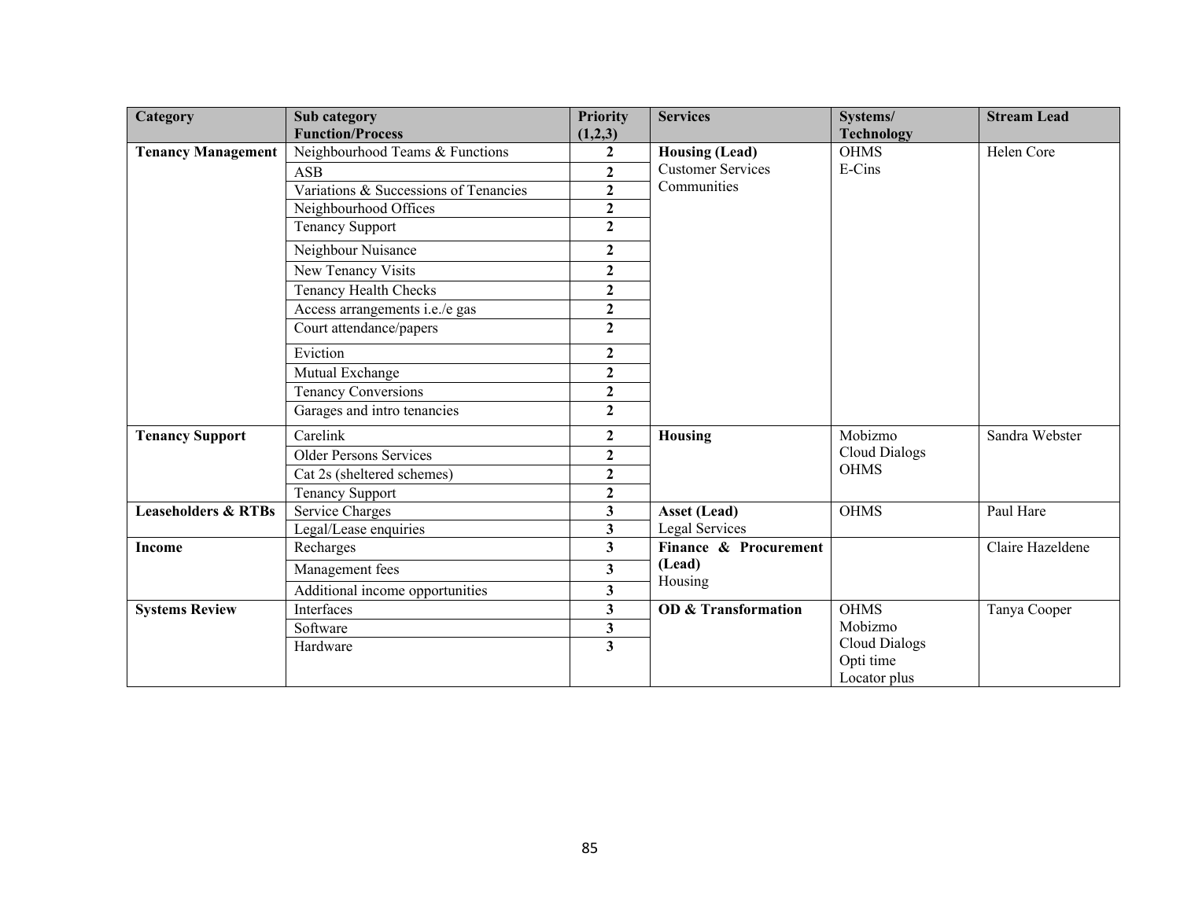| Category | Sub category Function/Process | Priority (1,2,3) | Services | Systems/ Technology | Stream Lead |
|---|---|---|---|---|---|
| **Tenancy Management** | Neighbourhood Teams & Functions | **2** | **Housing (Lead)** Customer Services Communities | OHMS E-Cins | Helen Core |
| | ASB | **2** | | | |
| | Variations & Successions of Tenancies | **2** | | | |
| | Neighbourhood Offices | **2** | | | |
| | Tenancy Support | **2** | | | |
| | Neighbour Nuisance | **2** | | | |
| | New Tenancy Visits | **2** | | | |
| | Tenancy Health Checks | **2** | | | |
| | Access arrangements i.e./e gas | **2** | | | |
| | Court attendance/papers | **2** | | | |
| | Eviction | **2** | | | |
| | Mutual Exchange | **2** | | | |
| | Tenancy Conversions | **2** | | | |
| | Garages and intro tenancies | **2** | | | |
| **Tenancy Support** | Carelink | **2** | **Housing** | Mobizmo Cloud Dialogs OHMS | Sandra Webster |
| | Older Persons Services | **2** | | | |
| | Cat 2s (sheltered schemes) | **2** | | | |
| | Tenancy Support | **2** | | | |
| **Leaseholders & RTBs** | Service Charges | **3** | **Asset (Lead)** Legal Services | OHMS | Paul Hare |
| | Legal/Lease enquiries | **3** | | | |
| **Income** | Recharges | **3** | **Finance & Procurement (Lead)** Housing | | Claire Hazeldene |
| | Management fees | **3** | | | |
| | Additional income opportunities | **3** | | | |
| **Systems Review** | Interfaces | **3** | **OD & Transformation** | OHMS Mobizmo Cloud Dialogs Opti time Locator plus | Tanya Cooper |
| | Software | **3** | | | |
| | Hardware | **3** | | | |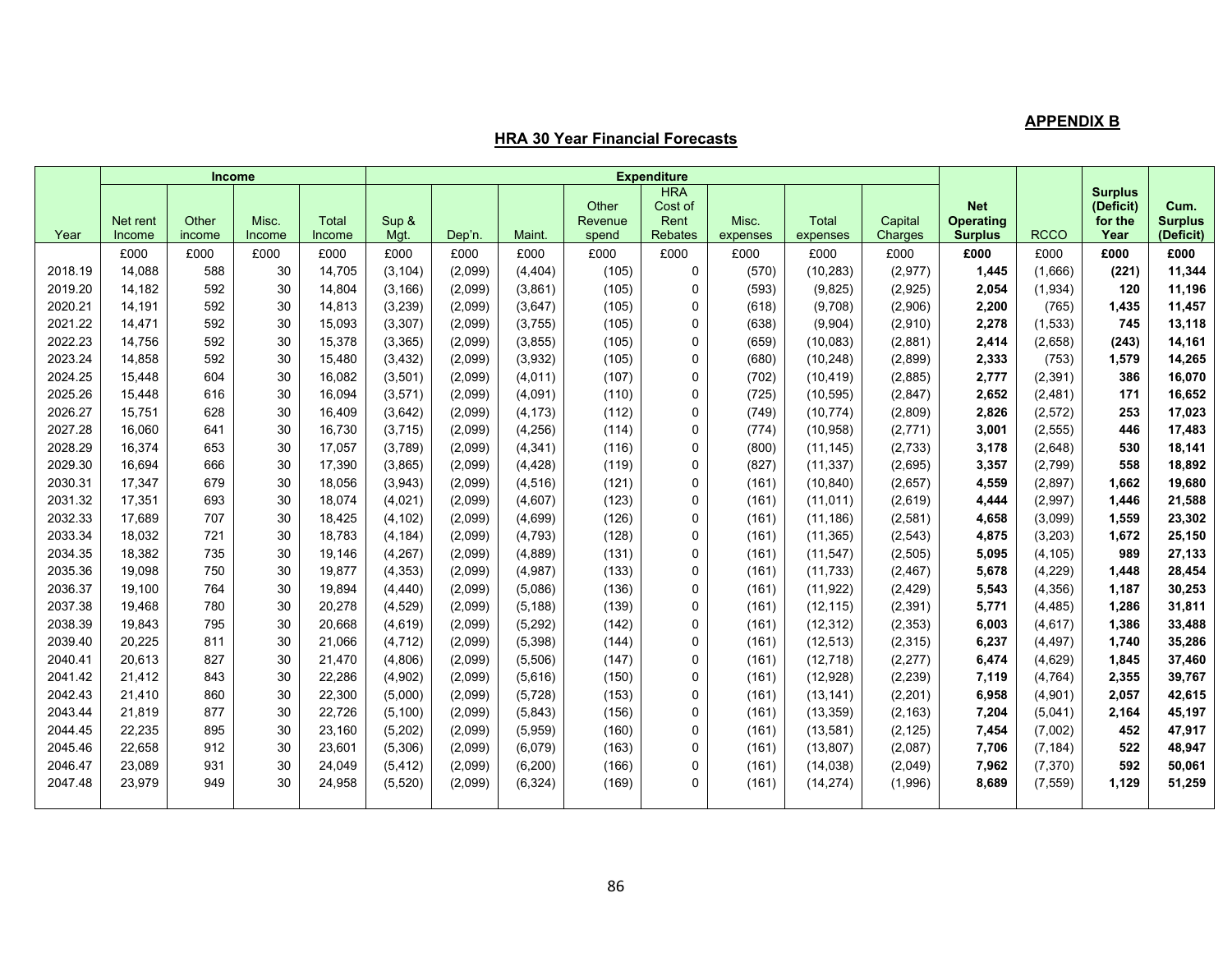**APPENDIX B**

## HRA 30 Year Financial Forecasts

| | Income | | | | Expenditure | | | | | | | | | | | |
|---|---|---|---|---|---|---|---|---|---|---|---|---|---|---|---|---|
| Year | Net rent Income | Other income | Misc. Income | Total Income | Sup & Mgt. | Dep'n. | Maint. | Other Revenue spend | HRA Cost of Rent Rebates | Misc. expenses | Total expenses | Capital Charges | **Net Operating Surplus** | RCCO | **Surplus (Deficit) for the Year** | **Cum. Surplus (Deficit)** |
| | £000 | £000 | £000 | £000 | £000 | £000 | £000 | £000 | £000 | £000 | £000 | £000 | **£000** | £000 | **£000** | **£000** |
| 2018.19 | 14,088 | 588 | 30 | 14,705 | (3,104) | (2,099) | (4,404) | (105) | 0 | (570) | (10,283) | (2,977) | **1,445** | (1,666) | **(221)** | **11,344** |
| 2019.20 | 14,182 | 592 | 30 | 14,804 | (3,166) | (2,099) | (3,861) | (105) | 0 | (593) | (9,825) | (2,925) | **2,054** | (1,934) | **120** | **11,196** |
| 2020.21 | 14,191 | 592 | 30 | 14,813 | (3,239) | (2,099) | (3,647) | (105) | 0 | (618) | (9,708) | (2,906) | **2,200** | (765) | **1,435** | **11,457** |
| 2021.22 | 14,471 | 592 | 30 | 15,093 | (3,307) | (2,099) | (3,755) | (105) | 0 | (638) | (9,904) | (2,910) | **2,278** | (1,533) | **745** | **13,118** |
| 2022.23 | 14,756 | 592 | 30 | 15,378 | (3,365) | (2,099) | (3,855) | (105) | 0 | (659) | (10,083) | (2,881) | **2,414** | (2,658) | **(243)** | **14,161** |
| 2023.24 | 14,858 | 592 | 30 | 15,480 | (3,432) | (2,099) | (3,932) | (105) | 0 | (680) | (10,248) | (2,899) | **2,333** | (753) | **1,579** | **14,265** |
| 2024.25 | 15,448 | 604 | 30 | 16,082 | (3,501) | (2,099) | (4,011) | (107) | 0 | (702) | (10,419) | (2,885) | **2,777** | (2,391) | **386** | **16,070** |
| 2025.26 | 15,448 | 616 | 30 | 16,094 | (3,571) | (2,099) | (4,091) | (110) | 0 | (725) | (10,595) | (2,847) | **2,652** | (2,481) | **171** | **16,652** |
| 2026.27 | 15,751 | 628 | 30 | 16,409 | (3,642) | (2,099) | (4,173) | (112) | 0 | (749) | (10,774) | (2,809) | **2,826** | (2,572) | **253** | **17,023** |
| 2027.28 | 16,060 | 641 | 30 | 16,730 | (3,715) | (2,099) | (4,256) | (114) | 0 | (774) | (10,958) | (2,771) | **3,001** | (2,555) | **446** | **17,483** |
| 2028.29 | 16,374 | 653 | 30 | 17,057 | (3,789) | (2,099) | (4,341) | (116) | 0 | (800) | (11,145) | (2,733) | **3,178** | (2,648) | **530** | **18,141** |
| 2029.30 | 16,694 | 666 | 30 | 17,390 | (3,865) | (2,099) | (4,428) | (119) | 0 | (827) | (11,337) | (2,695) | **3,357** | (2,799) | **558** | **18,892** |
| 2030.31 | 17,347 | 679 | 30 | 18,056 | (3,943) | (2,099) | (4,516) | (121) | 0 | (161) | (10,840) | (2,657) | **4,559** | (2,897) | **1,662** | **19,680** |
| 2031.32 | 17,351 | 693 | 30 | 18,074 | (4,021) | (2,099) | (4,607) | (123) | 0 | (161) | (11,011) | (2,619) | **4,444** | (2,997) | **1,446** | **21,588** |
| 2032.33 | 17,689 | 707 | 30 | 18,425 | (4,102) | (2,099) | (4,699) | (126) | 0 | (161) | (11,186) | (2,581) | **4,658** | (3,099) | **1,559** | **23,302** |
| 2033.34 | 18,032 | 721 | 30 | 18,783 | (4,184) | (2,099) | (4,793) | (128) | 0 | (161) | (11,365) | (2,543) | **4,875** | (3,203) | **1,672** | **25,150** |
| 2034.35 | 18,382 | 735 | 30 | 19,146 | (4,267) | (2,099) | (4,889) | (131) | 0 | (161) | (11,547) | (2,505) | **5,095** | (4,105) | **989** | **27,133** |
| 2035.36 | 19,098 | 750 | 30 | 19,877 | (4,353) | (2,099) | (4,987) | (133) | 0 | (161) | (11,733) | (2,467) | **5,678** | (4,229) | **1,448** | **28,454** |
| 2036.37 | 19,100 | 764 | 30 | 19,894 | (4,440) | (2,099) | (5,086) | (136) | 0 | (161) | (11,922) | (2,429) | **5,543** | (4,356) | **1,187** | **30,253** |
| 2037.38 | 19,468 | 780 | 30 | 20,278 | (4,529) | (2,099) | (5,188) | (139) | 0 | (161) | (12,115) | (2,391) | **5,771** | (4,485) | **1,286** | **31,811** |
| 2038.39 | 19,843 | 795 | 30 | 20,668 | (4,619) | (2,099) | (5,292) | (142) | 0 | (161) | (12,312) | (2,353) | **6,003** | (4,617) | **1,386** | **33,488** |
| 2039.40 | 20,225 | 811 | 30 | 21,066 | (4,712) | (2,099) | (5,398) | (144) | 0 | (161) | (12,513) | (2,315) | **6,237** | (4,497) | **1,740** | **35,286** |
| 2040.41 | 20,613 | 827 | 30 | 21,470 | (4,806) | (2,099) | (5,506) | (147) | 0 | (161) | (12,718) | (2,277) | **6,474** | (4,629) | **1,845** | **37,460** |
| 2041.42 | 21,412 | 843 | 30 | 22,286 | (4,902) | (2,099) | (5,616) | (150) | 0 | (161) | (12,928) | (2,239) | **7,119** | (4,764) | **2,355** | **39,767** |
| 2042.43 | 21,410 | 860 | 30 | 22,300 | (5,000) | (2,099) | (5,728) | (153) | 0 | (161) | (13,141) | (2,201) | **6,958** | (4,901) | **2,057** | **42,615** |
| 2043.44 | 21,819 | 877 | 30 | 22,726 | (5,100) | (2,099) | (5,843) | (156) | 0 | (161) | (13,359) | (2,163) | **7,204** | (5,041) | **2,164** | **45,197** |
| 2044.45 | 22,235 | 895 | 30 | 23,160 | (5,202) | (2,099) | (5,959) | (160) | 0 | (161) | (13,581) | (2,125) | **7,454** | (7,002) | **452** | **47,917** |
| 2045.46 | 22,658 | 912 | 30 | 23,601 | (5,306) | (2,099) | (6,079) | (163) | 0 | (161) | (13,807) | (2,087) | **7,706** | (7,184) | **522** | **48,947** |
| 2046.47 | 23,089 | 931 | 30 | 24,049 | (5,412) | (2,099) | (6,200) | (166) | 0 | (161) | (14,038) | (2,049) | **7,962** | (7,370) | **592** | **50,061** |
| 2047.48 | 23,979 | 949 | 30 | 24,958 | (5,520) | (2,099) | (6,324) | (169) | 0 | (161) | (14,274) | (1,996) | **8,689** | (7,559) | **1,129** | **51,259** |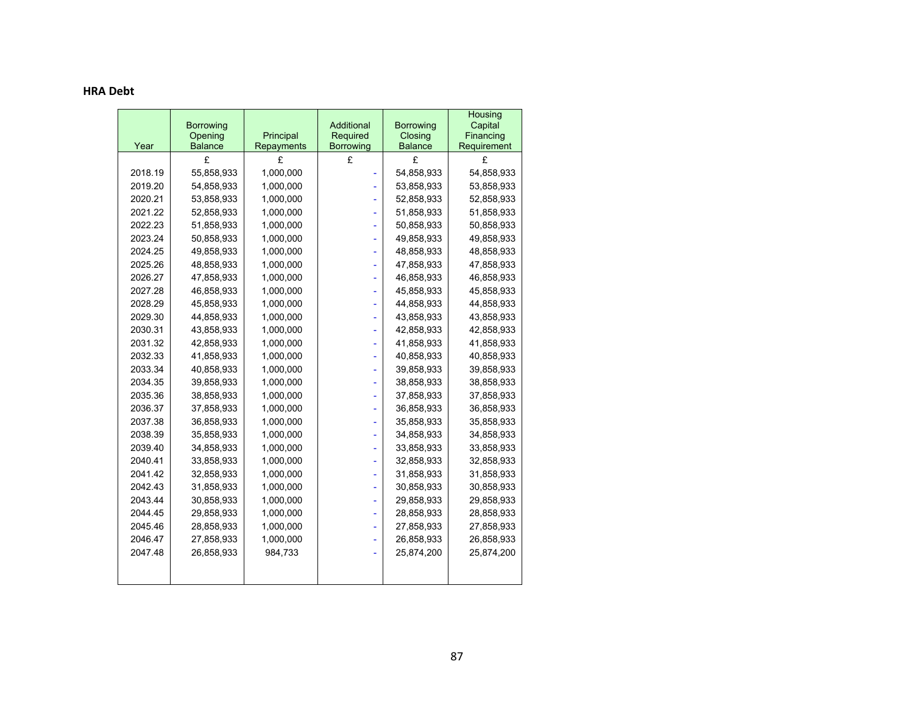## HRA Debt

| Year | Borrowing Opening Balance | Principal Repayments | Additional Required Borrowing | Borrowing Closing Balance | Housing Capital Financing Requirement |
|---|---|---|---|---|---|
| | £ | £ | £ | £ | £ |
| 2018.19 | 55,858,933 | 1,000,000 | - | 54,858,933 | 54,858,933 |
| 2019.20 | 54,858,933 | 1,000,000 | - | 53,858,933 | 53,858,933 |
| 2020.21 | 53,858,933 | 1,000,000 | - | 52,858,933 | 52,858,933 |
| 2021.22 | 52,858,933 | 1,000,000 | - | 51,858,933 | 51,858,933 |
| 2022.23 | 51,858,933 | 1,000,000 | - | 50,858,933 | 50,858,933 |
| 2023.24 | 50,858,933 | 1,000,000 | - | 49,858,933 | 49,858,933 |
| 2024.25 | 49,858,933 | 1,000,000 | - | 48,858,933 | 48,858,933 |
| 2025.26 | 48,858,933 | 1,000,000 | - | 47,858,933 | 47,858,933 |
| 2026.27 | 47,858,933 | 1,000,000 | - | 46,858,933 | 46,858,933 |
| 2027.28 | 46,858,933 | 1,000,000 | - | 45,858,933 | 45,858,933 |
| 2028.29 | 45,858,933 | 1,000,000 | - | 44,858,933 | 44,858,933 |
| 2029.30 | 44,858,933 | 1,000,000 | - | 43,858,933 | 43,858,933 |
| 2030.31 | 43,858,933 | 1,000,000 | - | 42,858,933 | 42,858,933 |
| 2031.32 | 42,858,933 | 1,000,000 | - | 41,858,933 | 41,858,933 |
| 2032.33 | 41,858,933 | 1,000,000 | - | 40,858,933 | 40,858,933 |
| 2033.34 | 40,858,933 | 1,000,000 | - | 39,858,933 | 39,858,933 |
| 2034.35 | 39,858,933 | 1,000,000 | - | 38,858,933 | 38,858,933 |
| 2035.36 | 38,858,933 | 1,000,000 | - | 37,858,933 | 37,858,933 |
| 2036.37 | 37,858,933 | 1,000,000 | - | 36,858,933 | 36,858,933 |
| 2037.38 | 36,858,933 | 1,000,000 | - | 35,858,933 | 35,858,933 |
| 2038.39 | 35,858,933 | 1,000,000 | - | 34,858,933 | 34,858,933 |
| 2039.40 | 34,858,933 | 1,000,000 | - | 33,858,933 | 33,858,933 |
| 2040.41 | 33,858,933 | 1,000,000 | - | 32,858,933 | 32,858,933 |
| 2041.42 | 32,858,933 | 1,000,000 | - | 31,858,933 | 31,858,933 |
| 2042.43 | 31,858,933 | 1,000,000 | - | 30,858,933 | 30,858,933 |
| 2043.44 | 30,858,933 | 1,000,000 | - | 29,858,933 | 29,858,933 |
| 2044.45 | 29,858,933 | 1,000,000 | - | 28,858,933 | 28,858,933 |
| 2045.46 | 28,858,933 | 1,000,000 | - | 27,858,933 | 27,858,933 |
| 2046.47 | 27,858,933 | 1,000,000 | - | 26,858,933 | 26,858,933 |
| 2047.48 | 26,858,933 | 984,733 | - | 25,874,200 | 25,874,200 |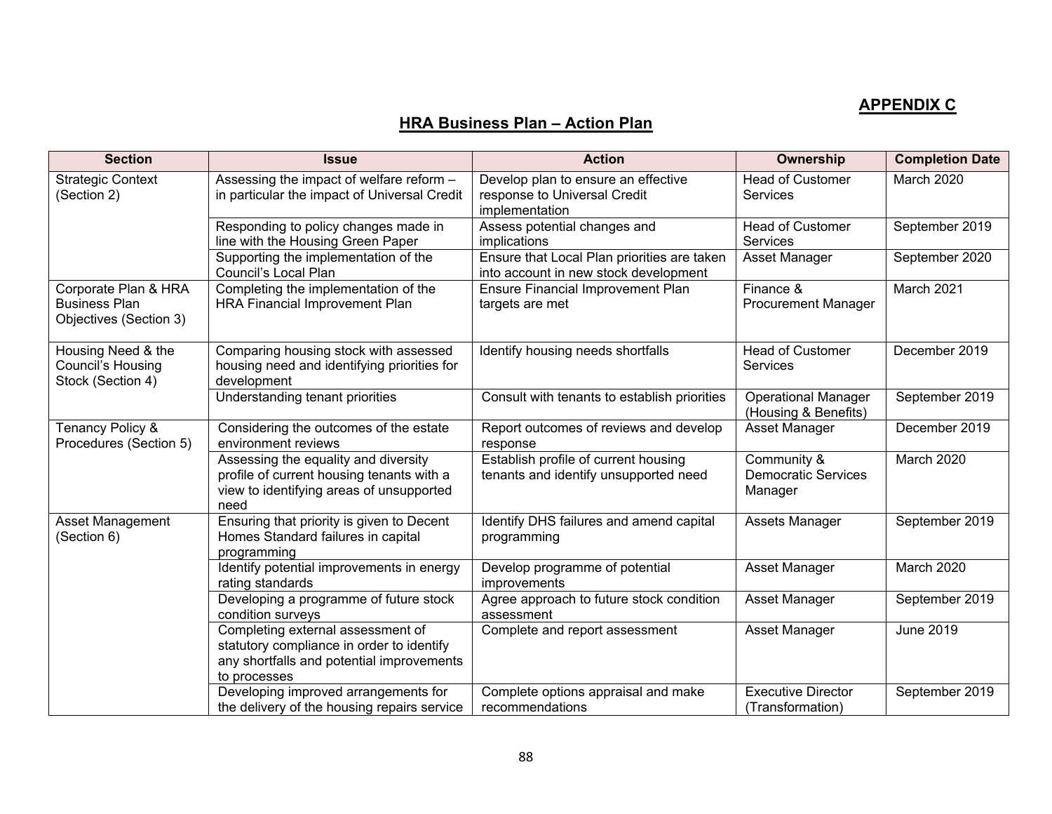**APPENDIX C**

**HRA Business Plan – Action Plan**

| Section | Issue | Action | Ownership | Completion Date |
|---|---|---|---|---|
| Strategic Context (Section 2) | Assessing the impact of welfare reform – in particular the impact of Universal Credit | Develop plan to ensure an effective response to Universal Credit implementation | Head of Customer Services | March 2020 |
| | Responding to policy changes made in line with the Housing Green Paper | Assess potential changes and implications | Head of Customer Services | September 2019 |
| | Supporting the implementation of the Council's Local Plan | Ensure that Local Plan priorities are taken into account in new stock development | Asset Manager | September 2020 |
| Corporate Plan & HRA Business Plan Objectives (Section 3) | Completing the implementation of the HRA Financial Improvement Plan | Ensure Financial Improvement Plan targets are met | Finance & Procurement Manager | March 2021 |
| Housing Need & the Council's Housing Stock (Section 4) | Comparing housing stock with assessed housing need and identifying priorities for development | Identify housing needs shortfalls | Head of Customer Services | December 2019 |
| | Understanding tenant priorities | Consult with tenants to establish priorities | Operational Manager (Housing & Benefits) | September 2019 |
| Tenancy Policy & Procedures (Section 5) | Considering the outcomes of the estate environment reviews | Report outcomes of reviews and develop response | Asset Manager | December 2019 |
| | Assessing the equality and diversity profile of current housing tenants with a view to identifying areas of unsupported need | Establish profile of current housing tenants and identify unsupported need | Community & Democratic Services Manager | March 2020 |
| Asset Management (Section 6) | Ensuring that priority is given to Decent Homes Standard failures in capital programming | Identify DHS failures and amend capital programming | Assets Manager | September 2019 |
| | Identify potential improvements in energy rating standards | Develop programme of potential improvements | Asset Manager | March 2020 |
| | Developing a programme of future stock condition surveys | Agree approach to future stock condition assessment | Asset Manager | September 2019 |
| | Completing external assessment of statutory compliance in order to identify any shortfalls and potential improvements to processes | Complete and report assessment | Asset Manager | June 2019 |
| | Developing improved arrangements for the delivery of the housing repairs service | Complete options appraisal and make recommendations | Executive Director (Transformation) | September 2019 |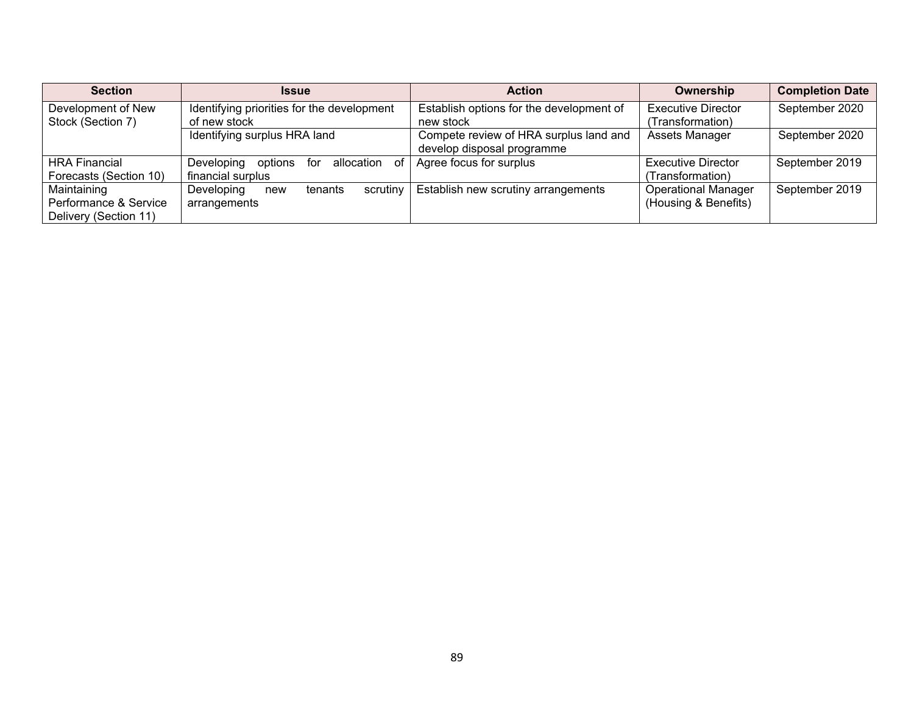| Section | Issue | Action | Ownership | Completion Date |
| --- | --- | --- | --- | --- |
| Development of New Stock (Section 7) | Identifying priorities for the development of new stock | Establish options for the development of new stock | Executive Director (Transformation) | September 2020 |
| | Identifying surplus HRA land | Compete review of HRA surplus land and develop disposal programme | Assets Manager | September 2020 |
| HRA Financial Forecasts (Section 10) | Developing options for allocation of financial surplus | Agree focus for surplus | Executive Director (Transformation) | September 2019 |
| Maintaining Performance & Service Delivery (Section 11) | Developing new tenants scrutiny arrangements | Establish new scrutiny arrangements | Operational Manager (Housing & Benefits) | September 2019 |